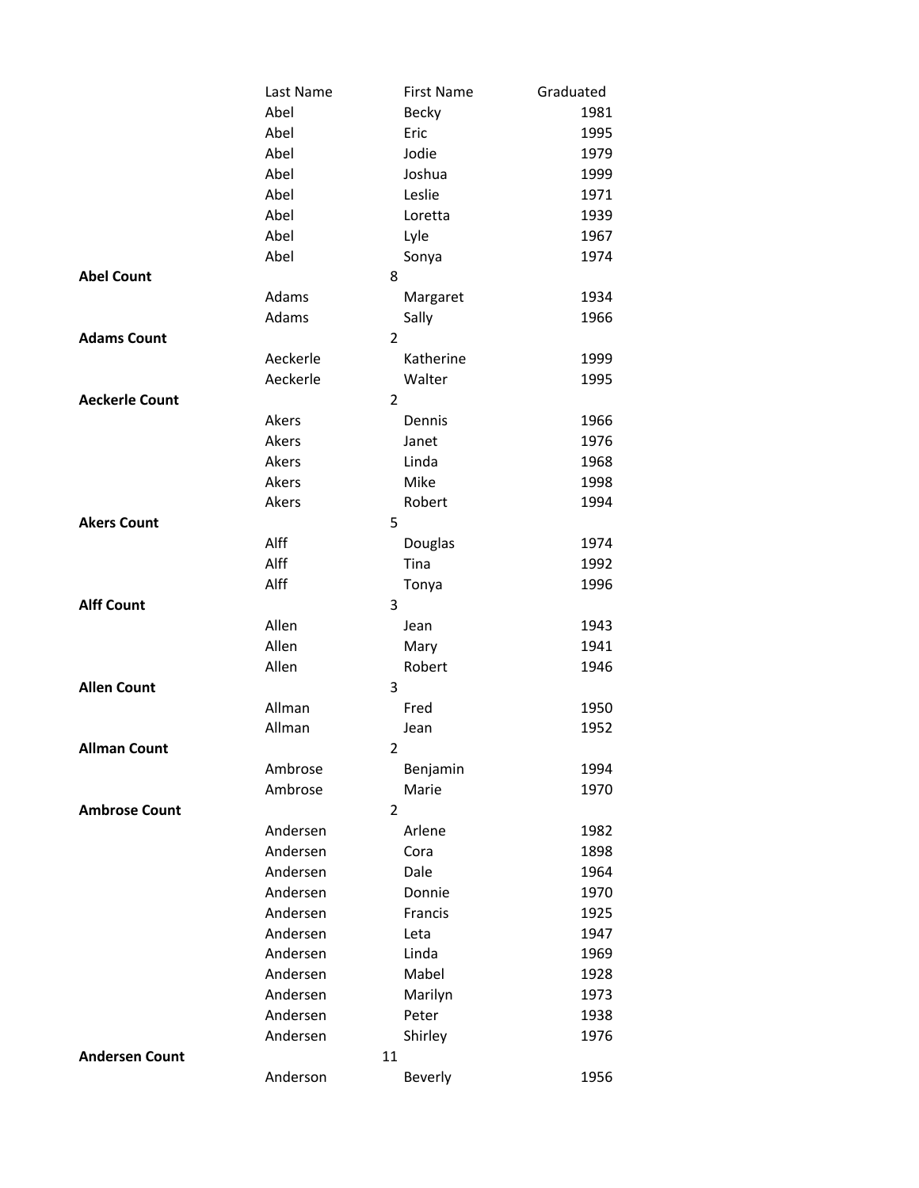| | Last Name | First Name | Graduated |
|---|---|---|---|
| | Abel | Becky | 1981 |
| | Abel | Eric | 1995 |
| | Abel | Jodie | 1979 |
| | Abel | Joshua | 1999 |
| | Abel | Leslie | 1971 |
| | Abel | Loretta | 1939 |
| | Abel | Lyle | 1967 |
| | Abel | Sonya | 1974 |
| **Abel Count** | 8 | | |
| | Adams | Margaret | 1934 |
| | Adams | Sally | 1966 |
| **Adams Count** | 2 | | |
| | Aeckerle | Katherine | 1999 |
| | Aeckerle | Walter | 1995 |
| **Aeckerle Count** | 2 | | |
| | Akers | Dennis | 1966 |
| | Akers | Janet | 1976 |
| | Akers | Linda | 1968 |
| | Akers | Mike | 1998 |
| | Akers | Robert | 1994 |
| **Akers Count** | 5 | | |
| | Alff | Douglas | 1974 |
| | Alff | Tina | 1992 |
| | Alff | Tonya | 1996 |
| **Alff Count** | 3 | | |
| | Allen | Jean | 1943 |
| | Allen | Mary | 1941 |
| | Allen | Robert | 1946 |
| **Allen Count** | 3 | | |
| | Allman | Fred | 1950 |
| | Allman | Jean | 1952 |
| **Allman Count** | 2 | | |
| | Ambrose | Benjamin | 1994 |
| | Ambrose | Marie | 1970 |
| **Ambrose Count** | 2 | | |
| | Andersen | Arlene | 1982 |
| | Andersen | Cora | 1898 |
| | Andersen | Dale | 1964 |
| | Andersen | Donnie | 1970 |
| | Andersen | Francis | 1925 |
| | Andersen | Leta | 1947 |
| | Andersen | Linda | 1969 |
| | Andersen | Mabel | 1928 |
| | Andersen | Marilyn | 1973 |
| | Andersen | Peter | 1938 |
| | Andersen | Shirley | 1976 |
| **Andersen Count** | 11 | | |
| | Anderson | Beverly | 1956 |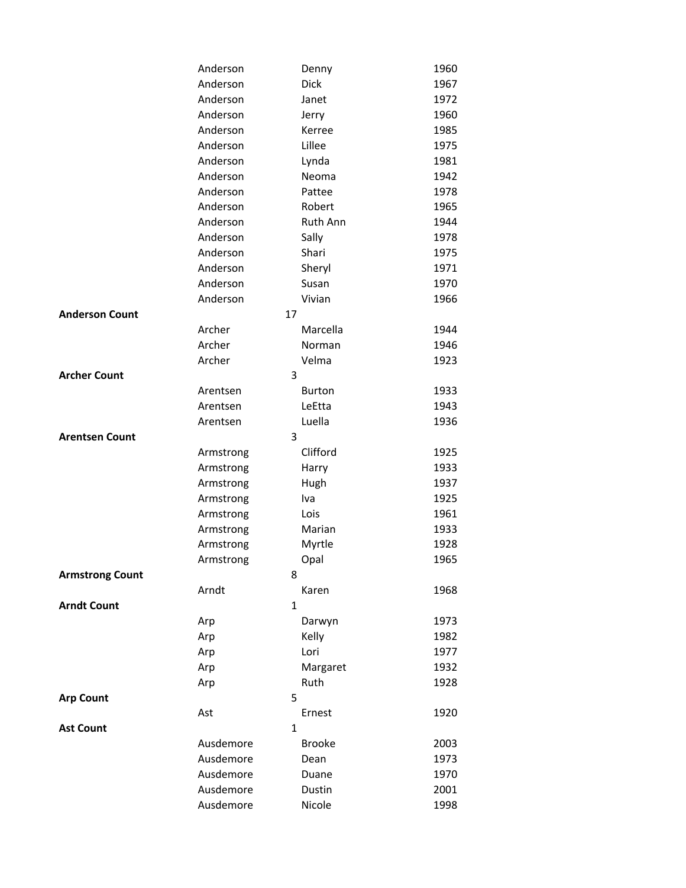| | | | |
|---|---|---|---|
| | Anderson | Denny | 1960 |
| | Anderson | Dick | 1967 |
| | Anderson | Janet | 1972 |
| | Anderson | Jerry | 1960 |
| | Anderson | Kerree | 1985 |
| | Anderson | Lillee | 1975 |
| | Anderson | Lynda | 1981 |
| | Anderson | Neoma | 1942 |
| | Anderson | Pattee | 1978 |
| | Anderson | Robert | 1965 |
| | Anderson | Ruth Ann | 1944 |
| | Anderson | Sally | 1978 |
| | Anderson | Shari | 1975 |
| | Anderson | Sheryl | 1971 |
| | Anderson | Susan | 1970 |
| | Anderson | Vivian | 1966 |
| **Anderson Count** | 17 | | |
| | Archer | Marcella | 1944 |
| | Archer | Norman | 1946 |
| | Archer | Velma | 1923 |
| **Archer Count** | 3 | | |
| | Arentsen | Burton | 1933 |
| | Arentsen | LeEtta | 1943 |
| | Arentsen | Luella | 1936 |
| **Arentsen Count** | 3 | | |
| | Armstrong | Clifford | 1925 |
| | Armstrong | Harry | 1933 |
| | Armstrong | Hugh | 1937 |
| | Armstrong | Iva | 1925 |
| | Armstrong | Lois | 1961 |
| | Armstrong | Marian | 1933 |
| | Armstrong | Myrtle | 1928 |
| | Armstrong | Opal | 1965 |
| **Armstrong Count** | 8 | | |
| | Arndt | Karen | 1968 |
| **Arndt Count** | 1 | | |
| | Arp | Darwyn | 1973 |
| | Arp | Kelly | 1982 |
| | Arp | Lori | 1977 |
| | Arp | Margaret | 1932 |
| | Arp | Ruth | 1928 |
| **Arp Count** | 5 | | |
| | Ast | Ernest | 1920 |
| **Ast Count** | 1 | | |
| | Ausdemore | Brooke | 2003 |
| | Ausdemore | Dean | 1973 |
| | Ausdemore | Duane | 1970 |
| | Ausdemore | Dustin | 2001 |
| | Ausdemore | Nicole | 1998 |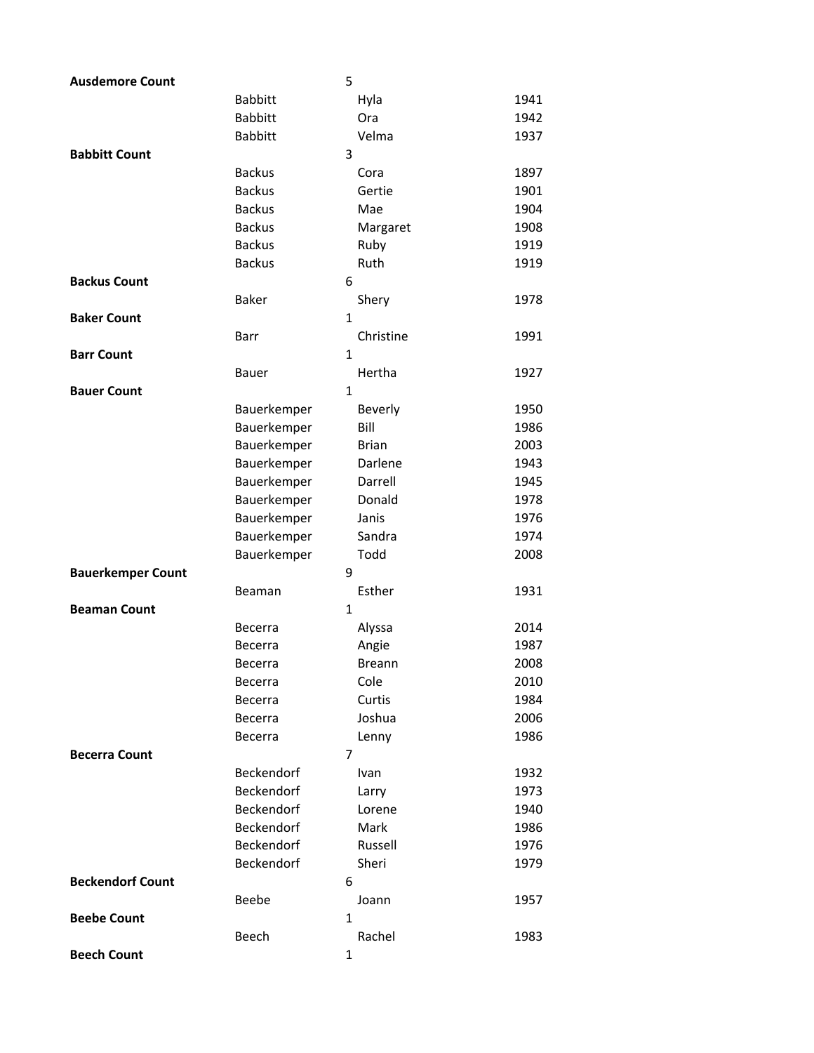| | | | |
|---|---|---|---|
| **Ausdemore Count** | | 5 | |
| | Babbitt | Hyla | 1941 |
| | Babbitt | Ora | 1942 |
| | Babbitt | Velma | 1937 |
| **Babbitt Count** | | 3 | |
| | Backus | Cora | 1897 |
| | Backus | Gertie | 1901 |
| | Backus | Mae | 1904 |
| | Backus | Margaret | 1908 |
| | Backus | Ruby | 1919 |
| | Backus | Ruth | 1919 |
| **Backus Count** | | 6 | |
| | Baker | Shery | 1978 |
| **Baker Count** | | 1 | |
| | Barr | Christine | 1991 |
| **Barr Count** | | 1 | |
| | Bauer | Hertha | 1927 |
| **Bauer Count** | | 1 | |
| | Bauerkemper | Beverly | 1950 |
| | Bauerkemper | Bill | 1986 |
| | Bauerkemper | Brian | 2003 |
| | Bauerkemper | Darlene | 1943 |
| | Bauerkemper | Darrell | 1945 |
| | Bauerkemper | Donald | 1978 |
| | Bauerkemper | Janis | 1976 |
| | Bauerkemper | Sandra | 1974 |
| | Bauerkemper | Todd | 2008 |
| **Bauerkemper Count** | | 9 | |
| | Beaman | Esther | 1931 |
| **Beaman Count** | | 1 | |
| | Becerra | Alyssa | 2014 |
| | Becerra | Angie | 1987 |
| | Becerra | Breann | 2008 |
| | Becerra | Cole | 2010 |
| | Becerra | Curtis | 1984 |
| | Becerra | Joshua | 2006 |
| | Becerra | Lenny | 1986 |
| **Becerra Count** | | 7 | |
| | Beckendorf | Ivan | 1932 |
| | Beckendorf | Larry | 1973 |
| | Beckendorf | Lorene | 1940 |
| | Beckendorf | Mark | 1986 |
| | Beckendorf | Russell | 1976 |
| | Beckendorf | Sheri | 1979 |
| **Beckendorf Count** | | 6 | |
| | Beebe | Joann | 1957 |
| **Beebe Count** | | 1 | |
| | Beech | Rachel | 1983 |
| **Beech Count** | | 1 | |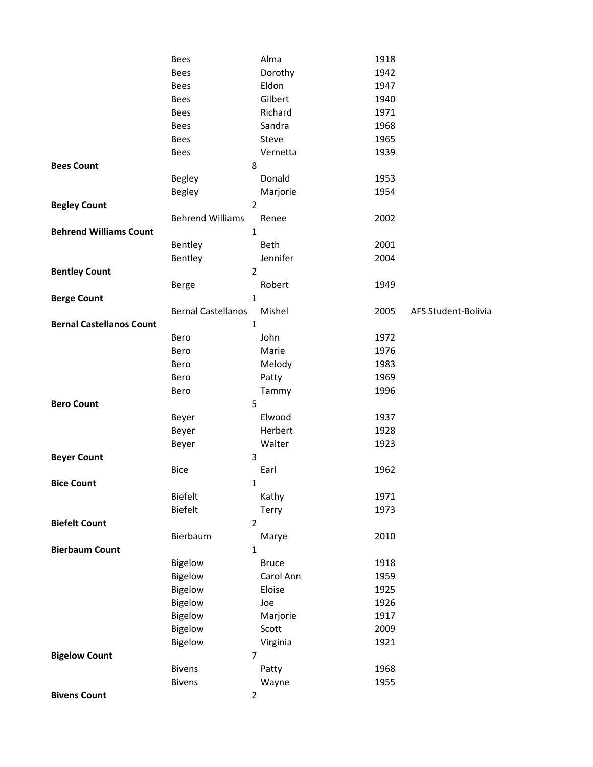| | | | | |
|---|---|---|---|---|
| | Bees | Alma | 1918 | |
| | Bees | Dorothy | 1942 | |
| | Bees | Eldon | 1947 | |
| | Bees | Gilbert | 1940 | |
| | Bees | Richard | 1971 | |
| | Bees | Sandra | 1968 | |
| | Bees | Steve | 1965 | |
| | Bees | Vernetta | 1939 | |
| **Bees Count** | 8 | | | |
| | Begley | Donald | 1953 | |
| | Begley | Marjorie | 1954 | |
| **Begley Count** | 2 | | | |
| | Behrend Williams | Renee | 2002 | |
| **Behrend Williams Count** | 1 | | | |
| | Bentley | Beth | 2001 | |
| | Bentley | Jennifer | 2004 | |
| **Bentley Count** | 2 | | | |
| | Berge | Robert | 1949 | |
| **Berge Count** | 1 | | | |
| | Bernal Castellanos | Mishel | 2005 | AFS Student-Bolivia |
| **Bernal Castellanos Count** | 1 | | | |
| | Bero | John | 1972 | |
| | Bero | Marie | 1976 | |
| | Bero | Melody | 1983 | |
| | Bero | Patty | 1969 | |
| | Bero | Tammy | 1996 | |
| **Bero Count** | 5 | | | |
| | Beyer | Elwood | 1937 | |
| | Beyer | Herbert | 1928 | |
| | Beyer | Walter | 1923 | |
| **Beyer Count** | 3 | | | |
| | Bice | Earl | 1962 | |
| **Bice Count** | 1 | | | |
| | Biefelt | Kathy | 1971 | |
| | Biefelt | Terry | 1973 | |
| **Biefelt Count** | 2 | | | |
| | Bierbaum | Marye | 2010 | |
| **Bierbaum Count** | 1 | | | |
| | Bigelow | Bruce | 1918 | |
| | Bigelow | Carol Ann | 1959 | |
| | Bigelow | Eloise | 1925 | |
| | Bigelow | Joe | 1926 | |
| | Bigelow | Marjorie | 1917 | |
| | Bigelow | Scott | 2009 | |
| | Bigelow | Virginia | 1921 | |
| **Bigelow Count** | 7 | | | |
| | Bivens | Patty | 1968 | |
| | Bivens | Wayne | 1955 | |
| **Bivens Count** | 2 | | | |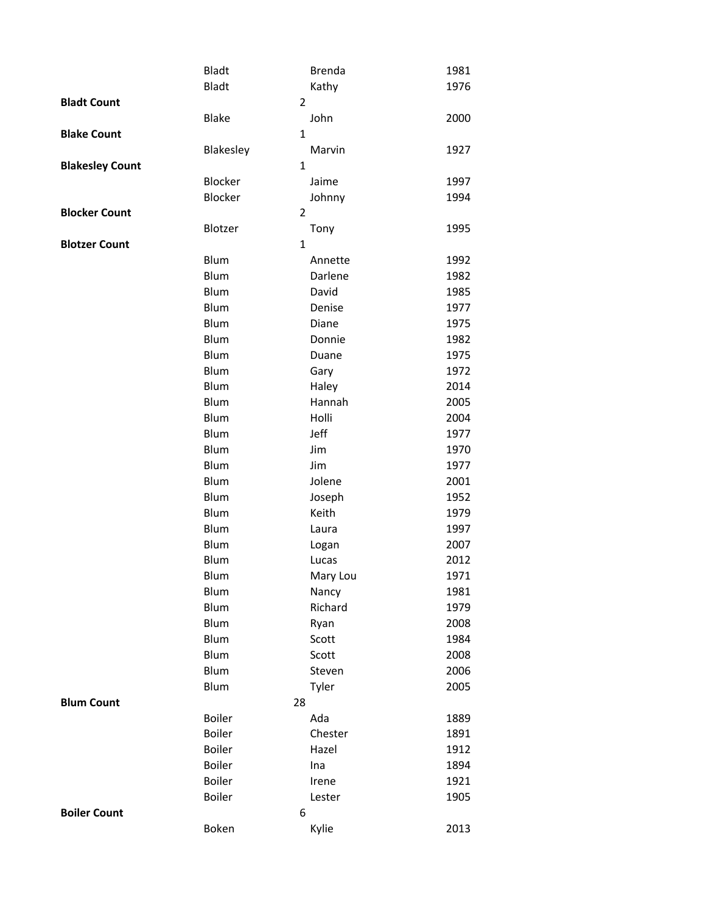| | | | |
|---|---|---|---|
| | Bladt | Brenda | 1981 |
| | Bladt | Kathy | 1976 |
| **Bladt Count** | | 2 | |
| | Blake | John | 2000 |
| **Blake Count** | | 1 | |
| | Blakesley | Marvin | 1927 |
| **Blakesley Count** | | 1 | |
| | Blocker | Jaime | 1997 |
| | Blocker | Johnny | 1994 |
| **Blocker Count** | | 2 | |
| | Blotzer | Tony | 1995 |
| **Blotzer Count** | | 1 | |
| | Blum | Annette | 1992 |
| | Blum | Darlene | 1982 |
| | Blum | David | 1985 |
| | Blum | Denise | 1977 |
| | Blum | Diane | 1975 |
| | Blum | Donnie | 1982 |
| | Blum | Duane | 1975 |
| | Blum | Gary | 1972 |
| | Blum | Haley | 2014 |
| | Blum | Hannah | 2005 |
| | Blum | Holli | 2004 |
| | Blum | Jeff | 1977 |
| | Blum | Jim | 1970 |
| | Blum | Jim | 1977 |
| | Blum | Jolene | 2001 |
| | Blum | Joseph | 1952 |
| | Blum | Keith | 1979 |
| | Blum | Laura | 1997 |
| | Blum | Logan | 2007 |
| | Blum | Lucas | 2012 |
| | Blum | Mary Lou | 1971 |
| | Blum | Nancy | 1981 |
| | Blum | Richard | 1979 |
| | Blum | Ryan | 2008 |
| | Blum | Scott | 1984 |
| | Blum | Scott | 2008 |
| | Blum | Steven | 2006 |
| | Blum | Tyler | 2005 |
| **Blum Count** | | 28 | |
| | Boiler | Ada | 1889 |
| | Boiler | Chester | 1891 |
| | Boiler | Hazel | 1912 |
| | Boiler | Ina | 1894 |
| | Boiler | Irene | 1921 |
| | Boiler | Lester | 1905 |
| **Boiler Count** | | 6 | |
| | Boken | Kylie | 2013 |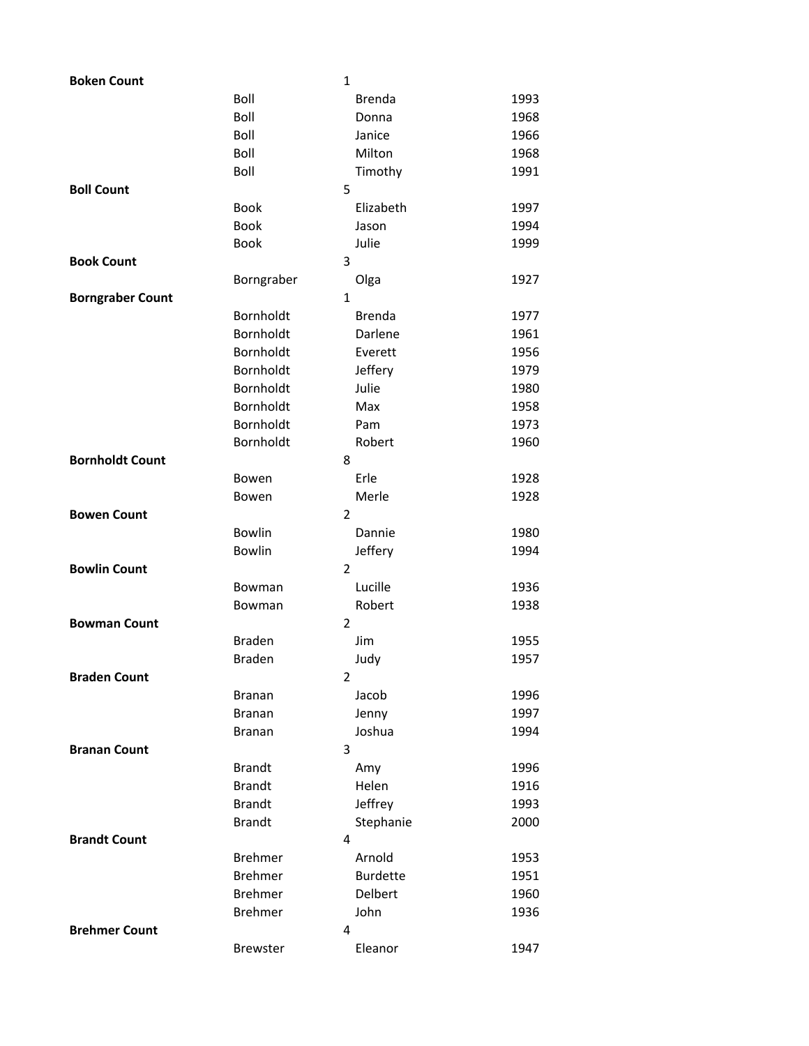| | | | |
|---|---|---|---|
| **Boken Count** | | 1 | |
| | Boll | Brenda | 1993 |
| | Boll | Donna | 1968 |
| | Boll | Janice | 1966 |
| | Boll | Milton | 1968 |
| | Boll | Timothy | 1991 |
| **Boll Count** | | 5 | |
| | Book | Elizabeth | 1997 |
| | Book | Jason | 1994 |
| | Book | Julie | 1999 |
| **Book Count** | | 3 | |
| | Borngraber | Olga | 1927 |
| **Borngraber Count** | | 1 | |
| | Bornholdt | Brenda | 1977 |
| | Bornholdt | Darlene | 1961 |
| | Bornholdt | Everett | 1956 |
| | Bornholdt | Jeffery | 1979 |
| | Bornholdt | Julie | 1980 |
| | Bornholdt | Max | 1958 |
| | Bornholdt | Pam | 1973 |
| | Bornholdt | Robert | 1960 |
| **Bornholdt Count** | | 8 | |
| | Bowen | Erle | 1928 |
| | Bowen | Merle | 1928 |
| **Bowen Count** | | 2 | |
| | Bowlin | Dannie | 1980 |
| | Bowlin | Jeffery | 1994 |
| **Bowlin Count** | | 2 | |
| | Bowman | Lucille | 1936 |
| | Bowman | Robert | 1938 |
| **Bowman Count** | | 2 | |
| | Braden | Jim | 1955 |
| | Braden | Judy | 1957 |
| **Braden Count** | | 2 | |
| | Branan | Jacob | 1996 |
| | Branan | Jenny | 1997 |
| | Branan | Joshua | 1994 |
| **Branan Count** | | 3 | |
| | Brandt | Amy | 1996 |
| | Brandt | Helen | 1916 |
| | Brandt | Jeffrey | 1993 |
| | Brandt | Stephanie | 2000 |
| **Brandt Count** | | 4 | |
| | Brehmer | Arnold | 1953 |
| | Brehmer | Burdette | 1951 |
| | Brehmer | Delbert | 1960 |
| | Brehmer | John | 1936 |
| **Brehmer Count** | | 4 | |
| | Brewster | Eleanor | 1947 |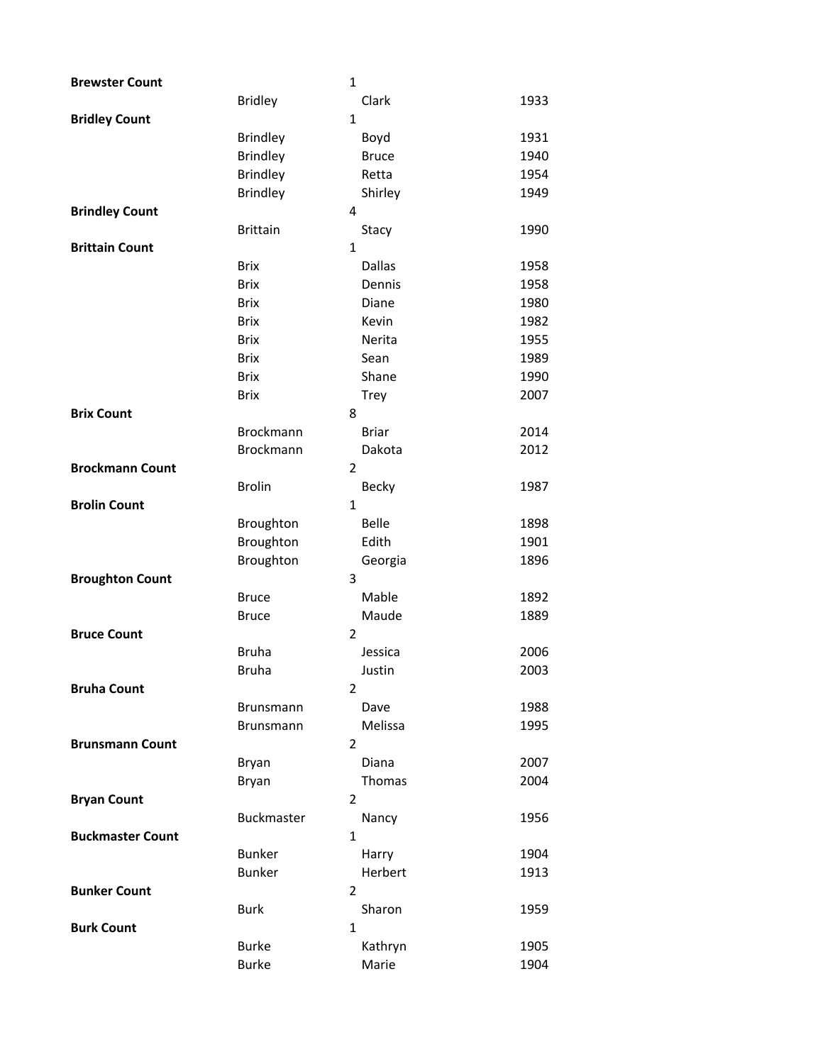| | | | |
|---|---|---|---|
| **Brewster Count** | | 1 | |
| | Bridley | Clark | 1933 |
| **Bridley Count** | | 1 | |
| | Brindley | Boyd | 1931 |
| | Brindley | Bruce | 1940 |
| | Brindley | Retta | 1954 |
| | Brindley | Shirley | 1949 |
| **Brindley Count** | | 4 | |
| | Brittain | Stacy | 1990 |
| **Brittain Count** | | 1 | |
| | Brix | Dallas | 1958 |
| | Brix | Dennis | 1958 |
| | Brix | Diane | 1980 |
| | Brix | Kevin | 1982 |
| | Brix | Nerita | 1955 |
| | Brix | Sean | 1989 |
| | Brix | Shane | 1990 |
| | Brix | Trey | 2007 |
| **Brix Count** | | 8 | |
| | Brockmann | Briar | 2014 |
| | Brockmann | Dakota | 2012 |
| **Brockmann Count** | | 2 | |
| | Brolin | Becky | 1987 |
| **Brolin Count** | | 1 | |
| | Broughton | Belle | 1898 |
| | Broughton | Edith | 1901 |
| | Broughton | Georgia | 1896 |
| **Broughton Count** | | 3 | |
| | Bruce | Mable | 1892 |
| | Bruce | Maude | 1889 |
| **Bruce Count** | | 2 | |
| | Bruha | Jessica | 2006 |
| | Bruha | Justin | 2003 |
| **Bruha Count** | | 2 | |
| | Brunsmann | Dave | 1988 |
| | Brunsmann | Melissa | 1995 |
| **Brunsmann Count** | | 2 | |
| | Bryan | Diana | 2007 |
| | Bryan | Thomas | 2004 |
| **Bryan Count** | | 2 | |
| | Buckmaster | Nancy | 1956 |
| **Buckmaster Count** | | 1 | |
| | Bunker | Harry | 1904 |
| | Bunker | Herbert | 1913 |
| **Bunker Count** | | 2 | |
| | Burk | Sharon | 1959 |
| **Burk Count** | | 1 | |
| | Burke | Kathryn | 1905 |
| | Burke | Marie | 1904 |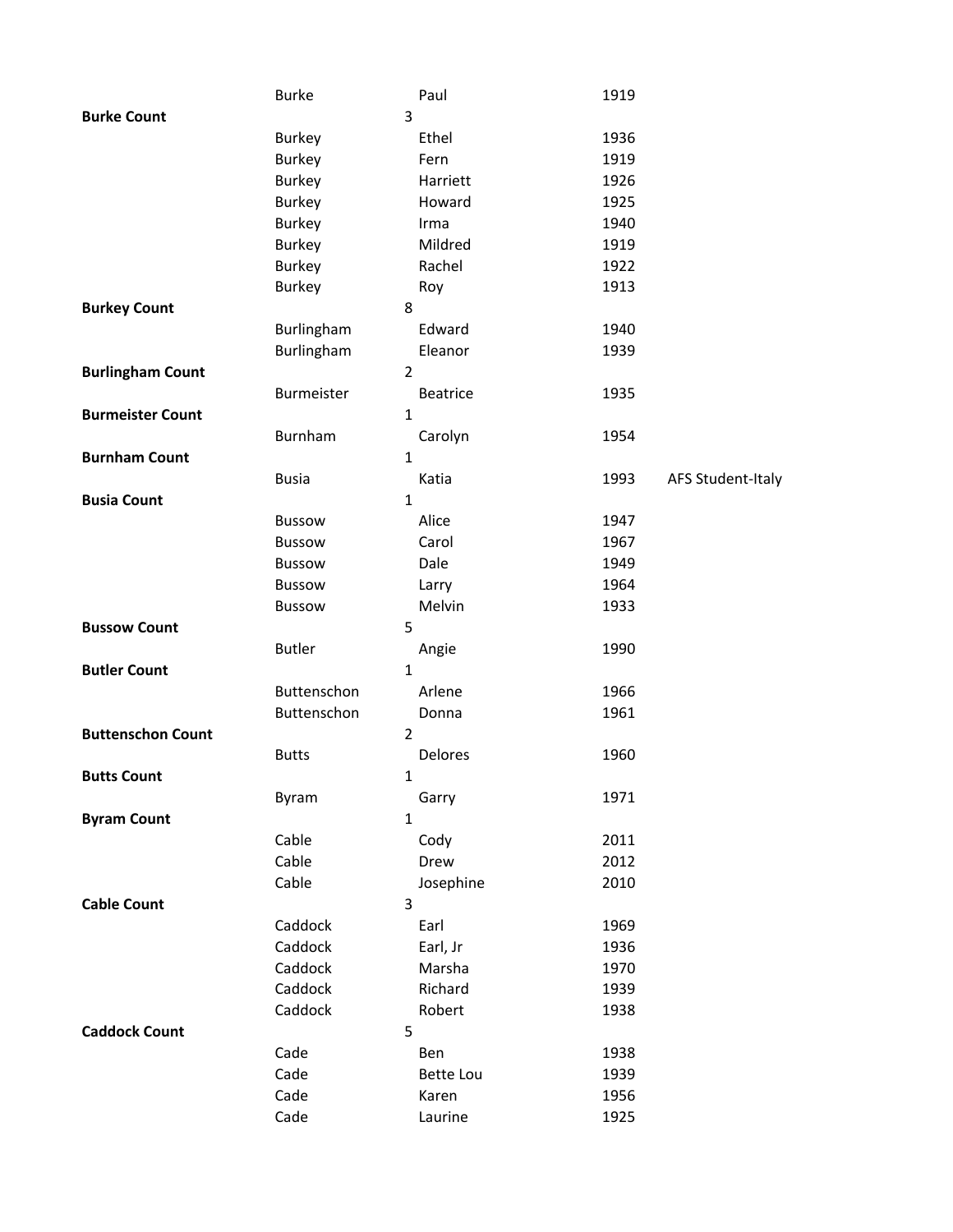| | | | | |
|---|---|---|---|---|
| | Burke | Paul | 1919 | |
| **Burke Count** | | 3 | | |
| | Burkey | Ethel | 1936 | |
| | Burkey | Fern | 1919 | |
| | Burkey | Harriett | 1926 | |
| | Burkey | Howard | 1925 | |
| | Burkey | Irma | 1940 | |
| | Burkey | Mildred | 1919 | |
| | Burkey | Rachel | 1922 | |
| | Burkey | Roy | 1913 | |
| **Burkey Count** | | 8 | | |
| | Burlingham | Edward | 1940 | |
| | Burlingham | Eleanor | 1939 | |
| **Burlingham Count** | | 2 | | |
| | Burmeister | Beatrice | 1935 | |
| **Burmeister Count** | | 1 | | |
| | Burnham | Carolyn | 1954 | |
| **Burnham Count** | | 1 | | |
| | Busia | Katia | 1993 | AFS Student-Italy |
| **Busia Count** | | 1 | | |
| | Bussow | Alice | 1947 | |
| | Bussow | Carol | 1967 | |
| | Bussow | Dale | 1949 | |
| | Bussow | Larry | 1964 | |
| | Bussow | Melvin | 1933 | |
| **Bussow Count** | | 5 | | |
| | Butler | Angie | 1990 | |
| **Butler Count** | | 1 | | |
| | Buttenschon | Arlene | 1966 | |
| | Buttenschon | Donna | 1961 | |
| **Buttenschon Count** | | 2 | | |
| | Butts | Delores | 1960 | |
| **Butts Count** | | 1 | | |
| | Byram | Garry | 1971 | |
| **Byram Count** | | 1 | | |
| | Cable | Cody | 2011 | |
| | Cable | Drew | 2012 | |
| | Cable | Josephine | 2010 | |
| **Cable Count** | | 3 | | |
| | Caddock | Earl | 1969 | |
| | Caddock | Earl, Jr | 1936 | |
| | Caddock | Marsha | 1970 | |
| | Caddock | Richard | 1939 | |
| | Caddock | Robert | 1938 | |
| **Caddock Count** | | 5 | | |
| | Cade | Ben | 1938 | |
| | Cade | Bette Lou | 1939 | |
| | Cade | Karen | 1956 | |
| | Cade | Laurine | 1925 | |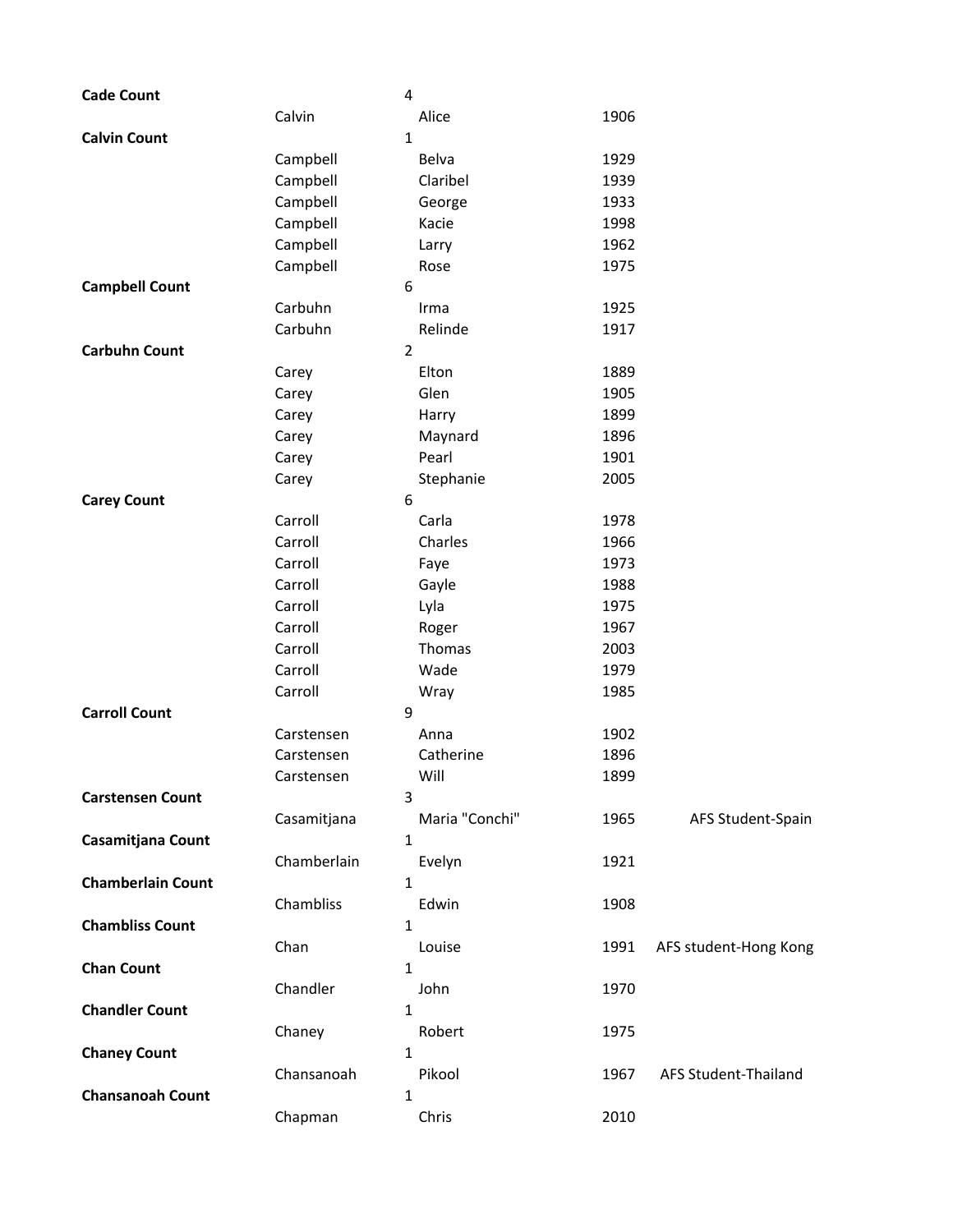| | | | | |
|---|---|---|---|---|
| **Cade Count** | | 4 | | |
| | Calvin | Alice | 1906 | |
| **Calvin Count** | | 1 | | |
| | Campbell | Belva | 1929 | |
| | Campbell | Claribel | 1939 | |
| | Campbell | George | 1933 | |
| | Campbell | Kacie | 1998 | |
| | Campbell | Larry | 1962 | |
| | Campbell | Rose | 1975 | |
| **Campbell Count** | | 6 | | |
| | Carbuhn | Irma | 1925 | |
| | Carbuhn | Relinde | 1917 | |
| **Carbuhn Count** | | 2 | | |
| | Carey | Elton | 1889 | |
| | Carey | Glen | 1905 | |
| | Carey | Harry | 1899 | |
| | Carey | Maynard | 1896 | |
| | Carey | Pearl | 1901 | |
| | Carey | Stephanie | 2005 | |
| **Carey Count** | | 6 | | |
| | Carroll | Carla | 1978 | |
| | Carroll | Charles | 1966 | |
| | Carroll | Faye | 1973 | |
| | Carroll | Gayle | 1988 | |
| | Carroll | Lyla | 1975 | |
| | Carroll | Roger | 1967 | |
| | Carroll | Thomas | 2003 | |
| | Carroll | Wade | 1979 | |
| | Carroll | Wray | 1985 | |
| **Carroll Count** | | 9 | | |
| | Carstensen | Anna | 1902 | |
| | Carstensen | Catherine | 1896 | |
| | Carstensen | Will | 1899 | |
| **Carstensen Count** | | 3 | | |
| | Casamitjana | Maria "Conchi" | 1965 | AFS Student-Spain |
| **Casamitjana Count** | | 1 | | |
| | Chamberlain | Evelyn | 1921 | |
| **Chamberlain Count** | | 1 | | |
| | Chambliss | Edwin | 1908 | |
| **Chambliss Count** | | 1 | | |
| | Chan | Louise | 1991 | AFS student-Hong Kong |
| **Chan Count** | | 1 | | |
| | Chandler | John | 1970 | |
| **Chandler Count** | | 1 | | |
| | Chaney | Robert | 1975 | |
| **Chaney Count** | | 1 | | |
| | Chansanoah | Pikool | 1967 | AFS Student-Thailand |
| **Chansanoah Count** | | 1 | | |
| | Chapman | Chris | 2010 | |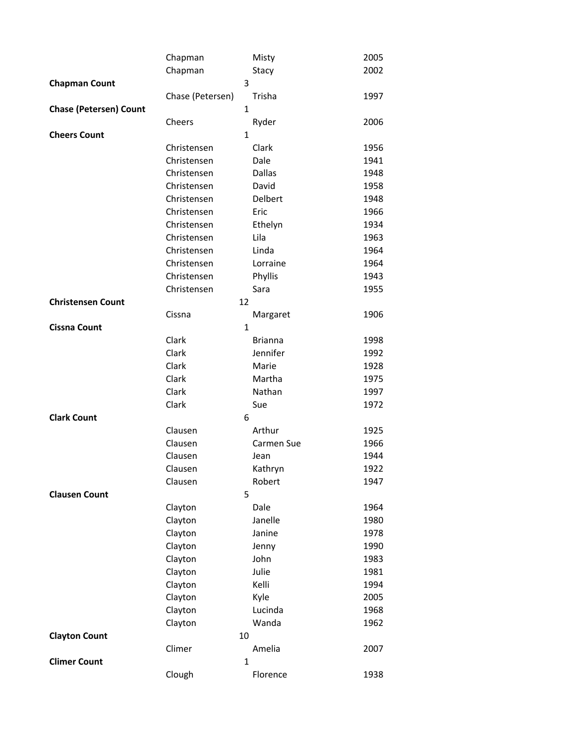| | | | |
|---|---|---|---|
| | Chapman | Misty | 2005 |
| | Chapman | Stacy | 2002 |
| **Chapman Count** | 3 | | |
| | Chase (Petersen) | Trisha | 1997 |
| **Chase (Petersen) Count** | 1 | | |
| | Cheers | Ryder | 2006 |
| **Cheers Count** | 1 | | |
| | Christensen | Clark | 1956 |
| | Christensen | Dale | 1941 |
| | Christensen | Dallas | 1948 |
| | Christensen | David | 1958 |
| | Christensen | Delbert | 1948 |
| | Christensen | Eric | 1966 |
| | Christensen | Ethelyn | 1934 |
| | Christensen | Lila | 1963 |
| | Christensen | Linda | 1964 |
| | Christensen | Lorraine | 1964 |
| | Christensen | Phyllis | 1943 |
| | Christensen | Sara | 1955 |
| **Christensen Count** | 12 | | |
| | Cissna | Margaret | 1906 |
| **Cissna Count** | 1 | | |
| | Clark | Brianna | 1998 |
| | Clark | Jennifer | 1992 |
| | Clark | Marie | 1928 |
| | Clark | Martha | 1975 |
| | Clark | Nathan | 1997 |
| | Clark | Sue | 1972 |
| **Clark Count** | 6 | | |
| | Clausen | Arthur | 1925 |
| | Clausen | Carmen Sue | 1966 |
| | Clausen | Jean | 1944 |
| | Clausen | Kathryn | 1922 |
| | Clausen | Robert | 1947 |
| **Clausen Count** | 5 | | |
| | Clayton | Dale | 1964 |
| | Clayton | Janelle | 1980 |
| | Clayton | Janine | 1978 |
| | Clayton | Jenny | 1990 |
| | Clayton | John | 1983 |
| | Clayton | Julie | 1981 |
| | Clayton | Kelli | 1994 |
| | Clayton | Kyle | 2005 |
| | Clayton | Lucinda | 1968 |
| | Clayton | Wanda | 1962 |
| **Clayton Count** | 10 | | |
| | Climer | Amelia | 2007 |
| **Climer Count** | 1 | | |
| | Clough | Florence | 1938 |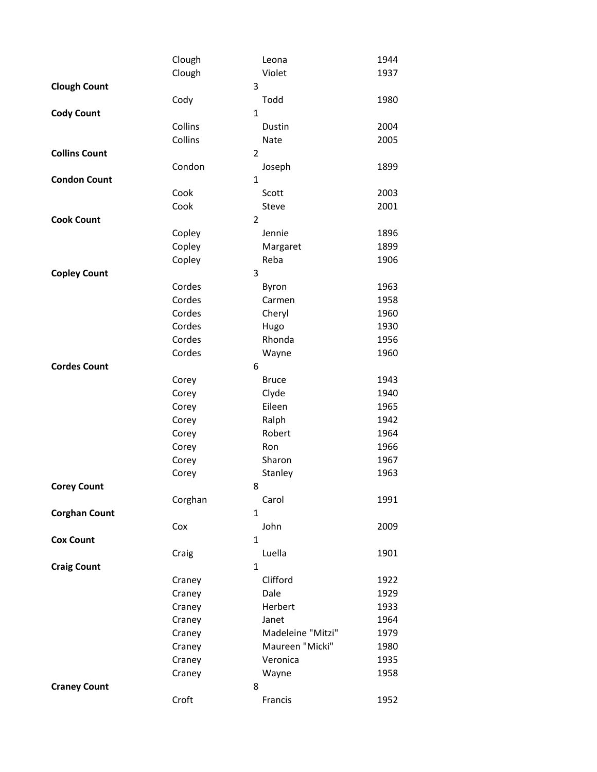| | | | |
|---|---|---|---|
| | Clough | Leona | 1944 |
| | Clough | Violet | 1937 |
| **Clough Count** | | 3 | |
| | Cody | Todd | 1980 |
| **Cody Count** | | 1 | |
| | Collins | Dustin | 2004 |
| | Collins | Nate | 2005 |
| **Collins Count** | | 2 | |
| | Condon | Joseph | 1899 |
| **Condon Count** | | 1 | |
| | Cook | Scott | 2003 |
| | Cook | Steve | 2001 |
| **Cook Count** | | 2 | |
| | Copley | Jennie | 1896 |
| | Copley | Margaret | 1899 |
| | Copley | Reba | 1906 |
| **Copley Count** | | 3 | |
| | Cordes | Byron | 1963 |
| | Cordes | Carmen | 1958 |
| | Cordes | Cheryl | 1960 |
| | Cordes | Hugo | 1930 |
| | Cordes | Rhonda | 1956 |
| | Cordes | Wayne | 1960 |
| **Cordes Count** | | 6 | |
| | Corey | Bruce | 1943 |
| | Corey | Clyde | 1940 |
| | Corey | Eileen | 1965 |
| | Corey | Ralph | 1942 |
| | Corey | Robert | 1964 |
| | Corey | Ron | 1966 |
| | Corey | Sharon | 1967 |
| | Corey | Stanley | 1963 |
| **Corey Count** | | 8 | |
| | Corghan | Carol | 1991 |
| **Corghan Count** | | 1 | |
| | Cox | John | 2009 |
| **Cox Count** | | 1 | |
| | Craig | Luella | 1901 |
| **Craig Count** | | 1 | |
| | Craney | Clifford | 1922 |
| | Craney | Dale | 1929 |
| | Craney | Herbert | 1933 |
| | Craney | Janet | 1964 |
| | Craney | Madeleine "Mitzi" | 1979 |
| | Craney | Maureen "Micki" | 1980 |
| | Craney | Veronica | 1935 |
| | Craney | Wayne | 1958 |
| **Craney Count** | | 8 | |
| | Croft | Francis | 1952 |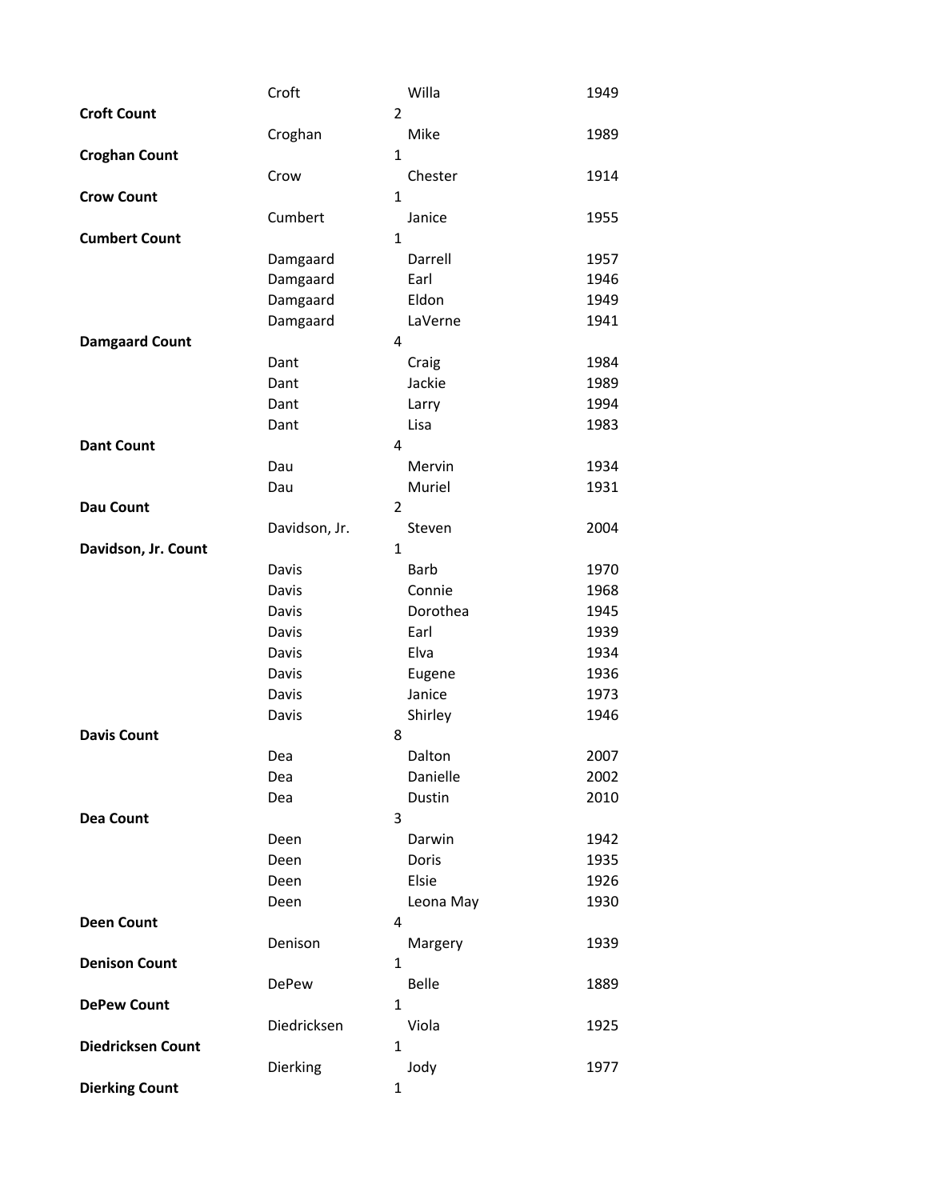| | | | |
|---|---|---|---|
| | Croft | Willa | 1949 |
| **Croft Count** | | 2 | |
| | Croghan | Mike | 1989 |
| **Croghan Count** | | 1 | |
| | Crow | Chester | 1914 |
| **Crow Count** | | 1 | |
| | Cumbert | Janice | 1955 |
| **Cumbert Count** | | 1 | |
| | Damgaard | Darrell | 1957 |
| | Damgaard | Earl | 1946 |
| | Damgaard | Eldon | 1949 |
| | Damgaard | LaVerne | 1941 |
| **Damgaard Count** | | 4 | |
| | Dant | Craig | 1984 |
| | Dant | Jackie | 1989 |
| | Dant | Larry | 1994 |
| | Dant | Lisa | 1983 |
| **Dant Count** | | 4 | |
| | Dau | Mervin | 1934 |
| | Dau | Muriel | 1931 |
| **Dau Count** | | 2 | |
| | Davidson, Jr. | Steven | 2004 |
| **Davidson, Jr. Count** | | 1 | |
| | Davis | Barb | 1970 |
| | Davis | Connie | 1968 |
| | Davis | Dorothea | 1945 |
| | Davis | Earl | 1939 |
| | Davis | Elva | 1934 |
| | Davis | Eugene | 1936 |
| | Davis | Janice | 1973 |
| | Davis | Shirley | 1946 |
| **Davis Count** | | 8 | |
| | Dea | Dalton | 2007 |
| | Dea | Danielle | 2002 |
| | Dea | Dustin | 2010 |
| **Dea Count** | | 3 | |
| | Deen | Darwin | 1942 |
| | Deen | Doris | 1935 |
| | Deen | Elsie | 1926 |
| | Deen | Leona May | 1930 |
| **Deen Count** | | 4 | |
| | Denison | Margery | 1939 |
| **Denison Count** | | 1 | |
| | DePew | Belle | 1889 |
| **DePew Count** | | 1 | |
| | Diedricksen | Viola | 1925 |
| **Diedricksen Count** | | 1 | |
| | Dierking | Jody | 1977 |
| **Dierking Count** | | 1 | |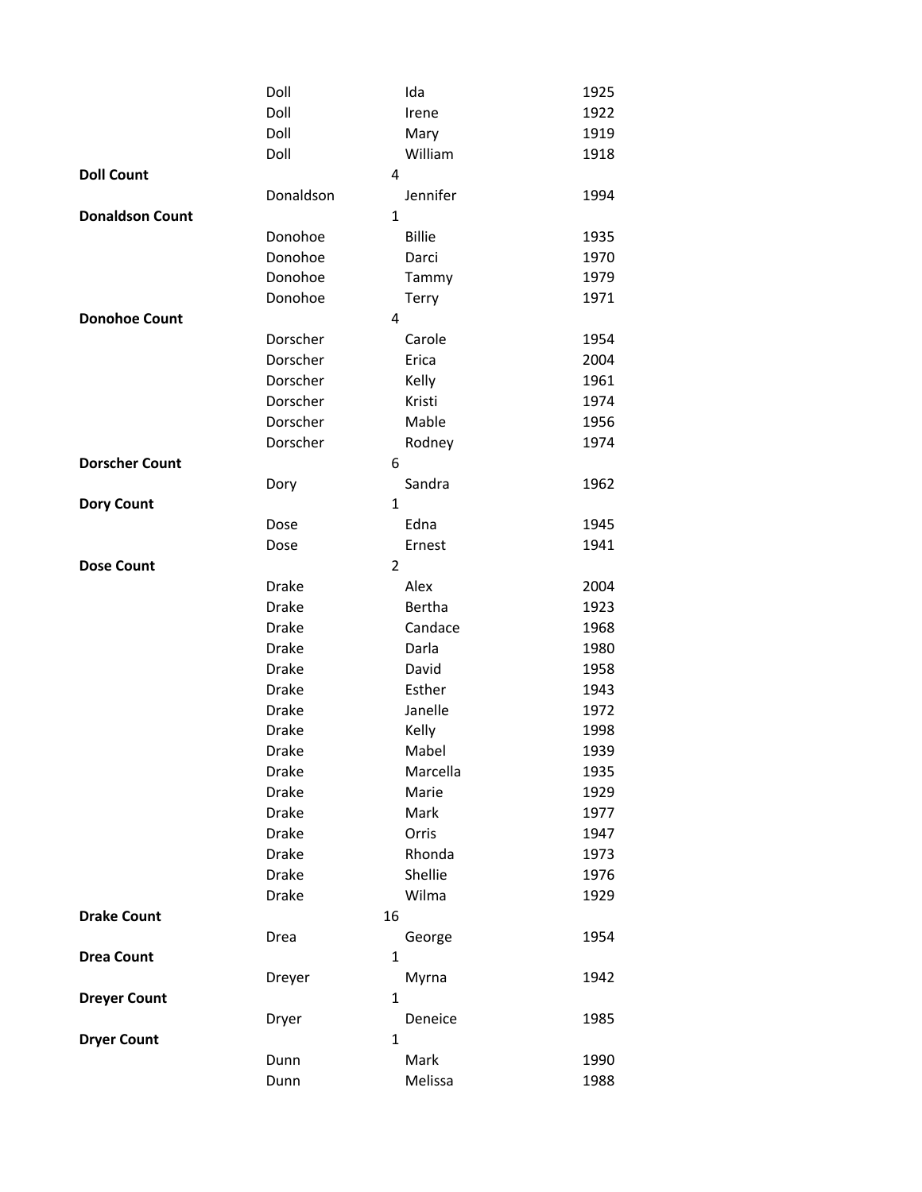| | | | |
|---|---|---|---|
| | Doll | Ida | 1925 |
| | Doll | Irene | 1922 |
| | Doll | Mary | 1919 |
| | Doll | William | 1918 |
| **Doll Count** | 4 | | |
| | Donaldson | Jennifer | 1994 |
| **Donaldson Count** | 1 | | |
| | Donohoe | Billie | 1935 |
| | Donohoe | Darci | 1970 |
| | Donohoe | Tammy | 1979 |
| | Donohoe | Terry | 1971 |
| **Donohoe Count** | 4 | | |
| | Dorscher | Carole | 1954 |
| | Dorscher | Erica | 2004 |
| | Dorscher | Kelly | 1961 |
| | Dorscher | Kristi | 1974 |
| | Dorscher | Mable | 1956 |
| | Dorscher | Rodney | 1974 |
| **Dorscher Count** | 6 | | |
| | Dory | Sandra | 1962 |
| **Dory Count** | 1 | | |
| | Dose | Edna | 1945 |
| | Dose | Ernest | 1941 |
| **Dose Count** | 2 | | |
| | Drake | Alex | 2004 |
| | Drake | Bertha | 1923 |
| | Drake | Candace | 1968 |
| | Drake | Darla | 1980 |
| | Drake | David | 1958 |
| | Drake | Esther | 1943 |
| | Drake | Janelle | 1972 |
| | Drake | Kelly | 1998 |
| | Drake | Mabel | 1939 |
| | Drake | Marcella | 1935 |
| | Drake | Marie | 1929 |
| | Drake | Mark | 1977 |
| | Drake | Orris | 1947 |
| | Drake | Rhonda | 1973 |
| | Drake | Shellie | 1976 |
| | Drake | Wilma | 1929 |
| **Drake Count** | 16 | | |
| | Drea | George | 1954 |
| **Drea Count** | 1 | | |
| | Dreyer | Myrna | 1942 |
| **Dreyer Count** | 1 | | |
| | Dryer | Deneice | 1985 |
| **Dryer Count** | 1 | | |
| | Dunn | Mark | 1990 |
| | Dunn | Melissa | 1988 |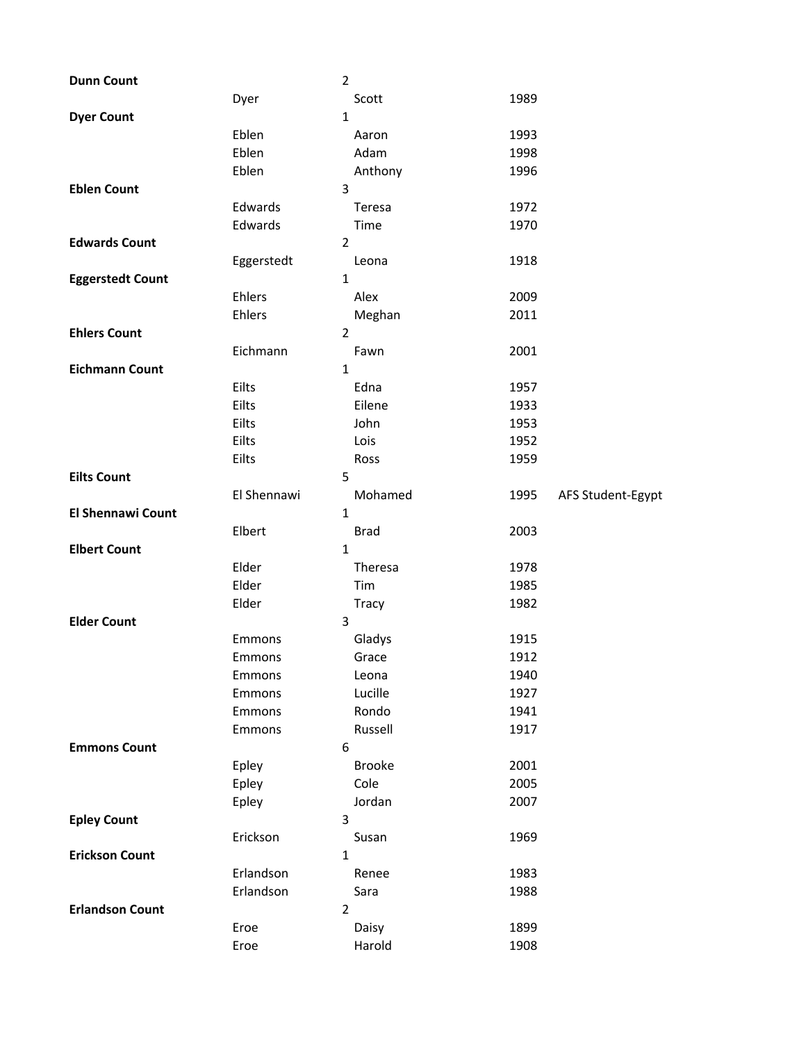| | | | | |
|---|---|---|---|---|
| **Dunn Count** | | 2 | | |
| | Dyer | Scott | 1989 | |
| **Dyer Count** | | 1 | | |
| | Eblen | Aaron | 1993 | |
| | Eblen | Adam | 1998 | |
| | Eblen | Anthony | 1996 | |
| **Eblen Count** | | 3 | | |
| | Edwards | Teresa | 1972 | |
| | Edwards | Time | 1970 | |
| **Edwards Count** | | 2 | | |
| | Eggerstedt | Leona | 1918 | |
| **Eggerstedt Count** | | 1 | | |
| | Ehlers | Alex | 2009 | |
| | Ehlers | Meghan | 2011 | |
| **Ehlers Count** | | 2 | | |
| | Eichmann | Fawn | 2001 | |
| **Eichmann Count** | | 1 | | |
| | Eilts | Edna | 1957 | |
| | Eilts | Eilene | 1933 | |
| | Eilts | John | 1953 | |
| | Eilts | Lois | 1952 | |
| | Eilts | Ross | 1959 | |
| **Eilts Count** | | 5 | | |
| | El Shennawi | Mohamed | 1995 | AFS Student-Egypt |
| **El Shennawi Count** | | 1 | | |
| | Elbert | Brad | 2003 | |
| **Elbert Count** | | 1 | | |
| | Elder | Theresa | 1978 | |
| | Elder | Tim | 1985 | |
| | Elder | Tracy | 1982 | |
| **Elder Count** | | 3 | | |
| | Emmons | Gladys | 1915 | |
| | Emmons | Grace | 1912 | |
| | Emmons | Leona | 1940 | |
| | Emmons | Lucille | 1927 | |
| | Emmons | Rondo | 1941 | |
| | Emmons | Russell | 1917 | |
| **Emmons Count** | | 6 | | |
| | Epley | Brooke | 2001 | |
| | Epley | Cole | 2005 | |
| | Epley | Jordan | 2007 | |
| **Epley Count** | | 3 | | |
| | Erickson | Susan | 1969 | |
| **Erickson Count** | | 1 | | |
| | Erlandson | Renee | 1983 | |
| | Erlandson | Sara | 1988 | |
| **Erlandson Count** | | 2 | | |
| | Eroe | Daisy | 1899 | |
| | Eroe | Harold | 1908 | |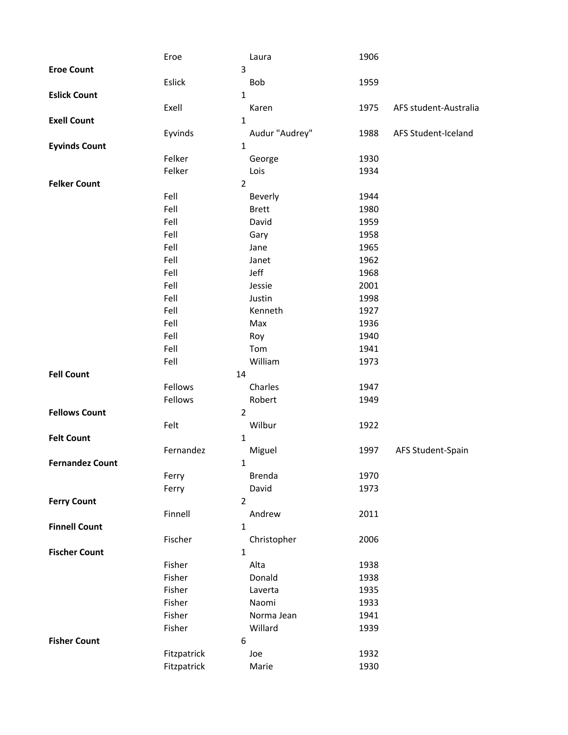| | | | | |
|---|---|---|---|---|
| | Eroe | Laura | 1906 | |
| **Eroe Count** | 3 | | | |
| | Eslick | Bob | 1959 | |
| **Eslick Count** | 1 | | | |
| | Exell | Karen | 1975 | AFS student-Australia |
| **Exell Count** | 1 | | | |
| | Eyvinds | Audur "Audrey" | 1988 | AFS Student-Iceland |
| **Eyvinds Count** | 1 | | | |
| | Felker | George | 1930 | |
| | Felker | Lois | 1934 | |
| **Felker Count** | 2 | | | |
| | Fell | Beverly | 1944 | |
| | Fell | Brett | 1980 | |
| | Fell | David | 1959 | |
| | Fell | Gary | 1958 | |
| | Fell | Jane | 1965 | |
| | Fell | Janet | 1962 | |
| | Fell | Jeff | 1968 | |
| | Fell | Jessie | 2001 | |
| | Fell | Justin | 1998 | |
| | Fell | Kenneth | 1927 | |
| | Fell | Max | 1936 | |
| | Fell | Roy | 1940 | |
| | Fell | Tom | 1941 | |
| | Fell | William | 1973 | |
| **Fell Count** | 14 | | | |
| | Fellows | Charles | 1947 | |
| | Fellows | Robert | 1949 | |
| **Fellows Count** | 2 | | | |
| | Felt | Wilbur | 1922 | |
| **Felt Count** | 1 | | | |
| | Fernandez | Miguel | 1997 | AFS Student-Spain |
| **Fernandez Count** | 1 | | | |
| | Ferry | Brenda | 1970 | |
| | Ferry | David | 1973 | |
| **Ferry Count** | 2 | | | |
| | Finnell | Andrew | 2011 | |
| **Finnell Count** | 1 | | | |
| | Fischer | Christopher | 2006 | |
| **Fischer Count** | 1 | | | |
| | Fisher | Alta | 1938 | |
| | Fisher | Donald | 1938 | |
| | Fisher | Laverta | 1935 | |
| | Fisher | Naomi | 1933 | |
| | Fisher | Norma Jean | 1941 | |
| | Fisher | Willard | 1939 | |
| **Fisher Count** | 6 | | | |
| | Fitzpatrick | Joe | 1932 | |
| | Fitzpatrick | Marie | 1930 | |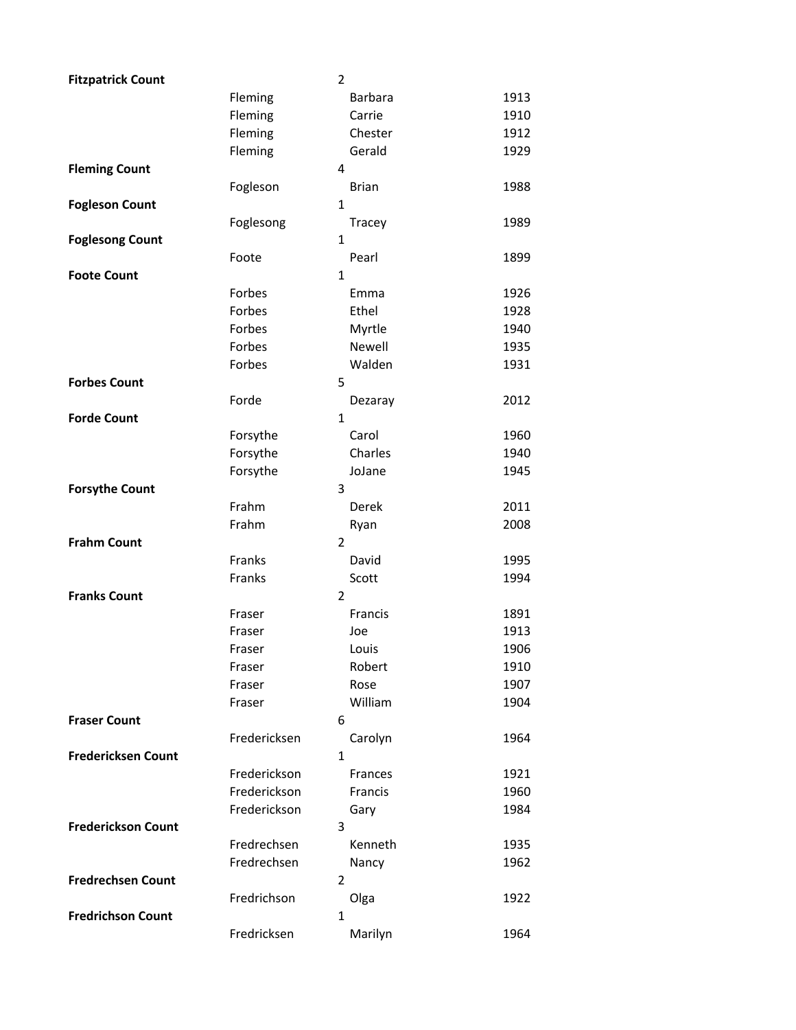| | | | |
|---|---|---|---|
| **Fitzpatrick Count** | | 2 | |
| | Fleming | Barbara | 1913 |
| | Fleming | Carrie | 1910 |
| | Fleming | Chester | 1912 |
| | Fleming | Gerald | 1929 |
| **Fleming Count** | | 4 | |
| | Fogleson | Brian | 1988 |
| **Fogleson Count** | | 1 | |
| | Foglesong | Tracey | 1989 |
| **Foglesong Count** | | 1 | |
| | Foote | Pearl | 1899 |
| **Foote Count** | | 1 | |
| | Forbes | Emma | 1926 |
| | Forbes | Ethel | 1928 |
| | Forbes | Myrtle | 1940 |
| | Forbes | Newell | 1935 |
| | Forbes | Walden | 1931 |
| **Forbes Count** | | 5 | |
| | Forde | Dezaray | 2012 |
| **Forde Count** | | 1 | |
| | Forsythe | Carol | 1960 |
| | Forsythe | Charles | 1940 |
| | Forsythe | JoJane | 1945 |
| **Forsythe Count** | | 3 | |
| | Frahm | Derek | 2011 |
| | Frahm | Ryan | 2008 |
| **Frahm Count** | | 2 | |
| | Franks | David | 1995 |
| | Franks | Scott | 1994 |
| **Franks Count** | | 2 | |
| | Fraser | Francis | 1891 |
| | Fraser | Joe | 1913 |
| | Fraser | Louis | 1906 |
| | Fraser | Robert | 1910 |
| | Fraser | Rose | 1907 |
| | Fraser | William | 1904 |
| **Fraser Count** | | 6 | |
| | Fredericksen | Carolyn | 1964 |
| **Fredericksen Count** | | 1 | |
| | Frederickson | Frances | 1921 |
| | Frederickson | Francis | 1960 |
| | Frederickson | Gary | 1984 |
| **Frederickson Count** | | 3 | |
| | Fredrechsen | Kenneth | 1935 |
| | Fredrechsen | Nancy | 1962 |
| **Fredrechsen Count** | | 2 | |
| | Fredrichson | Olga | 1922 |
| **Fredrichson Count** | | 1 | |
| | Fredricksen | Marilyn | 1964 |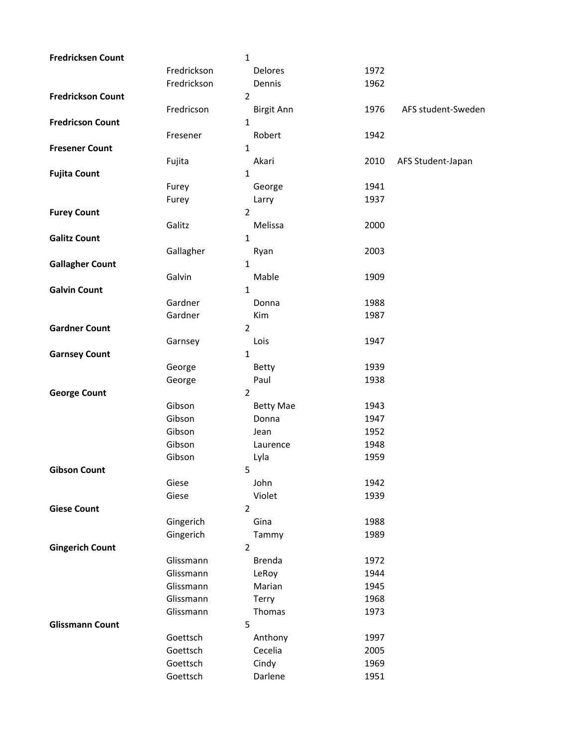| | | | | |
|---|---|---|---|---|
| **Fredricksen Count** | | 1 | | |
| | Fredrickson | Delores | 1972 | |
| | Fredrickson | Dennis | 1962 | |
| **Fredrickson Count** | | 2 | | |
| | Fredricson | Birgit Ann | 1976 | AFS student-Sweden |
| **Fredricson Count** | | 1 | | |
| | Fresener | Robert | 1942 | |
| **Fresener Count** | | 1 | | |
| | Fujita | Akari | 2010 | AFS Student-Japan |
| **Fujita Count** | | 1 | | |
| | Furey | George | 1941 | |
| | Furey | Larry | 1937 | |
| **Furey Count** | | 2 | | |
| | Galitz | Melissa | 2000 | |
| **Galitz Count** | | 1 | | |
| | Gallagher | Ryan | 2003 | |
| **Gallagher Count** | | 1 | | |
| | Galvin | Mable | 1909 | |
| **Galvin Count** | | 1 | | |
| | Gardner | Donna | 1988 | |
| | Gardner | Kim | 1987 | |
| **Gardner Count** | | 2 | | |
| | Garnsey | Lois | 1947 | |
| **Garnsey Count** | | 1 | | |
| | George | Betty | 1939 | |
| | George | Paul | 1938 | |
| **George Count** | | 2 | | |
| | Gibson | Betty Mae | 1943 | |
| | Gibson | Donna | 1947 | |
| | Gibson | Jean | 1952 | |
| | Gibson | Laurence | 1948 | |
| | Gibson | Lyla | 1959 | |
| **Gibson Count** | | 5 | | |
| | Giese | John | 1942 | |
| | Giese | Violet | 1939 | |
| **Giese Count** | | 2 | | |
| | Gingerich | Gina | 1988 | |
| | Gingerich | Tammy | 1989 | |
| **Gingerich Count** | | 2 | | |
| | Glissmann | Brenda | 1972 | |
| | Glissmann | LeRoy | 1944 | |
| | Glissmann | Marian | 1945 | |
| | Glissmann | Terry | 1968 | |
| | Glissmann | Thomas | 1973 | |
| **Glissmann Count** | | 5 | | |
| | Goettsch | Anthony | 1997 | |
| | Goettsch | Cecelia | 2005 | |
| | Goettsch | Cindy | 1969 | |
| | Goettsch | Darlene | 1951 | |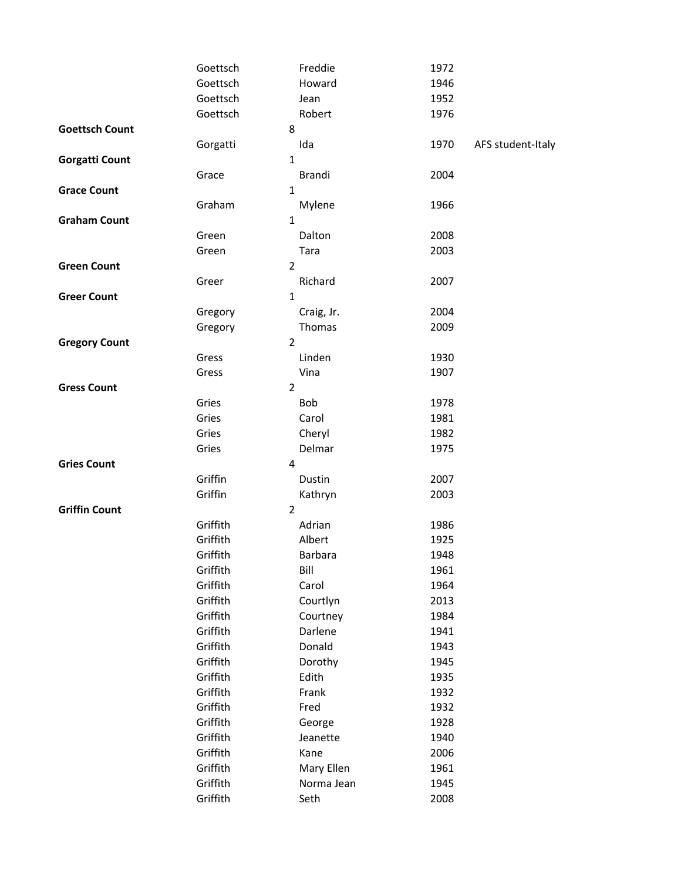| | | | | |
|---|---|---|---|---|
| | Goettsch | Freddie | 1972 | |
| | Goettsch | Howard | 1946 | |
| | Goettsch | Jean | 1952 | |
| | Goettsch | Robert | 1976 | |
| **Goettsch Count** | 8 | | | |
| | Gorgatti | Ida | 1970 | AFS student-Italy |
| **Gorgatti Count** | 1 | | | |
| | Grace | Brandi | 2004 | |
| **Grace Count** | 1 | | | |
| | Graham | Mylene | 1966 | |
| **Graham Count** | 1 | | | |
| | Green | Dalton | 2008 | |
| | Green | Tara | 2003 | |
| **Green Count** | 2 | | | |
| | Greer | Richard | 2007 | |
| **Greer Count** | 1 | | | |
| | Gregory | Craig, Jr. | 2004 | |
| | Gregory | Thomas | 2009 | |
| **Gregory Count** | 2 | | | |
| | Gress | Linden | 1930 | |
| | Gress | Vina | 1907 | |
| **Gress Count** | 2 | | | |
| | Gries | Bob | 1978 | |
| | Gries | Carol | 1981 | |
| | Gries | Cheryl | 1982 | |
| | Gries | Delmar | 1975 | |
| **Gries Count** | 4 | | | |
| | Griffin | Dustin | 2007 | |
| | Griffin | Kathryn | 2003 | |
| **Griffin Count** | 2 | | | |
| | Griffith | Adrian | 1986 | |
| | Griffith | Albert | 1925 | |
| | Griffith | Barbara | 1948 | |
| | Griffith | Bill | 1961 | |
| | Griffith | Carol | 1964 | |
| | Griffith | Courtlyn | 2013 | |
| | Griffith | Courtney | 1984 | |
| | Griffith | Darlene | 1941 | |
| | Griffith | Donald | 1943 | |
| | Griffith | Dorothy | 1945 | |
| | Griffith | Edith | 1935 | |
| | Griffith | Frank | 1932 | |
| | Griffith | Fred | 1932 | |
| | Griffith | George | 1928 | |
| | Griffith | Jeanette | 1940 | |
| | Griffith | Kane | 2006 | |
| | Griffith | Mary Ellen | 1961 | |
| | Griffith | Norma Jean | 1945 | |
| | Griffith | Seth | 2008 | |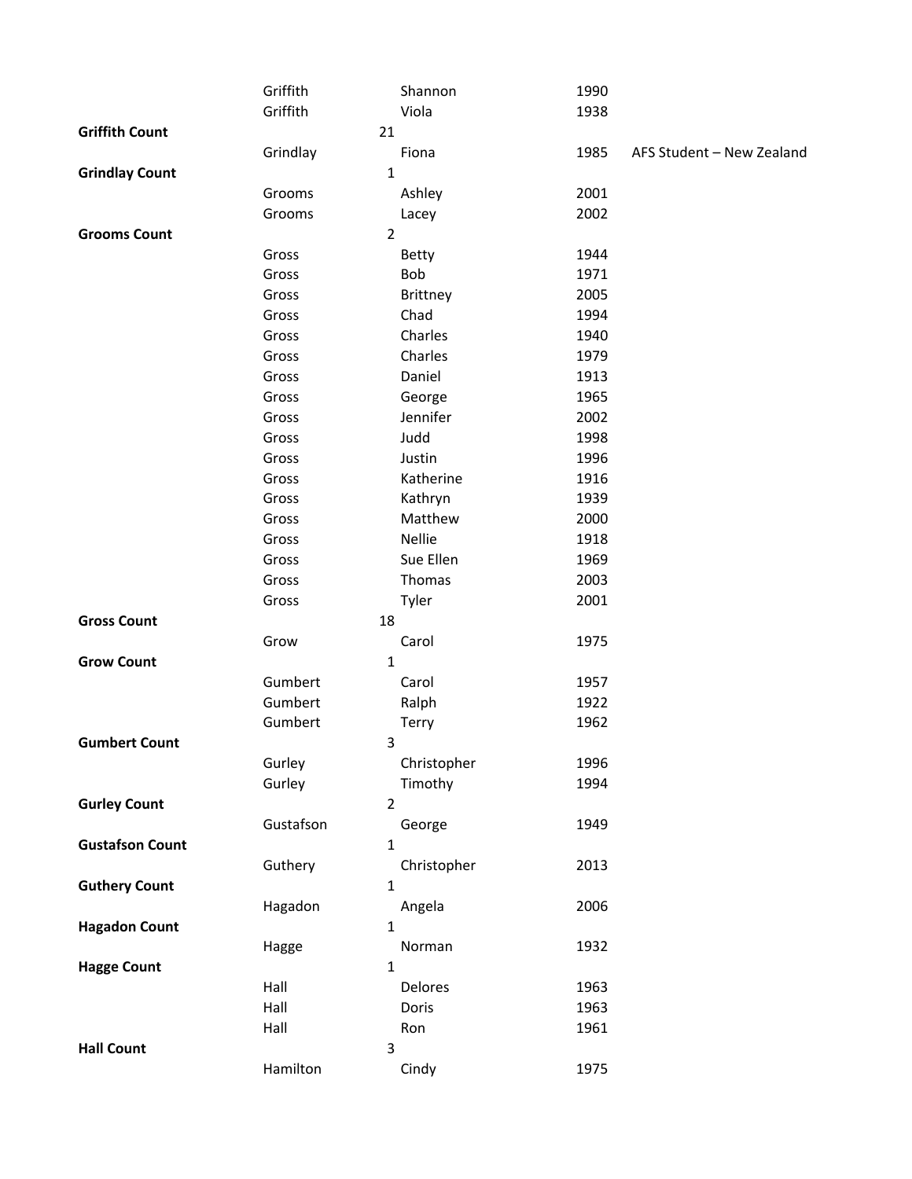| | | | | |
|---|---|---|---|---|
| | Griffith | Shannon | 1990 | |
| | Griffith | Viola | 1938 | |
| **Griffith Count** | 21 | | | |
| | Grindlay | Fiona | 1985 | AFS Student – New Zealand |
| **Grindlay Count** | 1 | | | |
| | Grooms | Ashley | 2001 | |
| | Grooms | Lacey | 2002 | |
| **Grooms Count** | 2 | | | |
| | Gross | Betty | 1944 | |
| | Gross | Bob | 1971 | |
| | Gross | Brittney | 2005 | |
| | Gross | Chad | 1994 | |
| | Gross | Charles | 1940 | |
| | Gross | Charles | 1979 | |
| | Gross | Daniel | 1913 | |
| | Gross | George | 1965 | |
| | Gross | Jennifer | 2002 | |
| | Gross | Judd | 1998 | |
| | Gross | Justin | 1996 | |
| | Gross | Katherine | 1916 | |
| | Gross | Kathryn | 1939 | |
| | Gross | Matthew | 2000 | |
| | Gross | Nellie | 1918 | |
| | Gross | Sue Ellen | 1969 | |
| | Gross | Thomas | 2003 | |
| | Gross | Tyler | 2001 | |
| **Gross Count** | 18 | | | |
| | Grow | Carol | 1975 | |
| **Grow Count** | 1 | | | |
| | Gumbert | Carol | 1957 | |
| | Gumbert | Ralph | 1922 | |
| | Gumbert | Terry | 1962 | |
| **Gumbert Count** | 3 | | | |
| | Gurley | Christopher | 1996 | |
| | Gurley | Timothy | 1994 | |
| **Gurley Count** | 2 | | | |
| | Gustafson | George | 1949 | |
| **Gustafson Count** | 1 | | | |
| | Guthery | Christopher | 2013 | |
| **Guthery Count** | 1 | | | |
| | Hagadon | Angela | 2006 | |
| **Hagadon Count** | 1 | | | |
| | Hagge | Norman | 1932 | |
| **Hagge Count** | 1 | | | |
| | Hall | Delores | 1963 | |
| | Hall | Doris | 1963 | |
| | Hall | Ron | 1961 | |
| **Hall Count** | 3 | | | |
| | Hamilton | Cindy | 1975 | |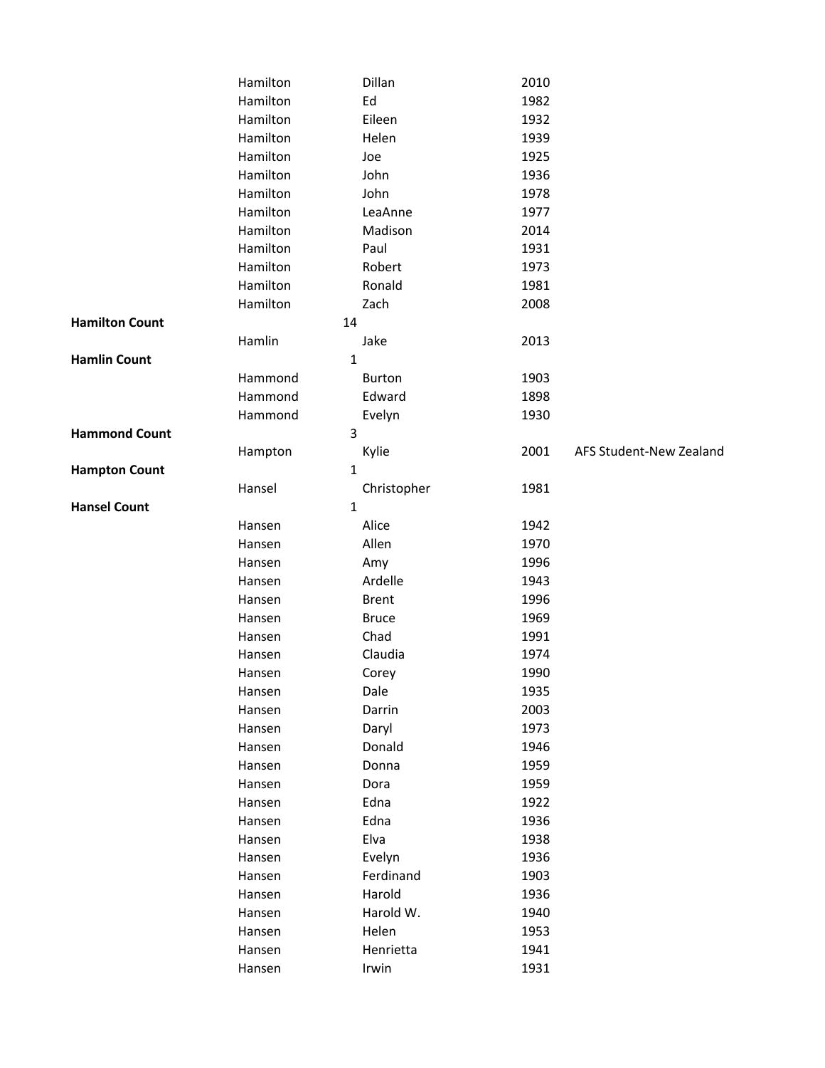| | | | | |
|---|---|---|---|---|
| | Hamilton | Dillan | 2010 | |
| | Hamilton | Ed | 1982 | |
| | Hamilton | Eileen | 1932 | |
| | Hamilton | Helen | 1939 | |
| | Hamilton | Joe | 1925 | |
| | Hamilton | John | 1936 | |
| | Hamilton | John | 1978 | |
| | Hamilton | LeaAnne | 1977 | |
| | Hamilton | Madison | 2014 | |
| | Hamilton | Paul | 1931 | |
| | Hamilton | Robert | 1973 | |
| | Hamilton | Ronald | 1981 | |
| | Hamilton | Zach | 2008 | |
| **Hamilton Count** | 14 | | | |
| | Hamlin | Jake | 2013 | |
| **Hamlin Count** | 1 | | | |
| | Hammond | Burton | 1903 | |
| | Hammond | Edward | 1898 | |
| | Hammond | Evelyn | 1930 | |
| **Hammond Count** | 3 | | | |
| | Hampton | Kylie | 2001 | AFS Student-New Zealand |
| **Hampton Count** | 1 | | | |
| | Hansel | Christopher | 1981 | |
| **Hansel Count** | 1 | | | |
| | Hansen | Alice | 1942 | |
| | Hansen | Allen | 1970 | |
| | Hansen | Amy | 1996 | |
| | Hansen | Ardelle | 1943 | |
| | Hansen | Brent | 1996 | |
| | Hansen | Bruce | 1969 | |
| | Hansen | Chad | 1991 | |
| | Hansen | Claudia | 1974 | |
| | Hansen | Corey | 1990 | |
| | Hansen | Dale | 1935 | |
| | Hansen | Darrin | 2003 | |
| | Hansen | Daryl | 1973 | |
| | Hansen | Donald | 1946 | |
| | Hansen | Donna | 1959 | |
| | Hansen | Dora | 1959 | |
| | Hansen | Edna | 1922 | |
| | Hansen | Edna | 1936 | |
| | Hansen | Elva | 1938 | |
| | Hansen | Evelyn | 1936 | |
| | Hansen | Ferdinand | 1903 | |
| | Hansen | Harold | 1936 | |
| | Hansen | Harold W. | 1940 | |
| | Hansen | Helen | 1953 | |
| | Hansen | Henrietta | 1941 | |
| | Hansen | Irwin | 1931 | |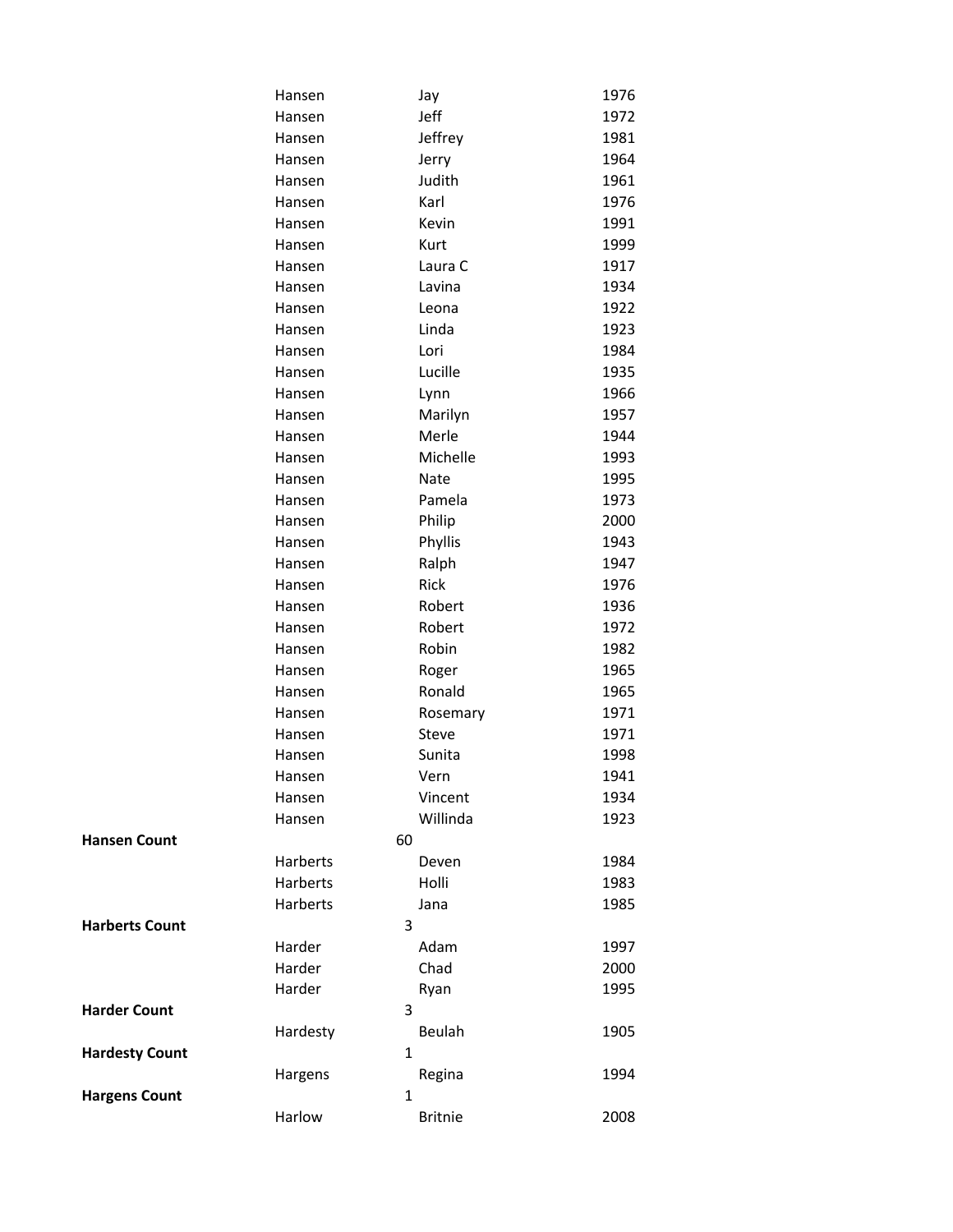| | Last Name | First Name | Year |
|---|---|---|---|
| | Hansen | Jay | 1976 |
| | Hansen | Jeff | 1972 |
| | Hansen | Jeffrey | 1981 |
| | Hansen | Jerry | 1964 |
| | Hansen | Judith | 1961 |
| | Hansen | Karl | 1976 |
| | Hansen | Kevin | 1991 |
| | Hansen | Kurt | 1999 |
| | Hansen | Laura C | 1917 |
| | Hansen | Lavina | 1934 |
| | Hansen | Leona | 1922 |
| | Hansen | Linda | 1923 |
| | Hansen | Lori | 1984 |
| | Hansen | Lucille | 1935 |
| | Hansen | Lynn | 1966 |
| | Hansen | Marilyn | 1957 |
| | Hansen | Merle | 1944 |
| | Hansen | Michelle | 1993 |
| | Hansen | Nate | 1995 |
| | Hansen | Pamela | 1973 |
| | Hansen | Philip | 2000 |
| | Hansen | Phyllis | 1943 |
| | Hansen | Ralph | 1947 |
| | Hansen | Rick | 1976 |
| | Hansen | Robert | 1936 |
| | Hansen | Robert | 1972 |
| | Hansen | Robin | 1982 |
| | Hansen | Roger | 1965 |
| | Hansen | Ronald | 1965 |
| | Hansen | Rosemary | 1971 |
| | Hansen | Steve | 1971 |
| | Hansen | Sunita | 1998 |
| | Hansen | Vern | 1941 |
| | Hansen | Vincent | 1934 |
| | Hansen | Willinda | 1923 |
| **Hansen Count** | | 60 | |
| | Harberts | Deven | 1984 |
| | Harberts | Holli | 1983 |
| | Harberts | Jana | 1985 |
| **Harberts Count** | | 3 | |
| | Harder | Adam | 1997 |
| | Harder | Chad | 2000 |
| | Harder | Ryan | 1995 |
| **Harder Count** | | 3 | |
| | Hardesty | Beulah | 1905 |
| **Hardesty Count** | | 1 | |
| | Hargens | Regina | 1994 |
| **Hargens Count** | | 1 | |
| | Harlow | Britnie | 2008 |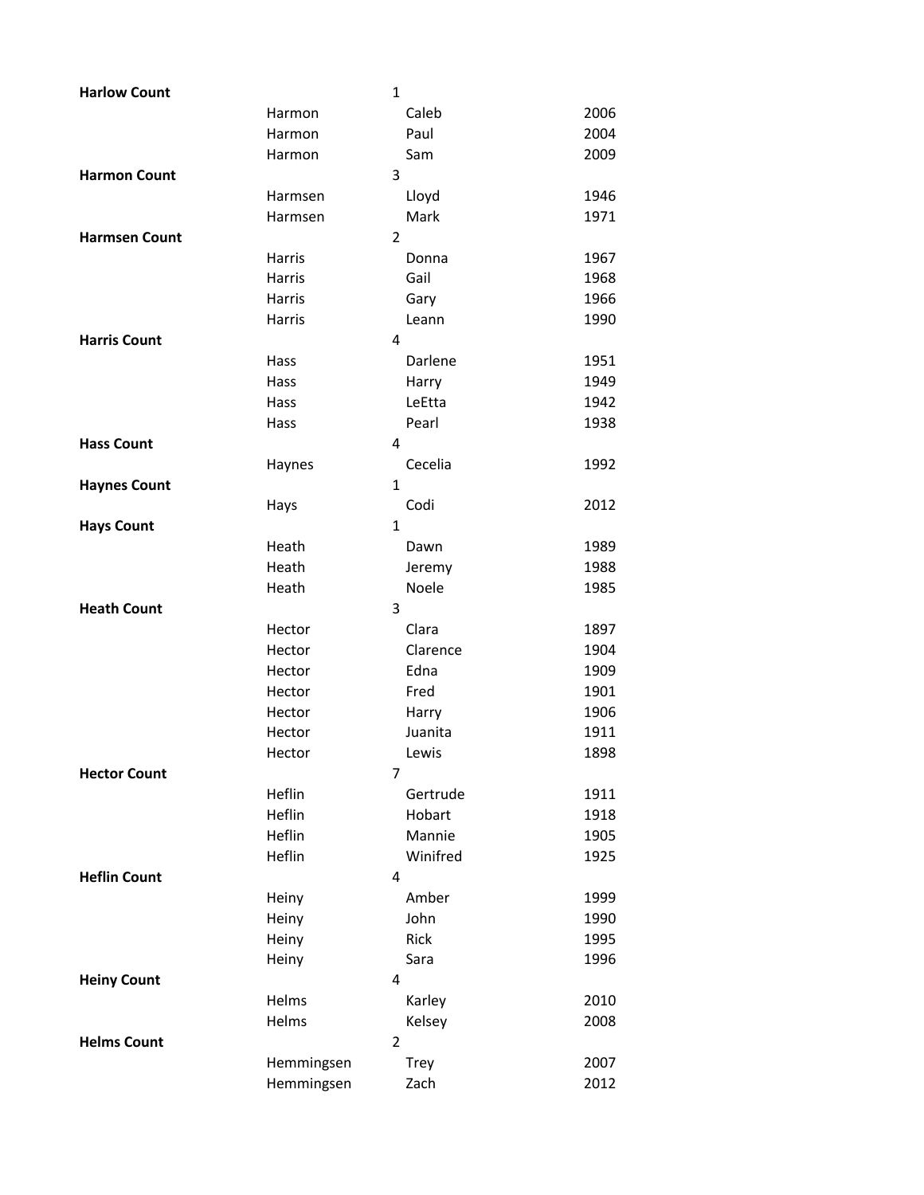| | | | |
|---|---|---|---|
| **Harlow Count** | | 1 | |
| | Harmon | Caleb | 2006 |
| | Harmon | Paul | 2004 |
| | Harmon | Sam | 2009 |
| **Harmon Count** | | 3 | |
| | Harmsen | Lloyd | 1946 |
| | Harmsen | Mark | 1971 |
| **Harmsen Count** | | 2 | |
| | Harris | Donna | 1967 |
| | Harris | Gail | 1968 |
| | Harris | Gary | 1966 |
| | Harris | Leann | 1990 |
| **Harris Count** | | 4 | |
| | Hass | Darlene | 1951 |
| | Hass | Harry | 1949 |
| | Hass | LeEtta | 1942 |
| | Hass | Pearl | 1938 |
| **Hass Count** | | 4 | |
| | Haynes | Cecelia | 1992 |
| **Haynes Count** | | 1 | |
| | Hays | Codi | 2012 |
| **Hays Count** | | 1 | |
| | Heath | Dawn | 1989 |
| | Heath | Jeremy | 1988 |
| | Heath | Noele | 1985 |
| **Heath Count** | | 3 | |
| | Hector | Clara | 1897 |
| | Hector | Clarence | 1904 |
| | Hector | Edna | 1909 |
| | Hector | Fred | 1901 |
| | Hector | Harry | 1906 |
| | Hector | Juanita | 1911 |
| | Hector | Lewis | 1898 |
| **Hector Count** | | 7 | |
| | Heflin | Gertrude | 1911 |
| | Heflin | Hobart | 1918 |
| | Heflin | Mannie | 1905 |
| | Heflin | Winifred | 1925 |
| **Heflin Count** | | 4 | |
| | Heiny | Amber | 1999 |
| | Heiny | John | 1990 |
| | Heiny | Rick | 1995 |
| | Heiny | Sara | 1996 |
| **Heiny Count** | | 4 | |
| | Helms | Karley | 2010 |
| | Helms | Kelsey | 2008 |
| **Helms Count** | | 2 | |
| | Hemmingsen | Trey | 2007 |
| | Hemmingsen | Zach | 2012 |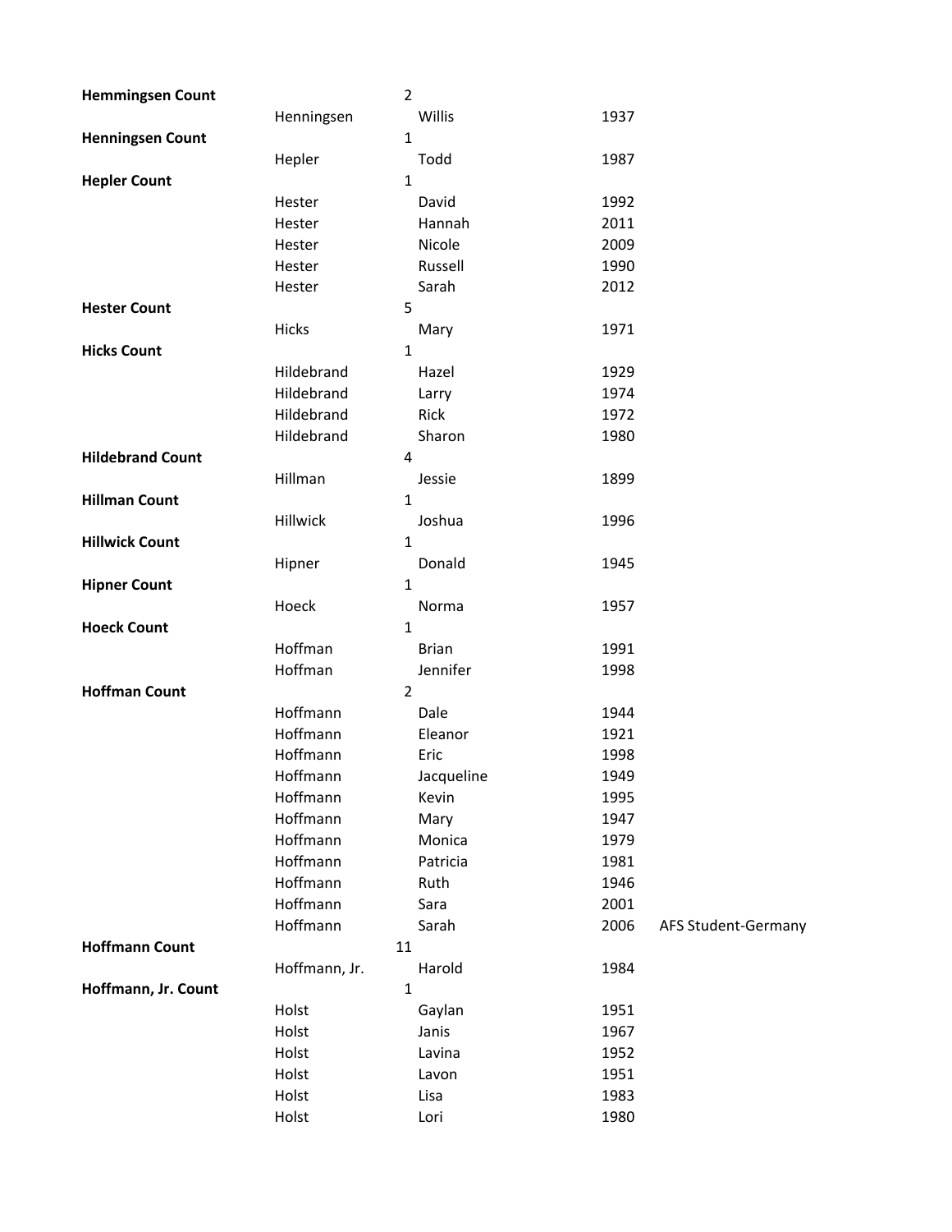| | | | | |
|---|---|---|---|---|
| **Hemmingsen Count** | | 2 | | |
| | Henningsen | Willis | 1937 | |
| **Henningsen Count** | | 1 | | |
| | Hepler | Todd | 1987 | |
| **Hepler Count** | | 1 | | |
| | Hester | David | 1992 | |
| | Hester | Hannah | 2011 | |
| | Hester | Nicole | 2009 | |
| | Hester | Russell | 1990 | |
| | Hester | Sarah | 2012 | |
| **Hester Count** | | 5 | | |
| | Hicks | Mary | 1971 | |
| **Hicks Count** | | 1 | | |
| | Hildebrand | Hazel | 1929 | |
| | Hildebrand | Larry | 1974 | |
| | Hildebrand | Rick | 1972 | |
| | Hildebrand | Sharon | 1980 | |
| **Hildebrand Count** | | 4 | | |
| | Hillman | Jessie | 1899 | |
| **Hillman Count** | | 1 | | |
| | Hillwick | Joshua | 1996 | |
| **Hillwick Count** | | 1 | | |
| | Hipner | Donald | 1945 | |
| **Hipner Count** | | 1 | | |
| | Hoeck | Norma | 1957 | |
| **Hoeck Count** | | 1 | | |
| | Hoffman | Brian | 1991 | |
| | Hoffman | Jennifer | 1998 | |
| **Hoffman Count** | | 2 | | |
| | Hoffmann | Dale | 1944 | |
| | Hoffmann | Eleanor | 1921 | |
| | Hoffmann | Eric | 1998 | |
| | Hoffmann | Jacqueline | 1949 | |
| | Hoffmann | Kevin | 1995 | |
| | Hoffmann | Mary | 1947 | |
| | Hoffmann | Monica | 1979 | |
| | Hoffmann | Patricia | 1981 | |
| | Hoffmann | Ruth | 1946 | |
| | Hoffmann | Sara | 2001 | |
| | Hoffmann | Sarah | 2006 | AFS Student-Germany |
| **Hoffmann Count** | | 11 | | |
| | Hoffmann, Jr. | Harold | 1984 | |
| **Hoffmann, Jr. Count** | | 1 | | |
| | Holst | Gaylan | 1951 | |
| | Holst | Janis | 1967 | |
| | Holst | Lavina | 1952 | |
| | Holst | Lavon | 1951 | |
| | Holst | Lisa | 1983 | |
| | Holst | Lori | 1980 | |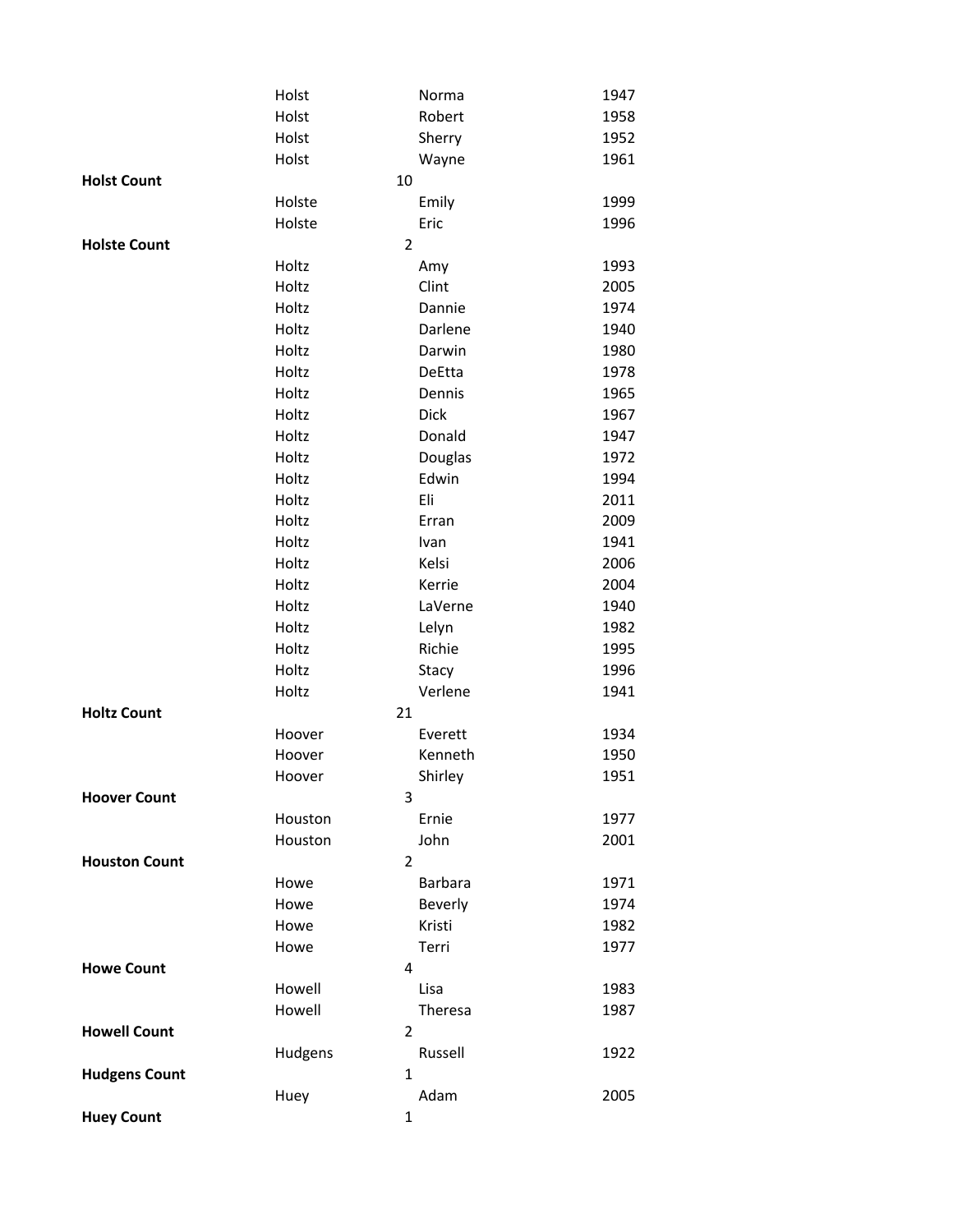| | | | |
|---|---|---|---|
| | Holst | Norma | 1947 |
| | Holst | Robert | 1958 |
| | Holst | Sherry | 1952 |
| | Holst | Wayne | 1961 |
| **Holst Count** | | 10 | |
| | Holste | Emily | 1999 |
| | Holste | Eric | 1996 |
| **Holste Count** | | 2 | |
| | Holtz | Amy | 1993 |
| | Holtz | Clint | 2005 |
| | Holtz | Dannie | 1974 |
| | Holtz | Darlene | 1940 |
| | Holtz | Darwin | 1980 |
| | Holtz | DeEtta | 1978 |
| | Holtz | Dennis | 1965 |
| | Holtz | Dick | 1967 |
| | Holtz | Donald | 1947 |
| | Holtz | Douglas | 1972 |
| | Holtz | Edwin | 1994 |
| | Holtz | Eli | 2011 |
| | Holtz | Erran | 2009 |
| | Holtz | Ivan | 1941 |
| | Holtz | Kelsi | 2006 |
| | Holtz | Kerrie | 2004 |
| | Holtz | LaVerne | 1940 |
| | Holtz | Lelyn | 1982 |
| | Holtz | Richie | 1995 |
| | Holtz | Stacy | 1996 |
| | Holtz | Verlene | 1941 |
| **Holtz Count** | | 21 | |
| | Hoover | Everett | 1934 |
| | Hoover | Kenneth | 1950 |
| | Hoover | Shirley | 1951 |
| **Hoover Count** | | 3 | |
| | Houston | Ernie | 1977 |
| | Houston | John | 2001 |
| **Houston Count** | | 2 | |
| | Howe | Barbara | 1971 |
| | Howe | Beverly | 1974 |
| | Howe | Kristi | 1982 |
| | Howe | Terri | 1977 |
| **Howe Count** | | 4 | |
| | Howell | Lisa | 1983 |
| | Howell | Theresa | 1987 |
| **Howell Count** | | 2 | |
| | Hudgens | Russell | 1922 |
| **Hudgens Count** | | 1 | |
| | Huey | Adam | 2005 |
| **Huey Count** | | 1 | |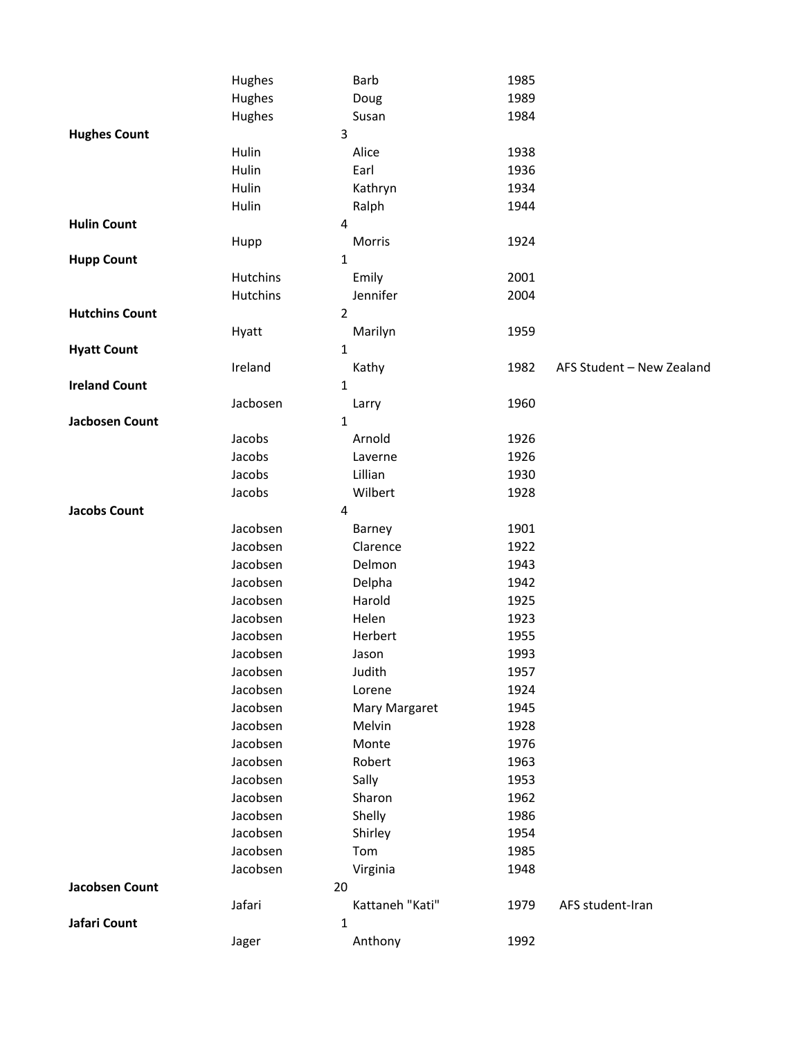| | Last Name | First Name | Year | Notes |
|---|---|---|---|---|
| | Hughes | Barb | 1985 | |
| | Hughes | Doug | 1989 | |
| | Hughes | Susan | 1984 | |
| **Hughes Count** | 3 | | | |
| | Hulin | Alice | 1938 | |
| | Hulin | Earl | 1936 | |
| | Hulin | Kathryn | 1934 | |
| | Hulin | Ralph | 1944 | |
| **Hulin Count** | 4 | | | |
| | Hupp | Morris | 1924 | |
| **Hupp Count** | 1 | | | |
| | Hutchins | Emily | 2001 | |
| | Hutchins | Jennifer | 2004 | |
| **Hutchins Count** | 2 | | | |
| | Hyatt | Marilyn | 1959 | |
| **Hyatt Count** | 1 | | | |
| | Ireland | Kathy | 1982 | AFS Student – New Zealand |
| **Ireland Count** | 1 | | | |
| | Jacbosen | Larry | 1960 | |
| **Jacbosen Count** | 1 | | | |
| | Jacobs | Arnold | 1926 | |
| | Jacobs | Laverne | 1926 | |
| | Jacobs | Lillian | 1930 | |
| | Jacobs | Wilbert | 1928 | |
| **Jacobs Count** | 4 | | | |
| | Jacobsen | Barney | 1901 | |
| | Jacobsen | Clarence | 1922 | |
| | Jacobsen | Delmon | 1943 | |
| | Jacobsen | Delpha | 1942 | |
| | Jacobsen | Harold | 1925 | |
| | Jacobsen | Helen | 1923 | |
| | Jacobsen | Herbert | 1955 | |
| | Jacobsen | Jason | 1993 | |
| | Jacobsen | Judith | 1957 | |
| | Jacobsen | Lorene | 1924 | |
| | Jacobsen | Mary Margaret | 1945 | |
| | Jacobsen | Melvin | 1928 | |
| | Jacobsen | Monte | 1976 | |
| | Jacobsen | Robert | 1963 | |
| | Jacobsen | Sally | 1953 | |
| | Jacobsen | Sharon | 1962 | |
| | Jacobsen | Shelly | 1986 | |
| | Jacobsen | Shirley | 1954 | |
| | Jacobsen | Tom | 1985 | |
| | Jacobsen | Virginia | 1948 | |
| **Jacobsen Count** | 20 | | | |
| | Jafari | Kattaneh "Kati" | 1979 | AFS student-Iran |
| **Jafari Count** | 1 | | | |
| | Jager | Anthony | 1992 | |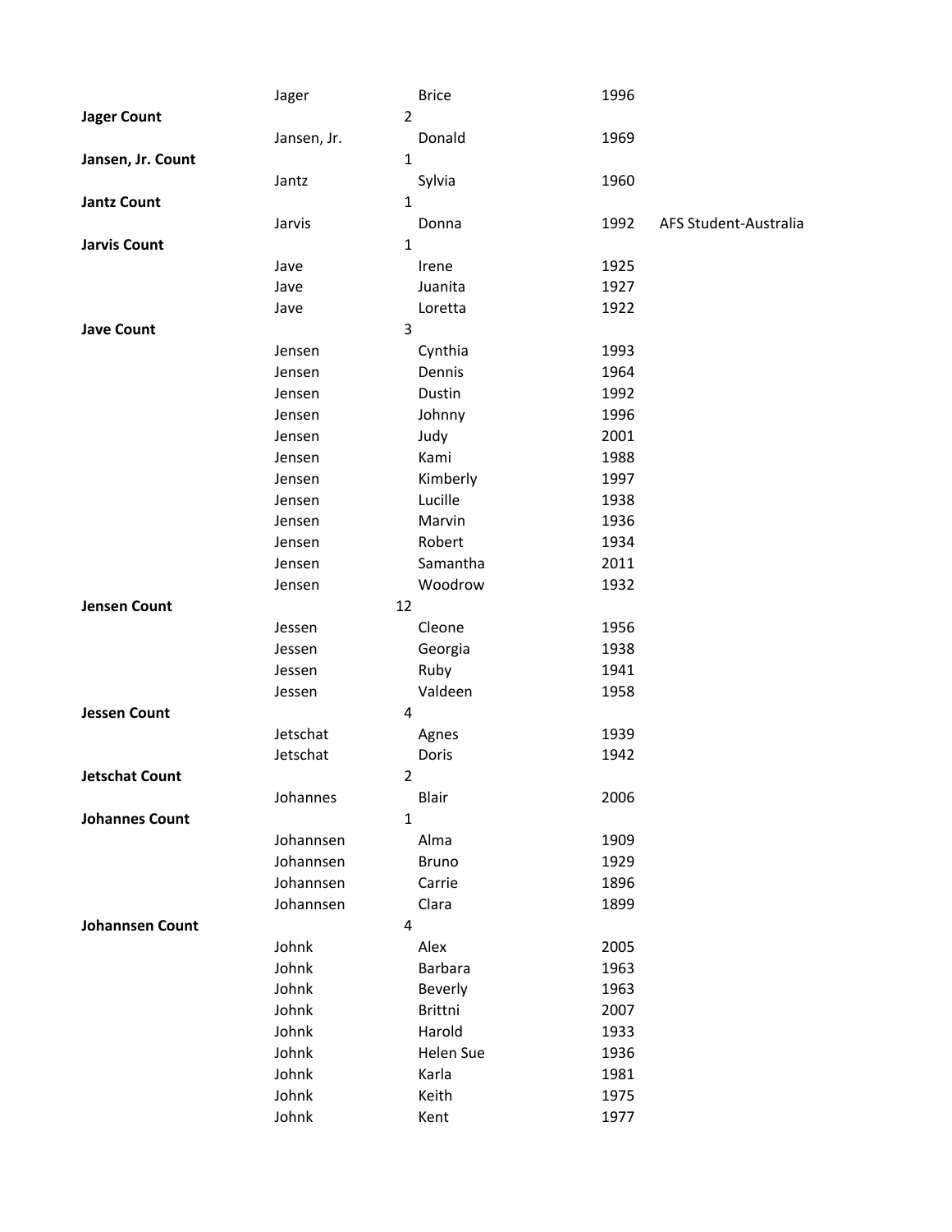| | | | | |
|---|---|---|---|---|
| | Jager | Brice | 1996 | |
| **Jager Count** | 2 | | | |
| | Jansen, Jr. | Donald | 1969 | |
| **Jansen, Jr. Count** | 1 | | | |
| | Jantz | Sylvia | 1960 | |
| **Jantz Count** | 1 | | | |
| | Jarvis | Donna | 1992 | AFS Student-Australia |
| **Jarvis Count** | 1 | | | |
| | Jave | Irene | 1925 | |
| | Jave | Juanita | 1927 | |
| | Jave | Loretta | 1922 | |
| **Jave Count** | 3 | | | |
| | Jensen | Cynthia | 1993 | |
| | Jensen | Dennis | 1964 | |
| | Jensen | Dustin | 1992 | |
| | Jensen | Johnny | 1996 | |
| | Jensen | Judy | 2001 | |
| | Jensen | Kami | 1988 | |
| | Jensen | Kimberly | 1997 | |
| | Jensen | Lucille | 1938 | |
| | Jensen | Marvin | 1936 | |
| | Jensen | Robert | 1934 | |
| | Jensen | Samantha | 2011 | |
| | Jensen | Woodrow | 1932 | |
| **Jensen Count** | 12 | | | |
| | Jessen | Cleone | 1956 | |
| | Jessen | Georgia | 1938 | |
| | Jessen | Ruby | 1941 | |
| | Jessen | Valdeen | 1958 | |
| **Jessen Count** | 4 | | | |
| | Jetschat | Agnes | 1939 | |
| | Jetschat | Doris | 1942 | |
| **Jetschat Count** | 2 | | | |
| | Johannes | Blair | 2006 | |
| **Johannes Count** | 1 | | | |
| | Johannsen | Alma | 1909 | |
| | Johannsen | Bruno | 1929 | |
| | Johannsen | Carrie | 1896 | |
| | Johannsen | Clara | 1899 | |
| **Johannsen Count** | 4 | | | |
| | Johnk | Alex | 2005 | |
| | Johnk | Barbara | 1963 | |
| | Johnk | Beverly | 1963 | |
| | Johnk | Brittni | 2007 | |
| | Johnk | Harold | 1933 | |
| | Johnk | Helen Sue | 1936 | |
| | Johnk | Karla | 1981 | |
| | Johnk | Keith | 1975 | |
| | Johnk | Kent | 1977 | |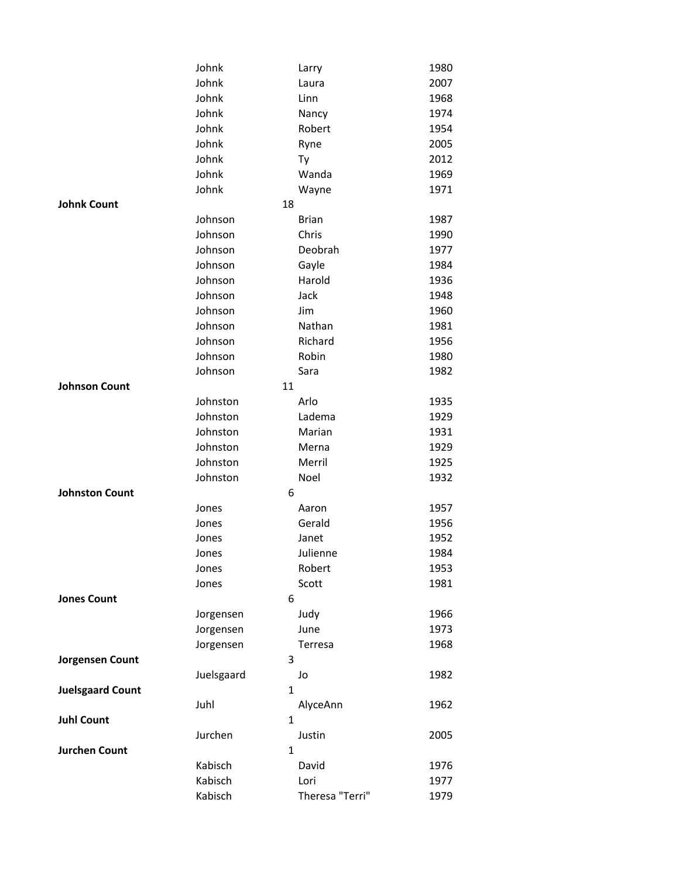| | | | |
|---|---|---|---|
| | Johnk | Larry | 1980 |
| | Johnk | Laura | 2007 |
| | Johnk | Linn | 1968 |
| | Johnk | Nancy | 1974 |
| | Johnk | Robert | 1954 |
| | Johnk | Ryne | 2005 |
| | Johnk | Ty | 2012 |
| | Johnk | Wanda | 1969 |
| | Johnk | Wayne | 1971 |
| **Johnk Count** | 18 | | |
| | Johnson | Brian | 1987 |
| | Johnson | Chris | 1990 |
| | Johnson | Deobrah | 1977 |
| | Johnson | Gayle | 1984 |
| | Johnson | Harold | 1936 |
| | Johnson | Jack | 1948 |
| | Johnson | Jim | 1960 |
| | Johnson | Nathan | 1981 |
| | Johnson | Richard | 1956 |
| | Johnson | Robin | 1980 |
| | Johnson | Sara | 1982 |
| **Johnson Count** | 11 | | |
| | Johnston | Arlo | 1935 |
| | Johnston | Ladema | 1929 |
| | Johnston | Marian | 1931 |
| | Johnston | Merna | 1929 |
| | Johnston | Merril | 1925 |
| | Johnston | Noel | 1932 |
| **Johnston Count** | 6 | | |
| | Jones | Aaron | 1957 |
| | Jones | Gerald | 1956 |
| | Jones | Janet | 1952 |
| | Jones | Julienne | 1984 |
| | Jones | Robert | 1953 |
| | Jones | Scott | 1981 |
| **Jones Count** | 6 | | |
| | Jorgensen | Judy | 1966 |
| | Jorgensen | June | 1973 |
| | Jorgensen | Terresa | 1968 |
| **Jorgensen Count** | 3 | | |
| | Juelsgaard | Jo | 1982 |
| **Juelsgaard Count** | 1 | | |
| | Juhl | AlyceAnn | 1962 |
| **Juhl Count** | 1 | | |
| | Jurchen | Justin | 2005 |
| **Jurchen Count** | 1 | | |
| | Kabisch | David | 1976 |
| | Kabisch | Lori | 1977 |
| | Kabisch | Theresa "Terri" | 1979 |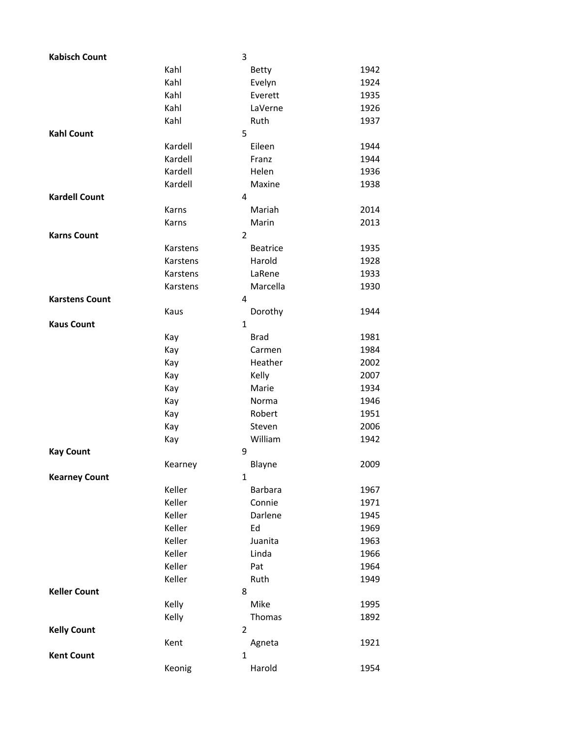| | | | |
|---|---|---|---|
| **Kabisch Count** | | 3 | |
| | Kahl | Betty | 1942 |
| | Kahl | Evelyn | 1924 |
| | Kahl | Everett | 1935 |
| | Kahl | LaVerne | 1926 |
| | Kahl | Ruth | 1937 |
| **Kahl Count** | | 5 | |
| | Kardell | Eileen | 1944 |
| | Kardell | Franz | 1944 |
| | Kardell | Helen | 1936 |
| | Kardell | Maxine | 1938 |
| **Kardell Count** | | 4 | |
| | Karns | Mariah | 2014 |
| | Karns | Marin | 2013 |
| **Karns Count** | | 2 | |
| | Karstens | Beatrice | 1935 |
| | Karstens | Harold | 1928 |
| | Karstens | LaRene | 1933 |
| | Karstens | Marcella | 1930 |
| **Karstens Count** | | 4 | |
| | Kaus | Dorothy | 1944 |
| **Kaus Count** | | 1 | |
| | Kay | Brad | 1981 |
| | Kay | Carmen | 1984 |
| | Kay | Heather | 2002 |
| | Kay | Kelly | 2007 |
| | Kay | Marie | 1934 |
| | Kay | Norma | 1946 |
| | Kay | Robert | 1951 |
| | Kay | Steven | 2006 |
| | Kay | William | 1942 |
| **Kay Count** | | 9 | |
| | Kearney | Blayne | 2009 |
| **Kearney Count** | | 1 | |
| | Keller | Barbara | 1967 |
| | Keller | Connie | 1971 |
| | Keller | Darlene | 1945 |
| | Keller | Ed | 1969 |
| | Keller | Juanita | 1963 |
| | Keller | Linda | 1966 |
| | Keller | Pat | 1964 |
| | Keller | Ruth | 1949 |
| **Keller Count** | | 8 | |
| | Kelly | Mike | 1995 |
| | Kelly | Thomas | 1892 |
| **Kelly Count** | | 2 | |
| | Kent | Agneta | 1921 |
| **Kent Count** | | 1 | |
| | Keonig | Harold | 1954 |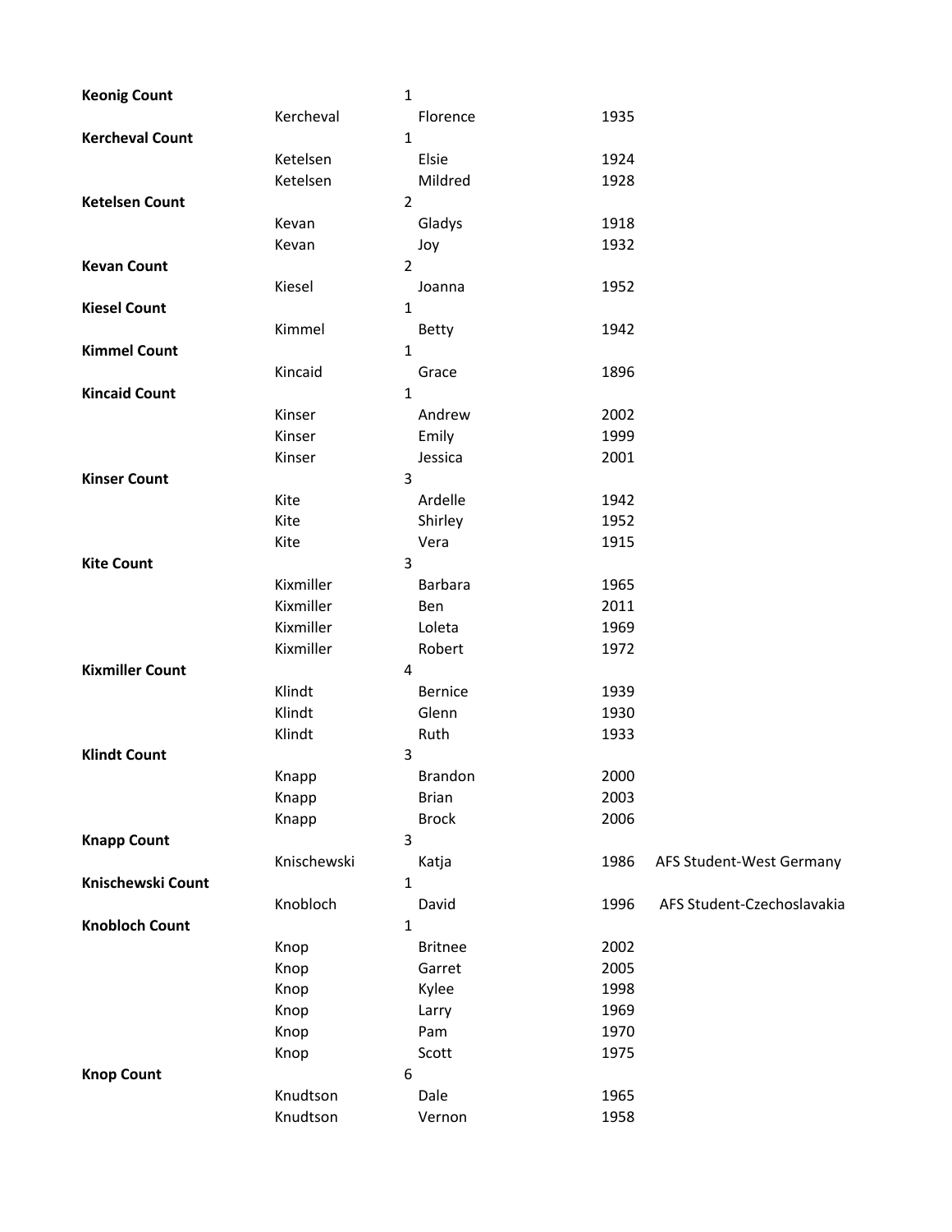| | | | | |
|---|---|---|---|---|
| **Keonig Count** | | 1 | | |
| | Kercheval | Florence | 1935 | |
| **Kercheval Count** | | 1 | | |
| | Ketelsen | Elsie | 1924 | |
| | Ketelsen | Mildred | 1928 | |
| **Ketelsen Count** | | 2 | | |
| | Kevan | Gladys | 1918 | |
| | Kevan | Joy | 1932 | |
| **Kevan Count** | | 2 | | |
| | Kiesel | Joanna | 1952 | |
| **Kiesel Count** | | 1 | | |
| | Kimmel | Betty | 1942 | |
| **Kimmel Count** | | 1 | | |
| | Kincaid | Grace | 1896 | |
| **Kincaid Count** | | 1 | | |
| | Kinser | Andrew | 2002 | |
| | Kinser | Emily | 1999 | |
| | Kinser | Jessica | 2001 | |
| **Kinser Count** | | 3 | | |
| | Kite | Ardelle | 1942 | |
| | Kite | Shirley | 1952 | |
| | Kite | Vera | 1915 | |
| **Kite Count** | | 3 | | |
| | Kixmiller | Barbara | 1965 | |
| | Kixmiller | Ben | 2011 | |
| | Kixmiller | Loleta | 1969 | |
| | Kixmiller | Robert | 1972 | |
| **Kixmiller Count** | | 4 | | |
| | Klindt | Bernice | 1939 | |
| | Klindt | Glenn | 1930 | |
| | Klindt | Ruth | 1933 | |
| **Klindt Count** | | 3 | | |
| | Knapp | Brandon | 2000 | |
| | Knapp | Brian | 2003 | |
| | Knapp | Brock | 2006 | |
| **Knapp Count** | | 3 | | |
| | Knischewski | Katja | 1986 | AFS Student-West Germany |
| **Knischewski Count** | | 1 | | |
| | Knobloch | David | 1996 | AFS Student-Czechoslavakia |
| **Knobloch Count** | | 1 | | |
| | Knop | Britnee | 2002 | |
| | Knop | Garret | 2005 | |
| | Knop | Kylee | 1998 | |
| | Knop | Larry | 1969 | |
| | Knop | Pam | 1970 | |
| | Knop | Scott | 1975 | |
| **Knop Count** | | 6 | | |
| | Knudtson | Dale | 1965 | |
| | Knudtson | Vernon | 1958 | |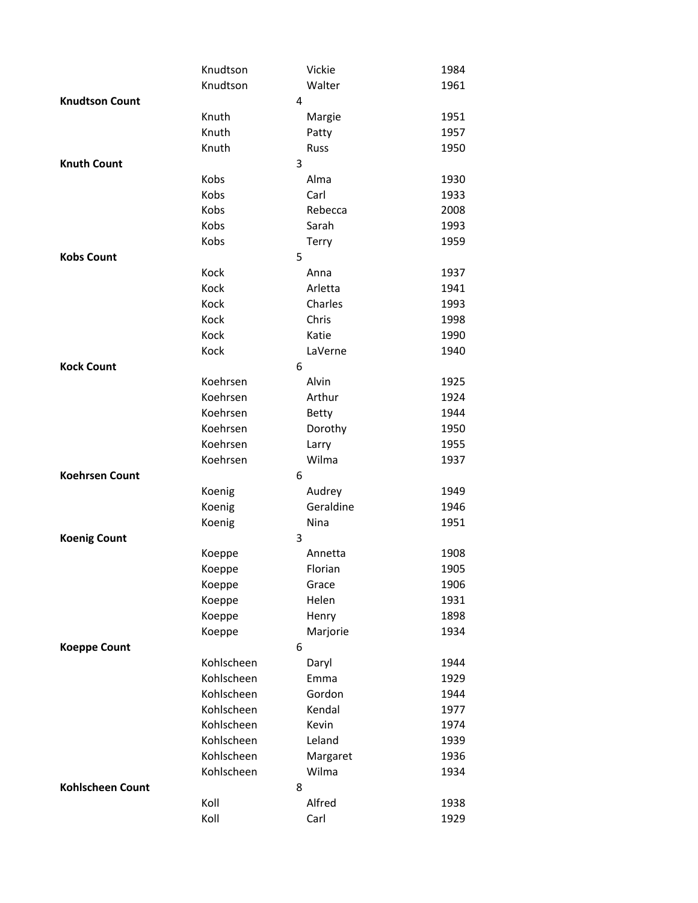| | | | |
|---|---|---|---|
| | Knudtson | Vickie | 1984 |
| | Knudtson | Walter | 1961 |
| **Knudtson Count** | | 4 | |
| | Knuth | Margie | 1951 |
| | Knuth | Patty | 1957 |
| | Knuth | Russ | 1950 |
| **Knuth Count** | | 3 | |
| | Kobs | Alma | 1930 |
| | Kobs | Carl | 1933 |
| | Kobs | Rebecca | 2008 |
| | Kobs | Sarah | 1993 |
| | Kobs | Terry | 1959 |
| **Kobs Count** | | 5 | |
| | Kock | Anna | 1937 |
| | Kock | Arletta | 1941 |
| | Kock | Charles | 1993 |
| | Kock | Chris | 1998 |
| | Kock | Katie | 1990 |
| | Kock | LaVerne | 1940 |
| **Kock Count** | | 6 | |
| | Koehrsen | Alvin | 1925 |
| | Koehrsen | Arthur | 1924 |
| | Koehrsen | Betty | 1944 |
| | Koehrsen | Dorothy | 1950 |
| | Koehrsen | Larry | 1955 |
| | Koehrsen | Wilma | 1937 |
| **Koehrsen Count** | | 6 | |
| | Koenig | Audrey | 1949 |
| | Koenig | Geraldine | 1946 |
| | Koenig | Nina | 1951 |
| **Koenig Count** | | 3 | |
| | Koeppe | Annetta | 1908 |
| | Koeppe | Florian | 1905 |
| | Koeppe | Grace | 1906 |
| | Koeppe | Helen | 1931 |
| | Koeppe | Henry | 1898 |
| | Koeppe | Marjorie | 1934 |
| **Koeppe Count** | | 6 | |
| | Kohlscheen | Daryl | 1944 |
| | Kohlscheen | Emma | 1929 |
| | Kohlscheen | Gordon | 1944 |
| | Kohlscheen | Kendal | 1977 |
| | Kohlscheen | Kevin | 1974 |
| | Kohlscheen | Leland | 1939 |
| | Kohlscheen | Margaret | 1936 |
| | Kohlscheen | Wilma | 1934 |
| **Kohlscheen Count** | | 8 | |
| | Koll | Alfred | 1938 |
| | Koll | Carl | 1929 |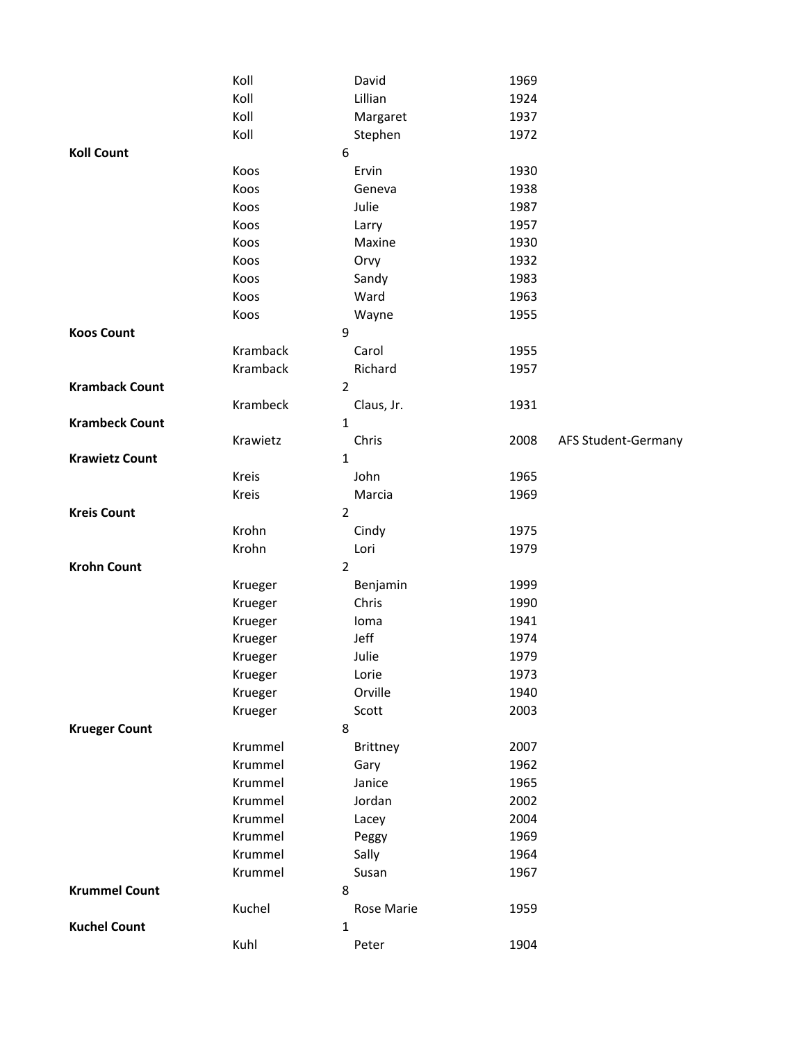| | | | | |
|---|---|---|---|---|
| | Koll | David | 1969 | |
| | Koll | Lillian | 1924 | |
| | Koll | Margaret | 1937 | |
| | Koll | Stephen | 1972 | |
| **Koll Count** | | 6 | | |
| | Koos | Ervin | 1930 | |
| | Koos | Geneva | 1938 | |
| | Koos | Julie | 1987 | |
| | Koos | Larry | 1957 | |
| | Koos | Maxine | 1930 | |
| | Koos | Orvy | 1932 | |
| | Koos | Sandy | 1983 | |
| | Koos | Ward | 1963 | |
| | Koos | Wayne | 1955 | |
| **Koos Count** | | 9 | | |
| | Kramback | Carol | 1955 | |
| | Kramback | Richard | 1957 | |
| **Kramback Count** | | 2 | | |
| | Krambeck | Claus, Jr. | 1931 | |
| **Krambeck Count** | | 1 | | |
| | Krawietz | Chris | 2008 | AFS Student-Germany |
| **Krawietz Count** | | 1 | | |
| | Kreis | John | 1965 | |
| | Kreis | Marcia | 1969 | |
| **Kreis Count** | | 2 | | |
| | Krohn | Cindy | 1975 | |
| | Krohn | Lori | 1979 | |
| **Krohn Count** | | 2 | | |
| | Krueger | Benjamin | 1999 | |
| | Krueger | Chris | 1990 | |
| | Krueger | Ioma | 1941 | |
| | Krueger | Jeff | 1974 | |
| | Krueger | Julie | 1979 | |
| | Krueger | Lorie | 1973 | |
| | Krueger | Orville | 1940 | |
| | Krueger | Scott | 2003 | |
| **Krueger Count** | | 8 | | |
| | Krummel | Brittney | 2007 | |
| | Krummel | Gary | 1962 | |
| | Krummel | Janice | 1965 | |
| | Krummel | Jordan | 2002 | |
| | Krummel | Lacey | 2004 | |
| | Krummel | Peggy | 1969 | |
| | Krummel | Sally | 1964 | |
| | Krummel | Susan | 1967 | |
| **Krummel Count** | | 8 | | |
| | Kuchel | Rose Marie | 1959 | |
| **Kuchel Count** | | 1 | | |
| | Kuhl | Peter | 1904 | |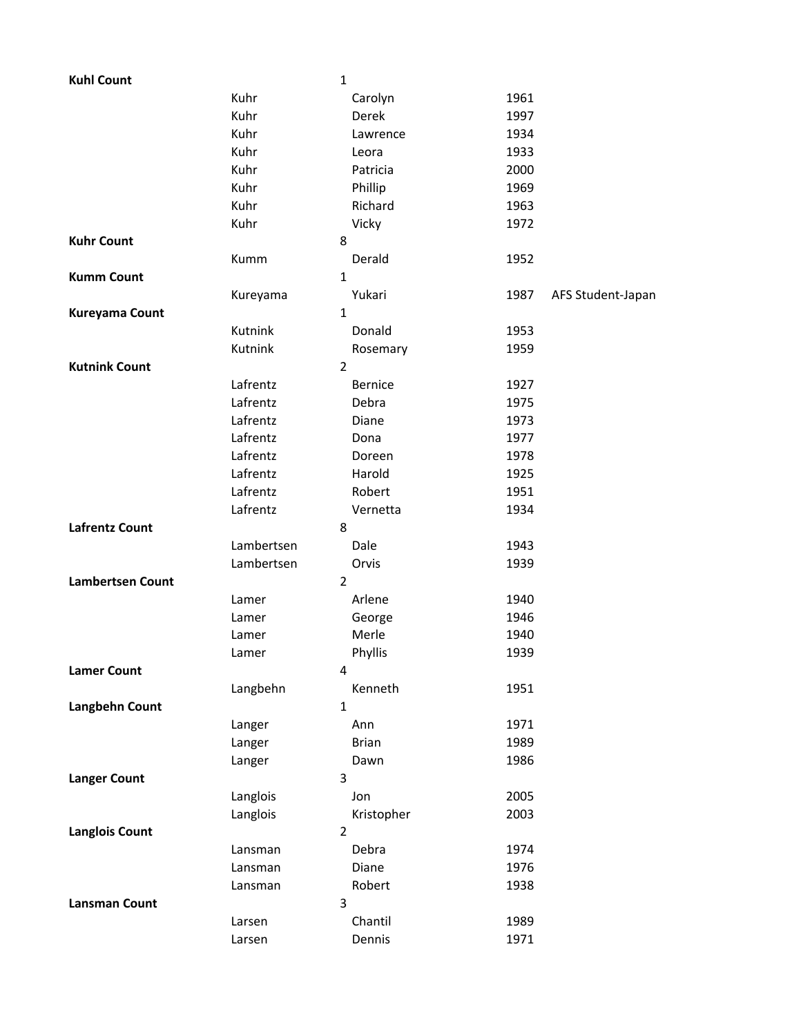| | | | | |
|---|---|---|---|---|
| **Kuhl Count** | | 1 | | |
| | Kuhr | Carolyn | 1961 | |
| | Kuhr | Derek | 1997 | |
| | Kuhr | Lawrence | 1934 | |
| | Kuhr | Leora | 1933 | |
| | Kuhr | Patricia | 2000 | |
| | Kuhr | Phillip | 1969 | |
| | Kuhr | Richard | 1963 | |
| | Kuhr | Vicky | 1972 | |
| **Kuhr Count** | | 8 | | |
| | Kumm | Derald | 1952 | |
| **Kumm Count** | | 1 | | |
| | Kureyama | Yukari | 1987 | AFS Student-Japan |
| **Kureyama Count** | | 1 | | |
| | Kutnink | Donald | 1953 | |
| | Kutnink | Rosemary | 1959 | |
| **Kutnink Count** | | 2 | | |
| | Lafrentz | Bernice | 1927 | |
| | Lafrentz | Debra | 1975 | |
| | Lafrentz | Diane | 1973 | |
| | Lafrentz | Dona | 1977 | |
| | Lafrentz | Doreen | 1978 | |
| | Lafrentz | Harold | 1925 | |
| | Lafrentz | Robert | 1951 | |
| | Lafrentz | Vernetta | 1934 | |
| **Lafrentz Count** | | 8 | | |
| | Lambertsen | Dale | 1943 | |
| | Lambertsen | Orvis | 1939 | |
| **Lambertsen Count** | | 2 | | |
| | Lamer | Arlene | 1940 | |
| | Lamer | George | 1946 | |
| | Lamer | Merle | 1940 | |
| | Lamer | Phyllis | 1939 | |
| **Lamer Count** | | 4 | | |
| | Langbehn | Kenneth | 1951 | |
| **Langbehn Count** | | 1 | | |
| | Langer | Ann | 1971 | |
| | Langer | Brian | 1989 | |
| | Langer | Dawn | 1986 | |
| **Langer Count** | | 3 | | |
| | Langlois | Jon | 2005 | |
| | Langlois | Kristopher | 2003 | |
| **Langlois Count** | | 2 | | |
| | Lansman | Debra | 1974 | |
| | Lansman | Diane | 1976 | |
| | Lansman | Robert | 1938 | |
| **Lansman Count** | | 3 | | |
| | Larsen | Chantil | 1989 | |
| | Larsen | Dennis | 1971 | |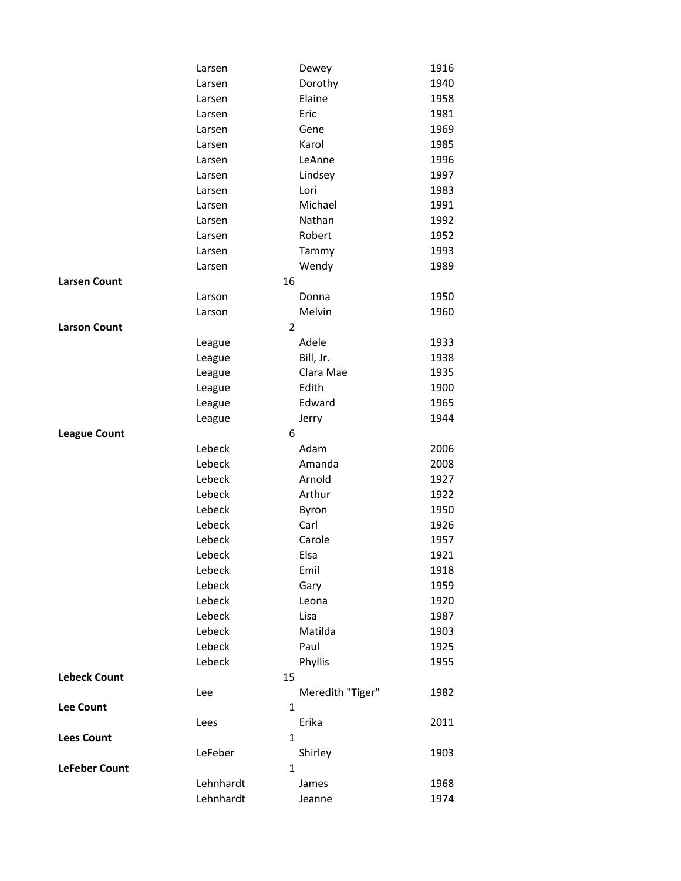| | | | |
|---|---|---|---|
| | Larsen | Dewey | 1916 |
| | Larsen | Dorothy | 1940 |
| | Larsen | Elaine | 1958 |
| | Larsen | Eric | 1981 |
| | Larsen | Gene | 1969 |
| | Larsen | Karol | 1985 |
| | Larsen | LeAnne | 1996 |
| | Larsen | Lindsey | 1997 |
| | Larsen | Lori | 1983 |
| | Larsen | Michael | 1991 |
| | Larsen | Nathan | 1992 |
| | Larsen | Robert | 1952 |
| | Larsen | Tammy | 1993 |
| | Larsen | Wendy | 1989 |
| **Larsen Count** | 16 | | |
| | Larson | Donna | 1950 |
| | Larson | Melvin | 1960 |
| **Larson Count** | 2 | | |
| | League | Adele | 1933 |
| | League | Bill, Jr. | 1938 |
| | League | Clara Mae | 1935 |
| | League | Edith | 1900 |
| | League | Edward | 1965 |
| | League | Jerry | 1944 |
| **League Count** | 6 | | |
| | Lebeck | Adam | 2006 |
| | Lebeck | Amanda | 2008 |
| | Lebeck | Arnold | 1927 |
| | Lebeck | Arthur | 1922 |
| | Lebeck | Byron | 1950 |
| | Lebeck | Carl | 1926 |
| | Lebeck | Carole | 1957 |
| | Lebeck | Elsa | 1921 |
| | Lebeck | Emil | 1918 |
| | Lebeck | Gary | 1959 |
| | Lebeck | Leona | 1920 |
| | Lebeck | Lisa | 1987 |
| | Lebeck | Matilda | 1903 |
| | Lebeck | Paul | 1925 |
| | Lebeck | Phyllis | 1955 |
| **Lebeck Count** | 15 | | |
| | Lee | Meredith "Tiger" | 1982 |
| **Lee Count** | 1 | | |
| | Lees | Erika | 2011 |
| **Lees Count** | 1 | | |
| | LeFeber | Shirley | 1903 |
| **LeFeber Count** | 1 | | |
| | Lehnhardt | James | 1968 |
| | Lehnhardt | Jeanne | 1974 |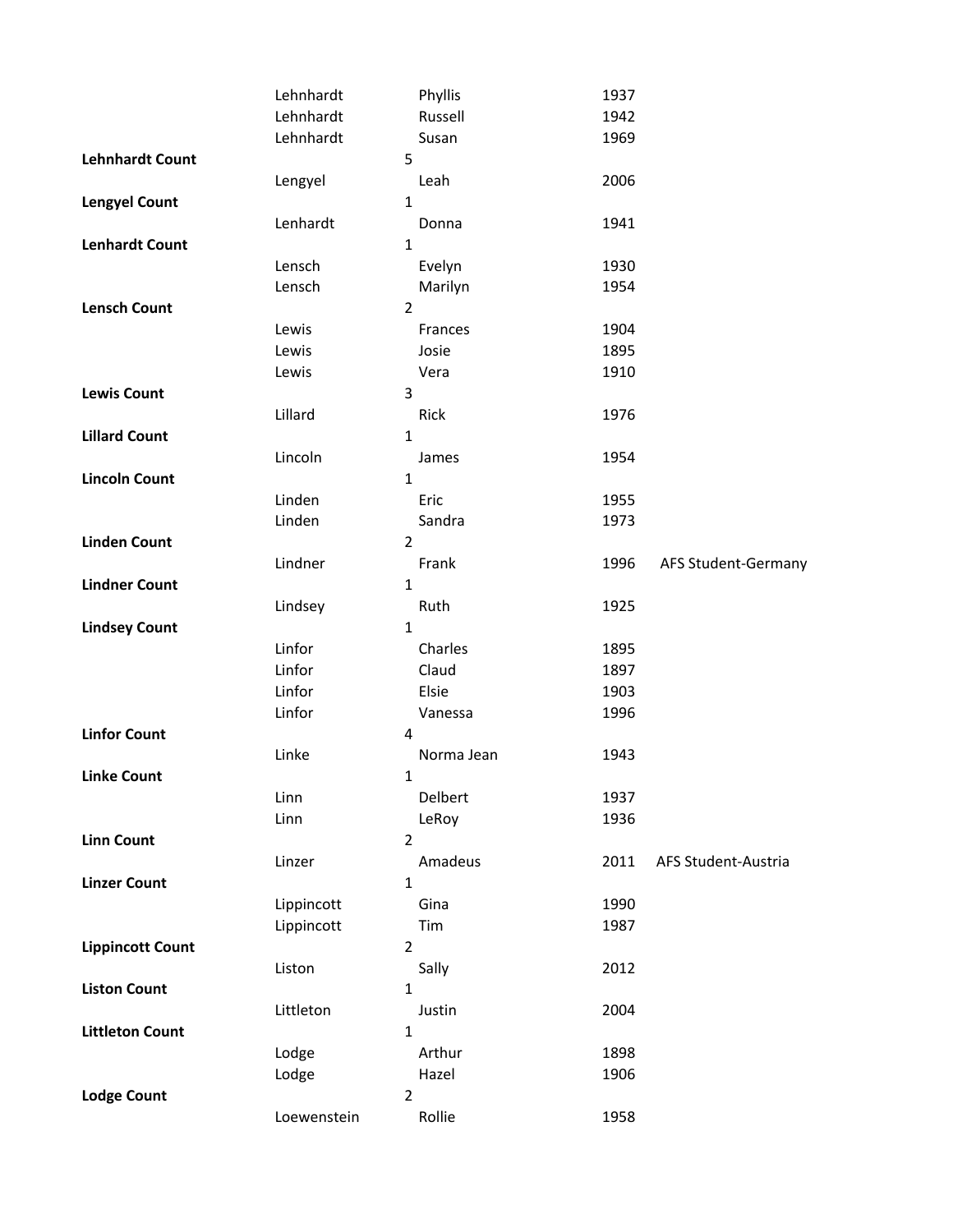| | Surname | First Name | Year | Note |
|---|---|---|---|---|
| | Lehnhardt | Phyllis | 1937 | |
| | Lehnhardt | Russell | 1942 | |
| | Lehnhardt | Susan | 1969 | |
| **Lehnhardt Count** | | 5 | | |
| | Lengyel | Leah | 2006 | |
| **Lengyel Count** | | 1 | | |
| | Lenhardt | Donna | 1941 | |
| **Lenhardt Count** | | 1 | | |
| | Lensch | Evelyn | 1930 | |
| | Lensch | Marilyn | 1954 | |
| **Lensch Count** | | 2 | | |
| | Lewis | Frances | 1904 | |
| | Lewis | Josie | 1895 | |
| | Lewis | Vera | 1910 | |
| **Lewis Count** | | 3 | | |
| | Lillard | Rick | 1976 | |
| **Lillard Count** | | 1 | | |
| | Lincoln | James | 1954 | |
| **Lincoln Count** | | 1 | | |
| | Linden | Eric | 1955 | |
| | Linden | Sandra | 1973 | |
| **Linden Count** | | 2 | | |
| | Lindner | Frank | 1996 | AFS Student-Germany |
| **Lindner Count** | | 1 | | |
| | Lindsey | Ruth | 1925 | |
| **Lindsey Count** | | 1 | | |
| | Linfor | Charles | 1895 | |
| | Linfor | Claud | 1897 | |
| | Linfor | Elsie | 1903 | |
| | Linfor | Vanessa | 1996 | |
| **Linfor Count** | | 4 | | |
| | Linke | Norma Jean | 1943 | |
| **Linke Count** | | 1 | | |
| | Linn | Delbert | 1937 | |
| | Linn | LeRoy | 1936 | |
| **Linn Count** | | 2 | | |
| | Linzer | Amadeus | 2011 | AFS Student-Austria |
| **Linzer Count** | | 1 | | |
| | Lippincott | Gina | 1990 | |
| | Lippincott | Tim | 1987 | |
| **Lippincott Count** | | 2 | | |
| | Liston | Sally | 2012 | |
| **Liston Count** | | 1 | | |
| | Littleton | Justin | 2004 | |
| **Littleton Count** | | 1 | | |
| | Lodge | Arthur | 1898 | |
| | Lodge | Hazel | 1906 | |
| **Lodge Count** | | 2 | | |
| | Loewenstein | Rollie | 1958 | |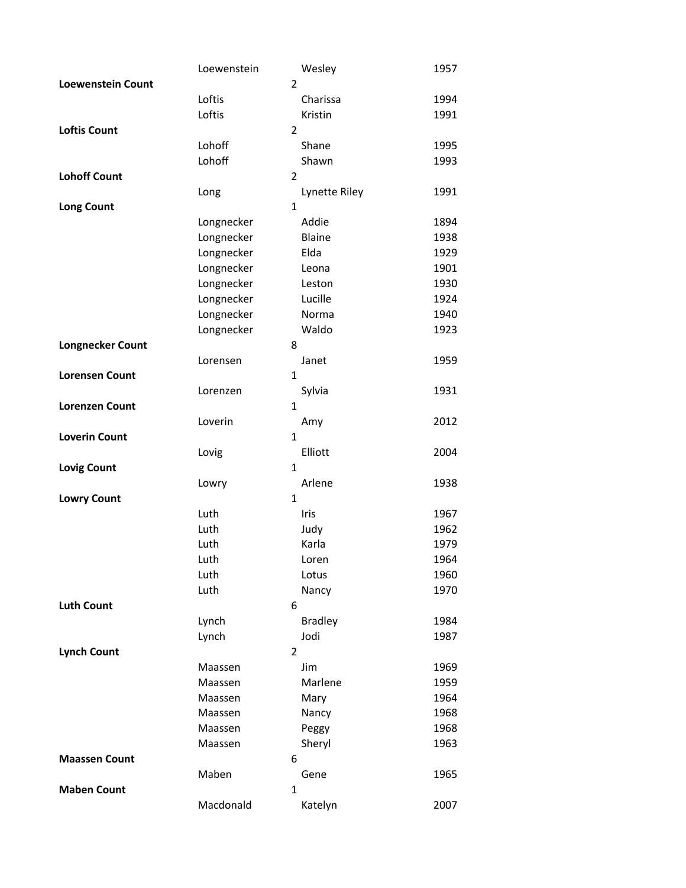| | | | |
|---|---|---|---|
| | Loewenstein | Wesley | 1957 |
| **Loewenstein Count** | | 2 | |
| | Loftis | Charissa | 1994 |
| | Loftis | Kristin | 1991 |
| **Loftis Count** | | 2 | |
| | Lohoff | Shane | 1995 |
| | Lohoff | Shawn | 1993 |
| **Lohoff Count** | | 2 | |
| | Long | Lynette Riley | 1991 |
| **Long Count** | | 1 | |
| | Longnecker | Addie | 1894 |
| | Longnecker | Blaine | 1938 |
| | Longnecker | Elda | 1929 |
| | Longnecker | Leona | 1901 |
| | Longnecker | Leston | 1930 |
| | Longnecker | Lucille | 1924 |
| | Longnecker | Norma | 1940 |
| | Longnecker | Waldo | 1923 |
| **Longnecker Count** | | 8 | |
| | Lorensen | Janet | 1959 |
| **Lorensen Count** | | 1 | |
| | Lorenzen | Sylvia | 1931 |
| **Lorenzen Count** | | 1 | |
| | Loverin | Amy | 2012 |
| **Loverin Count** | | 1 | |
| | Lovig | Elliott | 2004 |
| **Lovig Count** | | 1 | |
| | Lowry | Arlene | 1938 |
| **Lowry Count** | | 1 | |
| | Luth | Iris | 1967 |
| | Luth | Judy | 1962 |
| | Luth | Karla | 1979 |
| | Luth | Loren | 1964 |
| | Luth | Lotus | 1960 |
| | Luth | Nancy | 1970 |
| **Luth Count** | | 6 | |
| | Lynch | Bradley | 1984 |
| | Lynch | Jodi | 1987 |
| **Lynch Count** | | 2 | |
| | Maassen | Jim | 1969 |
| | Maassen | Marlene | 1959 |
| | Maassen | Mary | 1964 |
| | Maassen | Nancy | 1968 |
| | Maassen | Peggy | 1968 |
| | Maassen | Sheryl | 1963 |
| **Maassen Count** | | 6 | |
| | Maben | Gene | 1965 |
| **Maben Count** | | 1 | |
| | Macdonald | Katelyn | 2007 |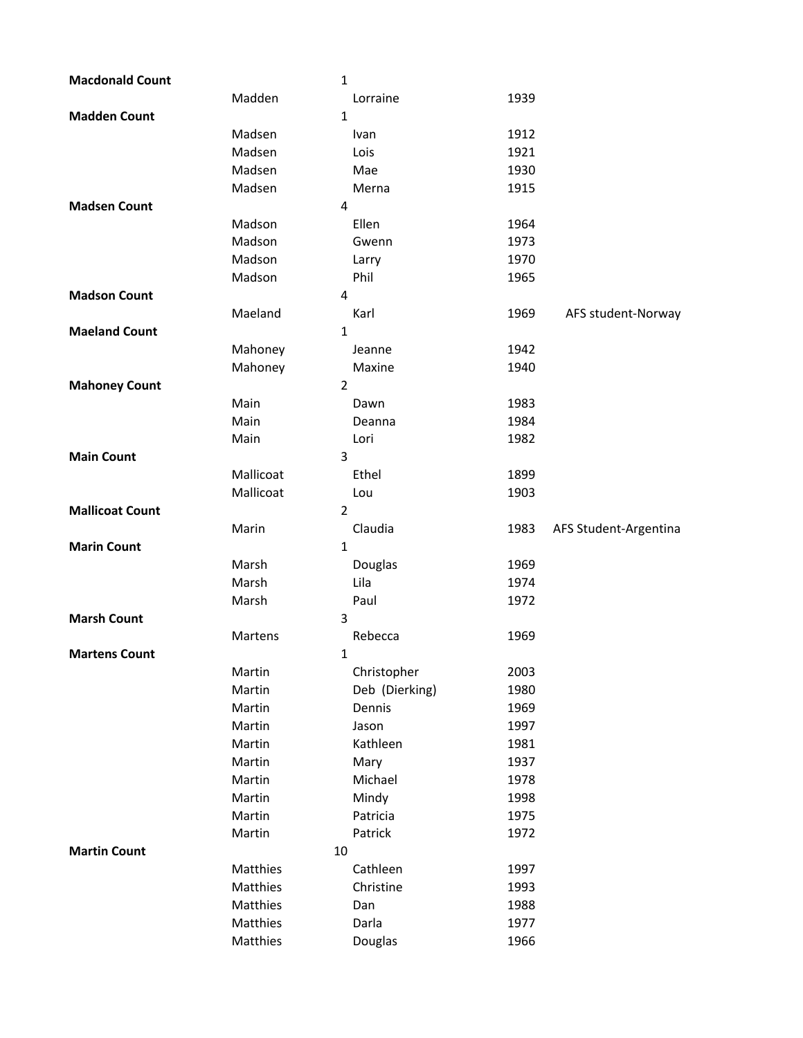| | | | | |
|---|---|---|---|---|
| **Macdonald Count** | | 1 | | |
| | Madden | Lorraine | 1939 | |
| **Madden Count** | | 1 | | |
| | Madsen | Ivan | 1912 | |
| | Madsen | Lois | 1921 | |
| | Madsen | Mae | 1930 | |
| | Madsen | Merna | 1915 | |
| **Madsen Count** | | 4 | | |
| | Madson | Ellen | 1964 | |
| | Madson | Gwenn | 1973 | |
| | Madson | Larry | 1970 | |
| | Madson | Phil | 1965 | |
| **Madson Count** | | 4 | | |
| | Maeland | Karl | 1969 | AFS student-Norway |
| **Maeland Count** | | 1 | | |
| | Mahoney | Jeanne | 1942 | |
| | Mahoney | Maxine | 1940 | |
| **Mahoney Count** | | 2 | | |
| | Main | Dawn | 1983 | |
| | Main | Deanna | 1984 | |
| | Main | Lori | 1982 | |
| **Main Count** | | 3 | | |
| | Mallicoat | Ethel | 1899 | |
| | Mallicoat | Lou | 1903 | |
| **Mallicoat Count** | | 2 | | |
| | Marin | Claudia | 1983 | AFS Student-Argentina |
| **Marin Count** | | 1 | | |
| | Marsh | Douglas | 1969 | |
| | Marsh | Lila | 1974 | |
| | Marsh | Paul | 1972 | |
| **Marsh Count** | | 3 | | |
| | Martens | Rebecca | 1969 | |
| **Martens Count** | | 1 | | |
| | Martin | Christopher | 2003 | |
| | Martin | Deb (Dierking) | 1980 | |
| | Martin | Dennis | 1969 | |
| | Martin | Jason | 1997 | |
| | Martin | Kathleen | 1981 | |
| | Martin | Mary | 1937 | |
| | Martin | Michael | 1978 | |
| | Martin | Mindy | 1998 | |
| | Martin | Patricia | 1975 | |
| | Martin | Patrick | 1972 | |
| **Martin Count** | | 10 | | |
| | Matthies | Cathleen | 1997 | |
| | Matthies | Christine | 1993 | |
| | Matthies | Dan | 1988 | |
| | Matthies | Darla | 1977 | |
| | Matthies | Douglas | 1966 | |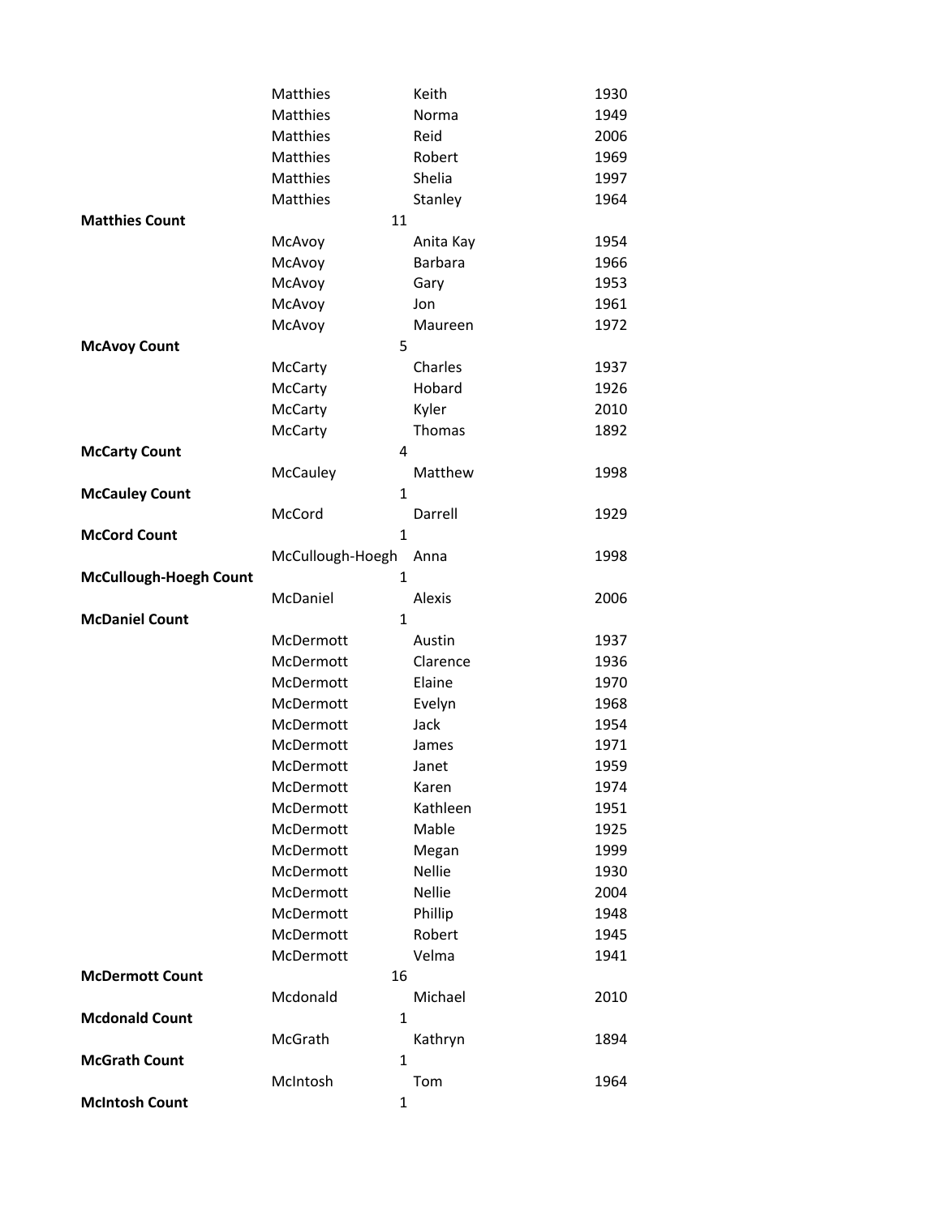| | | | |
|---|---|---|---|
| | Matthies | Keith | 1930 |
| | Matthies | Norma | 1949 |
| | Matthies | Reid | 2006 |
| | Matthies | Robert | 1969 |
| | Matthies | Shelia | 1997 |
| | Matthies | Stanley | 1964 |
| **Matthies Count** | 11 | | |
| | McAvoy | Anita Kay | 1954 |
| | McAvoy | Barbara | 1966 |
| | McAvoy | Gary | 1953 |
| | McAvoy | Jon | 1961 |
| | McAvoy | Maureen | 1972 |
| **McAvoy Count** | 5 | | |
| | McCarty | Charles | 1937 |
| | McCarty | Hobard | 1926 |
| | McCarty | Kyler | 2010 |
| | McCarty | Thomas | 1892 |
| **McCarty Count** | 4 | | |
| | McCauley | Matthew | 1998 |
| **McCauley Count** | 1 | | |
| | McCord | Darrell | 1929 |
| **McCord Count** | 1 | | |
| | McCullough-Hoegh | Anna | 1998 |
| **McCullough-Hoegh Count** | 1 | | |
| | McDaniel | Alexis | 2006 |
| **McDaniel Count** | 1 | | |
| | McDermott | Austin | 1937 |
| | McDermott | Clarence | 1936 |
| | McDermott | Elaine | 1970 |
| | McDermott | Evelyn | 1968 |
| | McDermott | Jack | 1954 |
| | McDermott | James | 1971 |
| | McDermott | Janet | 1959 |
| | McDermott | Karen | 1974 |
| | McDermott | Kathleen | 1951 |
| | McDermott | Mable | 1925 |
| | McDermott | Megan | 1999 |
| | McDermott | Nellie | 1930 |
| | McDermott | Nellie | 2004 |
| | McDermott | Phillip | 1948 |
| | McDermott | Robert | 1945 |
| | McDermott | Velma | 1941 |
| **McDermott Count** | 16 | | |
| | Mcdonald | Michael | 2010 |
| **Mcdonald Count** | 1 | | |
| | McGrath | Kathryn | 1894 |
| **McGrath Count** | 1 | | |
| | McIntosh | Tom | 1964 |
| **McIntosh Count** | 1 | | |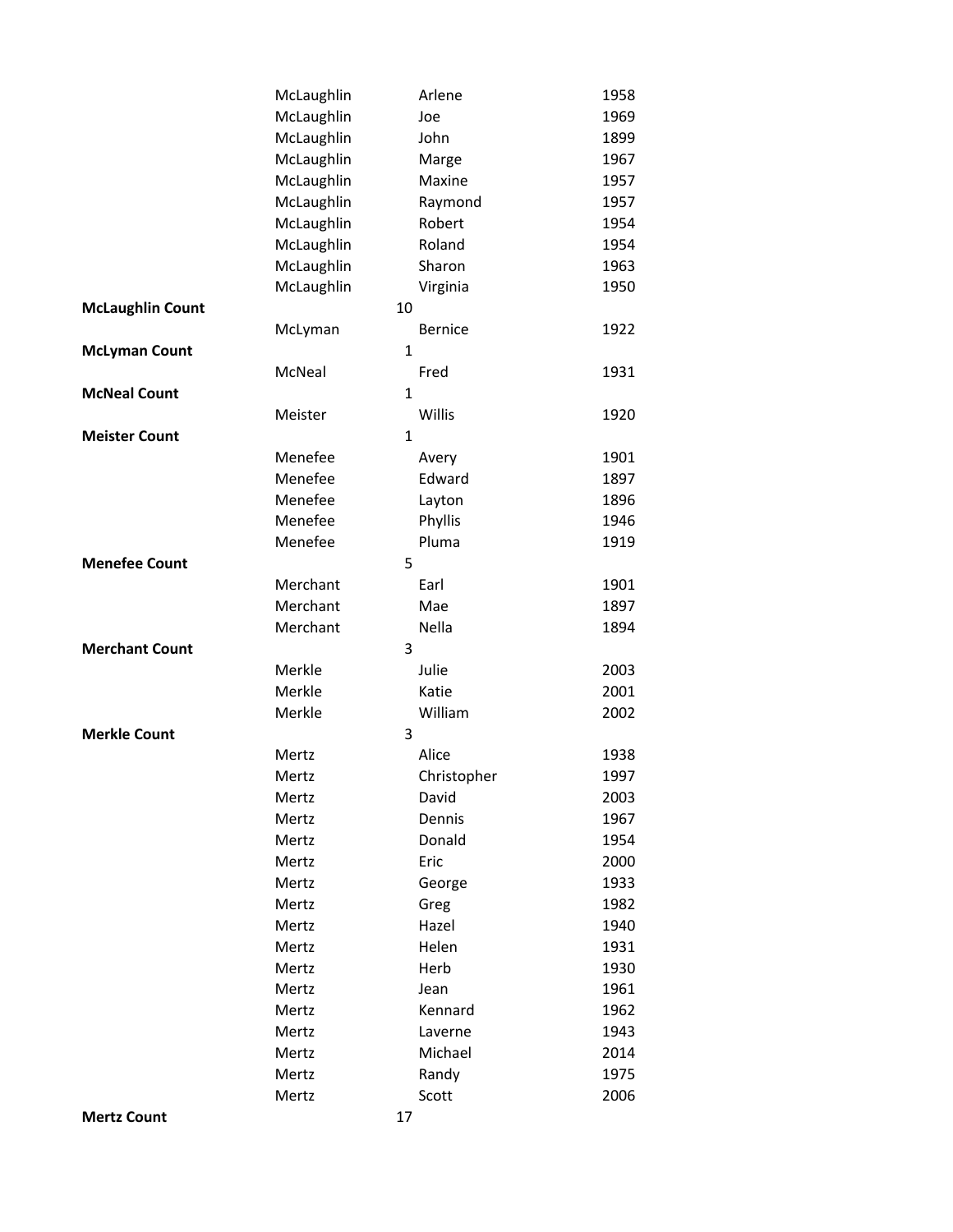| | | | |
|---|---|---|---|
| | McLaughlin | Arlene | 1958 |
| | McLaughlin | Joe | 1969 |
| | McLaughlin | John | 1899 |
| | McLaughlin | Marge | 1967 |
| | McLaughlin | Maxine | 1957 |
| | McLaughlin | Raymond | 1957 |
| | McLaughlin | Robert | 1954 |
| | McLaughlin | Roland | 1954 |
| | McLaughlin | Sharon | 1963 |
| | McLaughlin | Virginia | 1950 |
| **McLaughlin Count** | | 10 | |
| | McLyman | Bernice | 1922 |
| **McLyman Count** | | 1 | |
| | McNeal | Fred | 1931 |
| **McNeal Count** | | 1 | |
| | Meister | Willis | 1920 |
| **Meister Count** | | 1 | |
| | Menefee | Avery | 1901 |
| | Menefee | Edward | 1897 |
| | Menefee | Layton | 1896 |
| | Menefee | Phyllis | 1946 |
| | Menefee | Pluma | 1919 |
| **Menefee Count** | | 5 | |
| | Merchant | Earl | 1901 |
| | Merchant | Mae | 1897 |
| | Merchant | Nella | 1894 |
| **Merchant Count** | | 3 | |
| | Merkle | Julie | 2003 |
| | Merkle | Katie | 2001 |
| | Merkle | William | 2002 |
| **Merkle Count** | | 3 | |
| | Mertz | Alice | 1938 |
| | Mertz | Christopher | 1997 |
| | Mertz | David | 2003 |
| | Mertz | Dennis | 1967 |
| | Mertz | Donald | 1954 |
| | Mertz | Eric | 2000 |
| | Mertz | George | 1933 |
| | Mertz | Greg | 1982 |
| | Mertz | Hazel | 1940 |
| | Mertz | Helen | 1931 |
| | Mertz | Herb | 1930 |
| | Mertz | Jean | 1961 |
| | Mertz | Kennard | 1962 |
| | Mertz | Laverne | 1943 |
| | Mertz | Michael | 2014 |
| | Mertz | Randy | 1975 |
| | Mertz | Scott | 2006 |
| **Mertz Count** | | 17 | |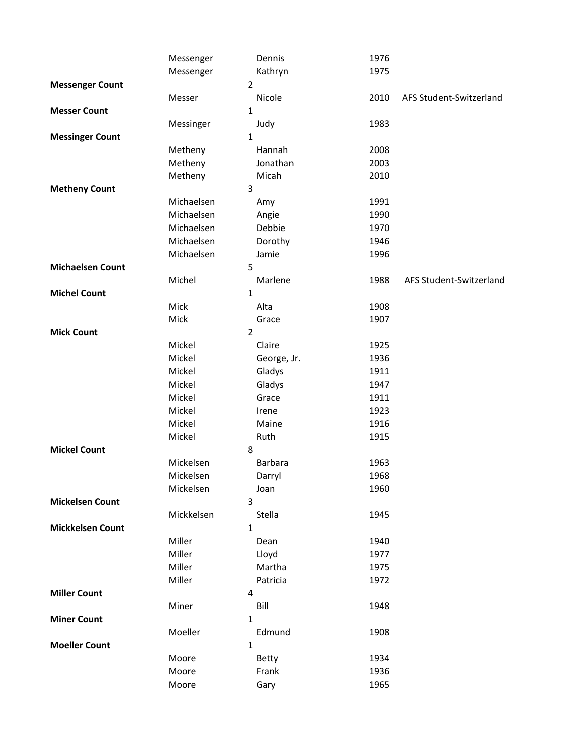| | | | | |
|---|---|---|---|---|
| | Messenger | Dennis | 1976 | |
| | Messenger | Kathryn | 1975 | |
| **Messenger Count** | | 2 | | |
| | Messer | Nicole | 2010 | AFS Student-Switzerland |
| **Messer Count** | | 1 | | |
| | Messinger | Judy | 1983 | |
| **Messinger Count** | | 1 | | |
| | Metheny | Hannah | 2008 | |
| | Metheny | Jonathan | 2003 | |
| | Metheny | Micah | 2010 | |
| **Metheny Count** | | 3 | | |
| | Michaelsen | Amy | 1991 | |
| | Michaelsen | Angie | 1990 | |
| | Michaelsen | Debbie | 1970 | |
| | Michaelsen | Dorothy | 1946 | |
| | Michaelsen | Jamie | 1996 | |
| **Michaelsen Count** | | 5 | | |
| | Michel | Marlene | 1988 | AFS Student-Switzerland |
| **Michel Count** | | 1 | | |
| | Mick | Alta | 1908 | |
| | Mick | Grace | 1907 | |
| **Mick Count** | | 2 | | |
| | Mickel | Claire | 1925 | |
| | Mickel | George, Jr. | 1936 | |
| | Mickel | Gladys | 1911 | |
| | Mickel | Gladys | 1947 | |
| | Mickel | Grace | 1911 | |
| | Mickel | Irene | 1923 | |
| | Mickel | Maine | 1916 | |
| | Mickel | Ruth | 1915 | |
| **Mickel Count** | | 8 | | |
| | Mickelsen | Barbara | 1963 | |
| | Mickelsen | Darryl | 1968 | |
| | Mickelsen | Joan | 1960 | |
| **Mickelsen Count** | | 3 | | |
| | Mickkelsen | Stella | 1945 | |
| **Mickkelsen Count** | | 1 | | |
| | Miller | Dean | 1940 | |
| | Miller | Lloyd | 1977 | |
| | Miller | Martha | 1975 | |
| | Miller | Patricia | 1972 | |
| **Miller Count** | | 4 | | |
| | Miner | Bill | 1948 | |
| **Miner Count** | | 1 | | |
| | Moeller | Edmund | 1908 | |
| **Moeller Count** | | 1 | | |
| | Moore | Betty | 1934 | |
| | Moore | Frank | 1936 | |
| | Moore | Gary | 1965 | |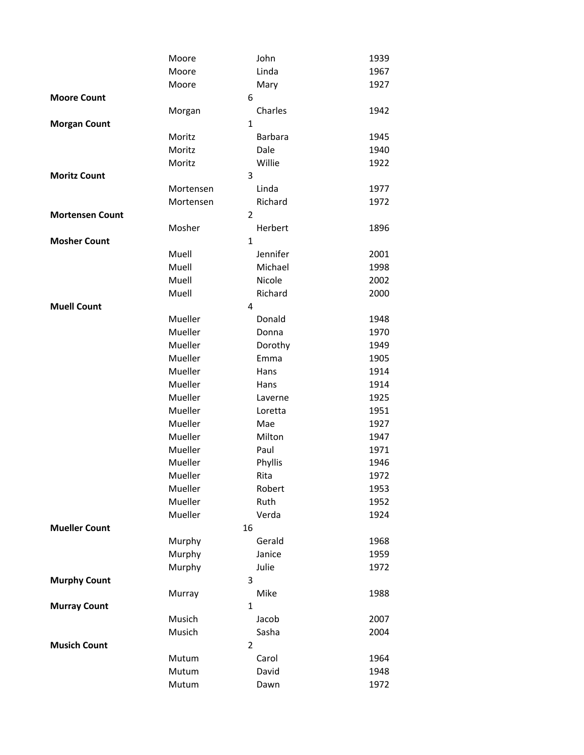| | | | |
|---|---|---|---|
| | Moore | John | 1939 |
| | Moore | Linda | 1967 |
| | Moore | Mary | 1927 |
| **Moore Count** | | 6 | |
| | Morgan | Charles | 1942 |
| **Morgan Count** | | 1 | |
| | Moritz | Barbara | 1945 |
| | Moritz | Dale | 1940 |
| | Moritz | Willie | 1922 |
| **Moritz Count** | | 3 | |
| | Mortensen | Linda | 1977 |
| | Mortensen | Richard | 1972 |
| **Mortensen Count** | | 2 | |
| | Mosher | Herbert | 1896 |
| **Mosher Count** | | 1 | |
| | Muell | Jennifer | 2001 |
| | Muell | Michael | 1998 |
| | Muell | Nicole | 2002 |
| | Muell | Richard | 2000 |
| **Muell Count** | | 4 | |
| | Mueller | Donald | 1948 |
| | Mueller | Donna | 1970 |
| | Mueller | Dorothy | 1949 |
| | Mueller | Emma | 1905 |
| | Mueller | Hans | 1914 |
| | Mueller | Hans | 1914 |
| | Mueller | Laverne | 1925 |
| | Mueller | Loretta | 1951 |
| | Mueller | Mae | 1927 |
| | Mueller | Milton | 1947 |
| | Mueller | Paul | 1971 |
| | Mueller | Phyllis | 1946 |
| | Mueller | Rita | 1972 |
| | Mueller | Robert | 1953 |
| | Mueller | Ruth | 1952 |
| | Mueller | Verda | 1924 |
| **Mueller Count** | | 16 | |
| | Murphy | Gerald | 1968 |
| | Murphy | Janice | 1959 |
| | Murphy | Julie | 1972 |
| **Murphy Count** | | 3 | |
| | Murray | Mike | 1988 |
| **Murray Count** | | 1 | |
| | Musich | Jacob | 2007 |
| | Musich | Sasha | 2004 |
| **Musich Count** | | 2 | |
| | Mutum | Carol | 1964 |
| | Mutum | David | 1948 |
| | Mutum | Dawn | 1972 |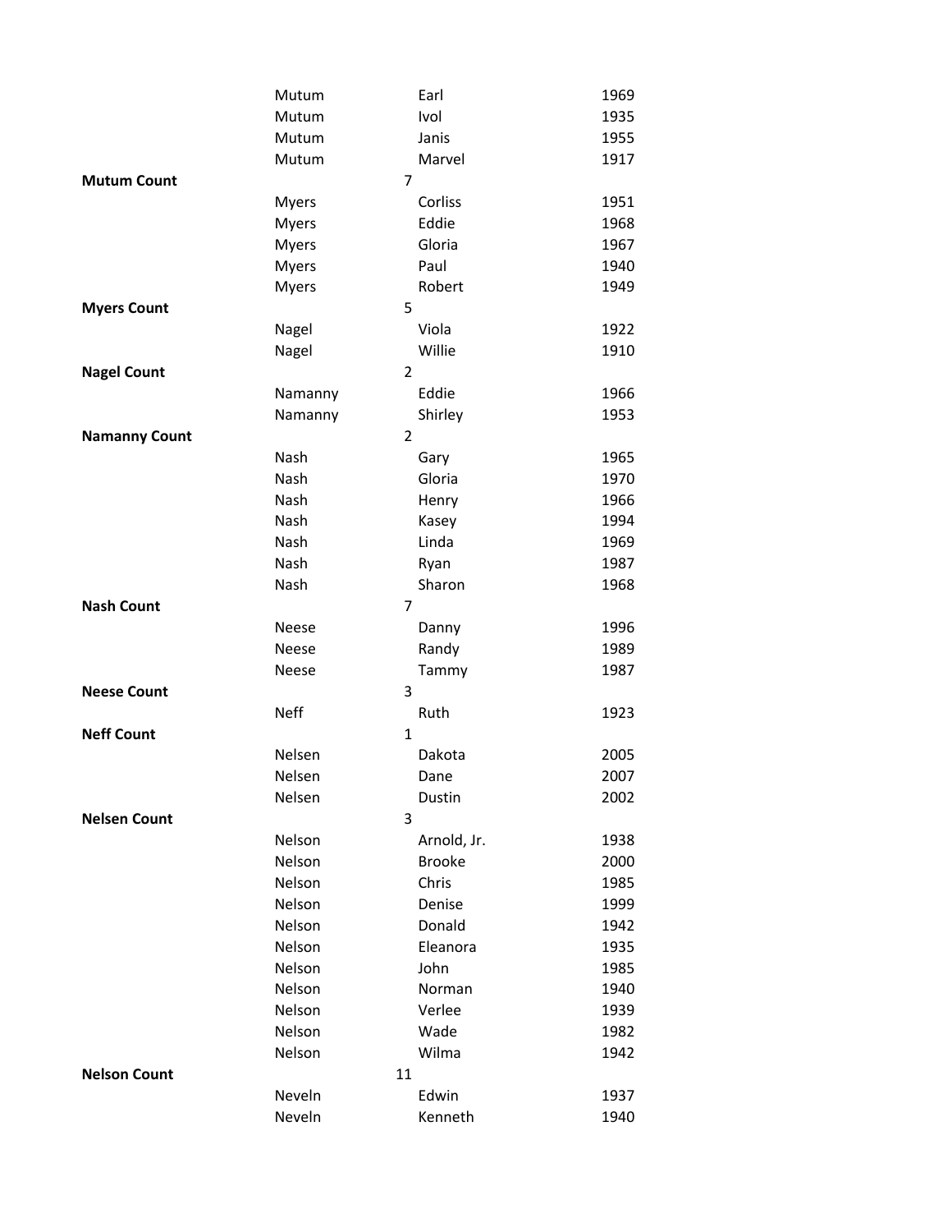| | | | |
|---|---|---|---|
| | Mutum | Earl | 1969 |
| | Mutum | Ivol | 1935 |
| | Mutum | Janis | 1955 |
| | Mutum | Marvel | 1917 |
| **Mutum Count** | | 7 | |
| | Myers | Corliss | 1951 |
| | Myers | Eddie | 1968 |
| | Myers | Gloria | 1967 |
| | Myers | Paul | 1940 |
| | Myers | Robert | 1949 |
| **Myers Count** | | 5 | |
| | Nagel | Viola | 1922 |
| | Nagel | Willie | 1910 |
| **Nagel Count** | | 2 | |
| | Namanny | Eddie | 1966 |
| | Namanny | Shirley | 1953 |
| **Namanny Count** | | 2 | |
| | Nash | Gary | 1965 |
| | Nash | Gloria | 1970 |
| | Nash | Henry | 1966 |
| | Nash | Kasey | 1994 |
| | Nash | Linda | 1969 |
| | Nash | Ryan | 1987 |
| | Nash | Sharon | 1968 |
| **Nash Count** | | 7 | |
| | Neese | Danny | 1996 |
| | Neese | Randy | 1989 |
| | Neese | Tammy | 1987 |
| **Neese Count** | | 3 | |
| | Neff | Ruth | 1923 |
| **Neff Count** | | 1 | |
| | Nelsen | Dakota | 2005 |
| | Nelsen | Dane | 2007 |
| | Nelsen | Dustin | 2002 |
| **Nelsen Count** | | 3 | |
| | Nelson | Arnold, Jr. | 1938 |
| | Nelson | Brooke | 2000 |
| | Nelson | Chris | 1985 |
| | Nelson | Denise | 1999 |
| | Nelson | Donald | 1942 |
| | Nelson | Eleanora | 1935 |
| | Nelson | John | 1985 |
| | Nelson | Norman | 1940 |
| | Nelson | Verlee | 1939 |
| | Nelson | Wade | 1982 |
| | Nelson | Wilma | 1942 |
| **Nelson Count** | | 11 | |
| | Neveln | Edwin | 1937 |
| | Neveln | Kenneth | 1940 |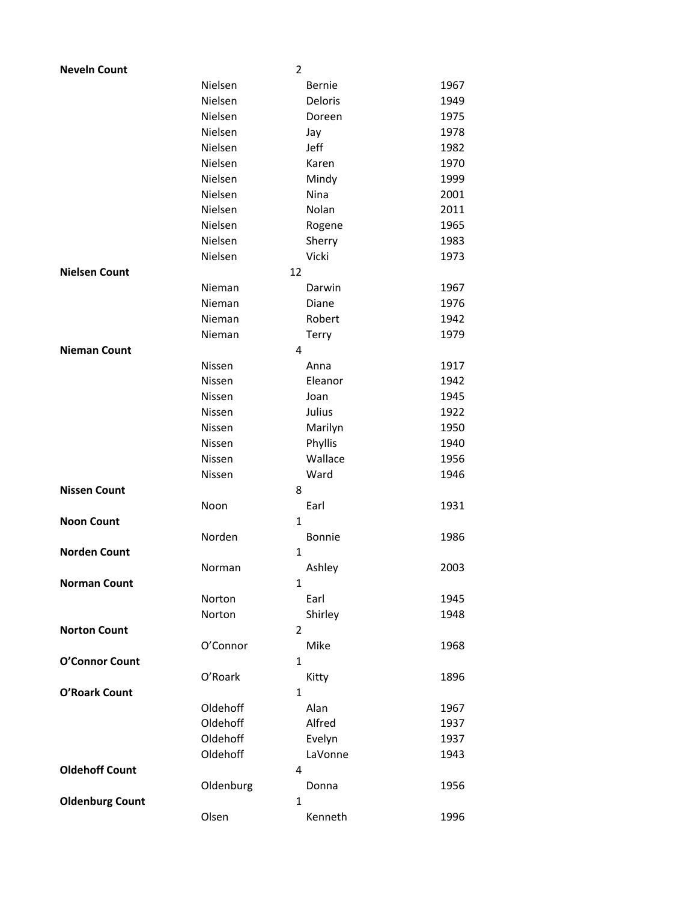| | | | |
|---|---|---|---|
| **Neveln Count** | | 2 | |
| | Nielsen | Bernie | 1967 |
| | Nielsen | Deloris | 1949 |
| | Nielsen | Doreen | 1975 |
| | Nielsen | Jay | 1978 |
| | Nielsen | Jeff | 1982 |
| | Nielsen | Karen | 1970 |
| | Nielsen | Mindy | 1999 |
| | Nielsen | Nina | 2001 |
| | Nielsen | Nolan | 2011 |
| | Nielsen | Rogene | 1965 |
| | Nielsen | Sherry | 1983 |
| | Nielsen | Vicki | 1973 |
| **Nielsen Count** | | 12 | |
| | Nieman | Darwin | 1967 |
| | Nieman | Diane | 1976 |
| | Nieman | Robert | 1942 |
| | Nieman | Terry | 1979 |
| **Nieman Count** | | 4 | |
| | Nissen | Anna | 1917 |
| | Nissen | Eleanor | 1942 |
| | Nissen | Joan | 1945 |
| | Nissen | Julius | 1922 |
| | Nissen | Marilyn | 1950 |
| | Nissen | Phyllis | 1940 |
| | Nissen | Wallace | 1956 |
| | Nissen | Ward | 1946 |
| **Nissen Count** | | 8 | |
| | Noon | Earl | 1931 |
| **Noon Count** | | 1 | |
| | Norden | Bonnie | 1986 |
| **Norden Count** | | 1 | |
| | Norman | Ashley | 2003 |
| **Norman Count** | | 1 | |
| | Norton | Earl | 1945 |
| | Norton | Shirley | 1948 |
| **Norton Count** | | 2 | |
| | O'Connor | Mike | 1968 |
| **O'Connor Count** | | 1 | |
| | O'Roark | Kitty | 1896 |
| **O'Roark Count** | | 1 | |
| | Oldehoff | Alan | 1967 |
| | Oldehoff | Alfred | 1937 |
| | Oldehoff | Evelyn | 1937 |
| | Oldehoff | LaVonne | 1943 |
| **Oldehoff Count** | | 4 | |
| | Oldenburg | Donna | 1956 |
| **Oldenburg Count** | | 1 | |
| | Olsen | Kenneth | 1996 |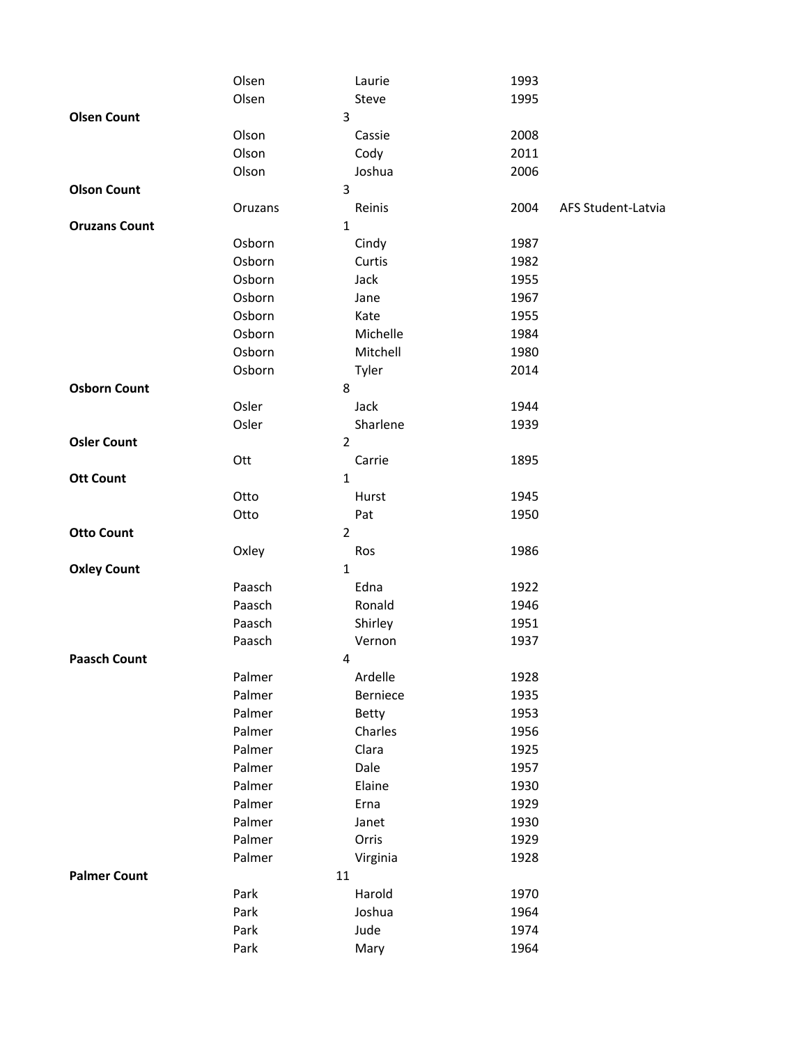| | | | | |
|---|---|---|---|---|
| | Olsen | Laurie | 1993 | |
| | Olsen | Steve | 1995 | |
| **Olsen Count** | | 3 | | |
| | Olson | Cassie | 2008 | |
| | Olson | Cody | 2011 | |
| | Olson | Joshua | 2006 | |
| **Olson Count** | | 3 | | |
| | Oruzans | Reinis | 2004 | AFS Student-Latvia |
| **Oruzans Count** | | 1 | | |
| | Osborn | Cindy | 1987 | |
| | Osborn | Curtis | 1982 | |
| | Osborn | Jack | 1955 | |
| | Osborn | Jane | 1967 | |
| | Osborn | Kate | 1955 | |
| | Osborn | Michelle | 1984 | |
| | Osborn | Mitchell | 1980 | |
| | Osborn | Tyler | 2014 | |
| **Osborn Count** | | 8 | | |
| | Osler | Jack | 1944 | |
| | Osler | Sharlene | 1939 | |
| **Osler Count** | | 2 | | |
| | Ott | Carrie | 1895 | |
| **Ott Count** | | 1 | | |
| | Otto | Hurst | 1945 | |
| | Otto | Pat | 1950 | |
| **Otto Count** | | 2 | | |
| | Oxley | Ros | 1986 | |
| **Oxley Count** | | 1 | | |
| | Paasch | Edna | 1922 | |
| | Paasch | Ronald | 1946 | |
| | Paasch | Shirley | 1951 | |
| | Paasch | Vernon | 1937 | |
| **Paasch Count** | | 4 | | |
| | Palmer | Ardelle | 1928 | |
| | Palmer | Berniece | 1935 | |
| | Palmer | Betty | 1953 | |
| | Palmer | Charles | 1956 | |
| | Palmer | Clara | 1925 | |
| | Palmer | Dale | 1957 | |
| | Palmer | Elaine | 1930 | |
| | Palmer | Erna | 1929 | |
| | Palmer | Janet | 1930 | |
| | Palmer | Orris | 1929 | |
| | Palmer | Virginia | 1928 | |
| **Palmer Count** | | 11 | | |
| | Park | Harold | 1970 | |
| | Park | Joshua | 1964 | |
| | Park | Jude | 1974 | |
| | Park | Mary | 1964 | |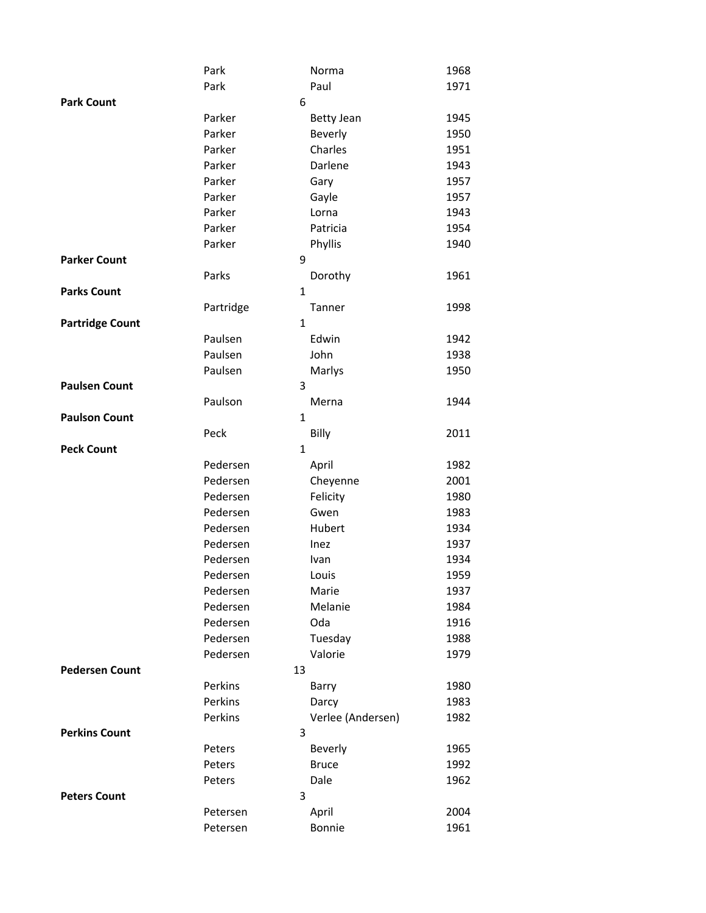| | | | |
|---|---|---|---|
| | Park | Norma | 1968 |
| | Park | Paul | 1971 |
| **Park Count** | 6 | | |
| | Parker | Betty Jean | 1945 |
| | Parker | Beverly | 1950 |
| | Parker | Charles | 1951 |
| | Parker | Darlene | 1943 |
| | Parker | Gary | 1957 |
| | Parker | Gayle | 1957 |
| | Parker | Lorna | 1943 |
| | Parker | Patricia | 1954 |
| | Parker | Phyllis | 1940 |
| **Parker Count** | 9 | | |
| | Parks | Dorothy | 1961 |
| **Parks Count** | 1 | | |
| | Partridge | Tanner | 1998 |
| **Partridge Count** | 1 | | |
| | Paulsen | Edwin | 1942 |
| | Paulsen | John | 1938 |
| | Paulsen | Marlys | 1950 |
| **Paulsen Count** | 3 | | |
| | Paulson | Merna | 1944 |
| **Paulson Count** | 1 | | |
| | Peck | Billy | 2011 |
| **Peck Count** | 1 | | |
| | Pedersen | April | 1982 |
| | Pedersen | Cheyenne | 2001 |
| | Pedersen | Felicity | 1980 |
| | Pedersen | Gwen | 1983 |
| | Pedersen | Hubert | 1934 |
| | Pedersen | Inez | 1937 |
| | Pedersen | Ivan | 1934 |
| | Pedersen | Louis | 1959 |
| | Pedersen | Marie | 1937 |
| | Pedersen | Melanie | 1984 |
| | Pedersen | Oda | 1916 |
| | Pedersen | Tuesday | 1988 |
| | Pedersen | Valorie | 1979 |
| **Pedersen Count** | 13 | | |
| | Perkins | Barry | 1980 |
| | Perkins | Darcy | 1983 |
| | Perkins | Verlee (Andersen) | 1982 |
| **Perkins Count** | 3 | | |
| | Peters | Beverly | 1965 |
| | Peters | Bruce | 1992 |
| | Peters | Dale | 1962 |
| **Peters Count** | 3 | | |
| | Petersen | April | 2004 |
| | Petersen | Bonnie | 1961 |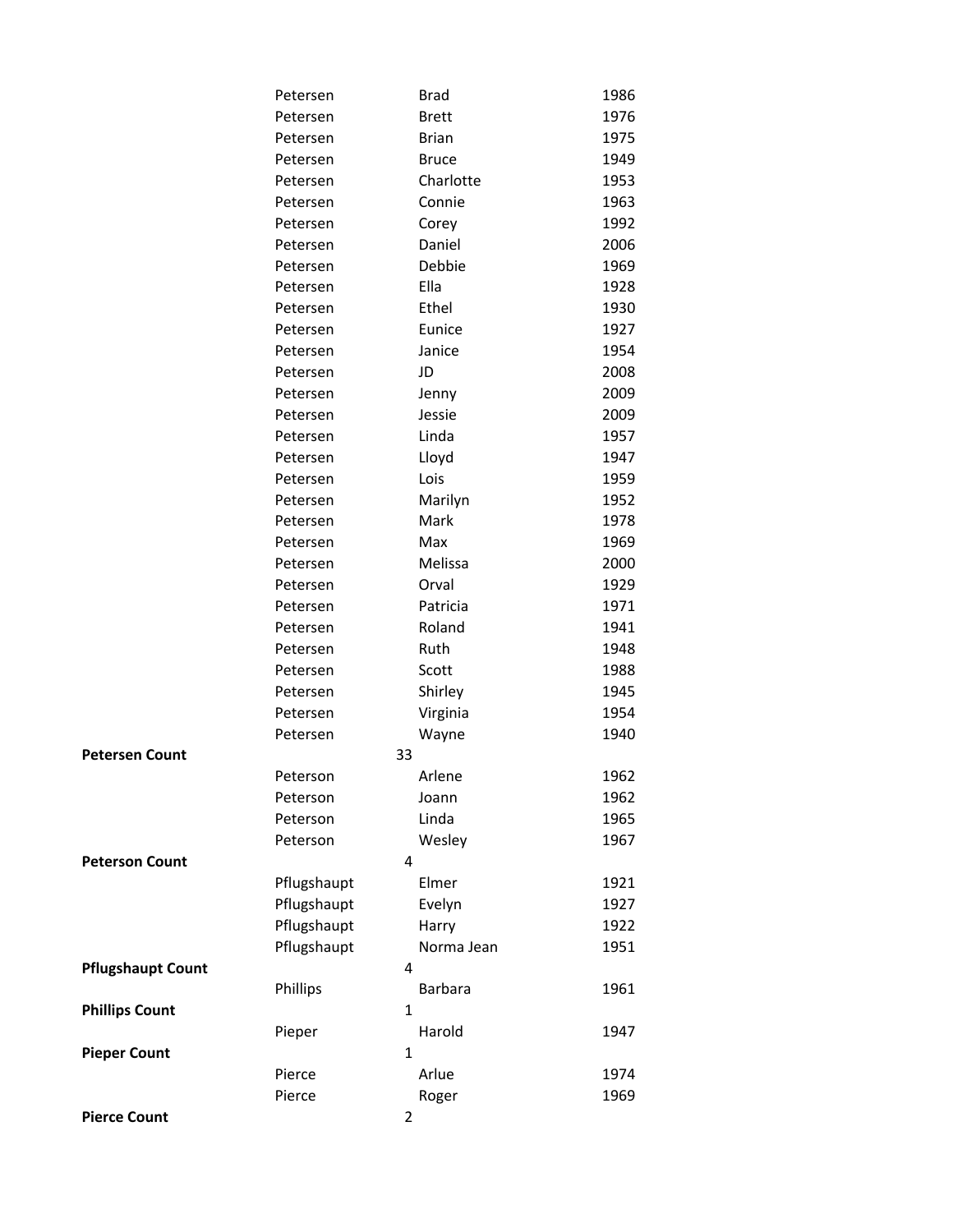| | | | |
|---|---|---|---|
| | Petersen | Brad | 1986 |
| | Petersen | Brett | 1976 |
| | Petersen | Brian | 1975 |
| | Petersen | Bruce | 1949 |
| | Petersen | Charlotte | 1953 |
| | Petersen | Connie | 1963 |
| | Petersen | Corey | 1992 |
| | Petersen | Daniel | 2006 |
| | Petersen | Debbie | 1969 |
| | Petersen | Ella | 1928 |
| | Petersen | Ethel | 1930 |
| | Petersen | Eunice | 1927 |
| | Petersen | Janice | 1954 |
| | Petersen | JD | 2008 |
| | Petersen | Jenny | 2009 |
| | Petersen | Jessie | 2009 |
| | Petersen | Linda | 1957 |
| | Petersen | Lloyd | 1947 |
| | Petersen | Lois | 1959 |
| | Petersen | Marilyn | 1952 |
| | Petersen | Mark | 1978 |
| | Petersen | Max | 1969 |
| | Petersen | Melissa | 2000 |
| | Petersen | Orval | 1929 |
| | Petersen | Patricia | 1971 |
| | Petersen | Roland | 1941 |
| | Petersen | Ruth | 1948 |
| | Petersen | Scott | 1988 |
| | Petersen | Shirley | 1945 |
| | Petersen | Virginia | 1954 |
| | Petersen | Wayne | 1940 |
| **Petersen Count** | 33 | | |
| | Peterson | Arlene | 1962 |
| | Peterson | Joann | 1962 |
| | Peterson | Linda | 1965 |
| | Peterson | Wesley | 1967 |
| **Peterson Count** | 4 | | |
| | Pflugshaupt | Elmer | 1921 |
| | Pflugshaupt | Evelyn | 1927 |
| | Pflugshaupt | Harry | 1922 |
| | Pflugshaupt | Norma Jean | 1951 |
| **Pflugshaupt Count** | 4 | | |
| | Phillips | Barbara | 1961 |
| **Phillips Count** | 1 | | |
| | Pieper | Harold | 1947 |
| **Pieper Count** | 1 | | |
| | Pierce | Arlue | 1974 |
| | Pierce | Roger | 1969 |
| **Pierce Count** | 2 | | |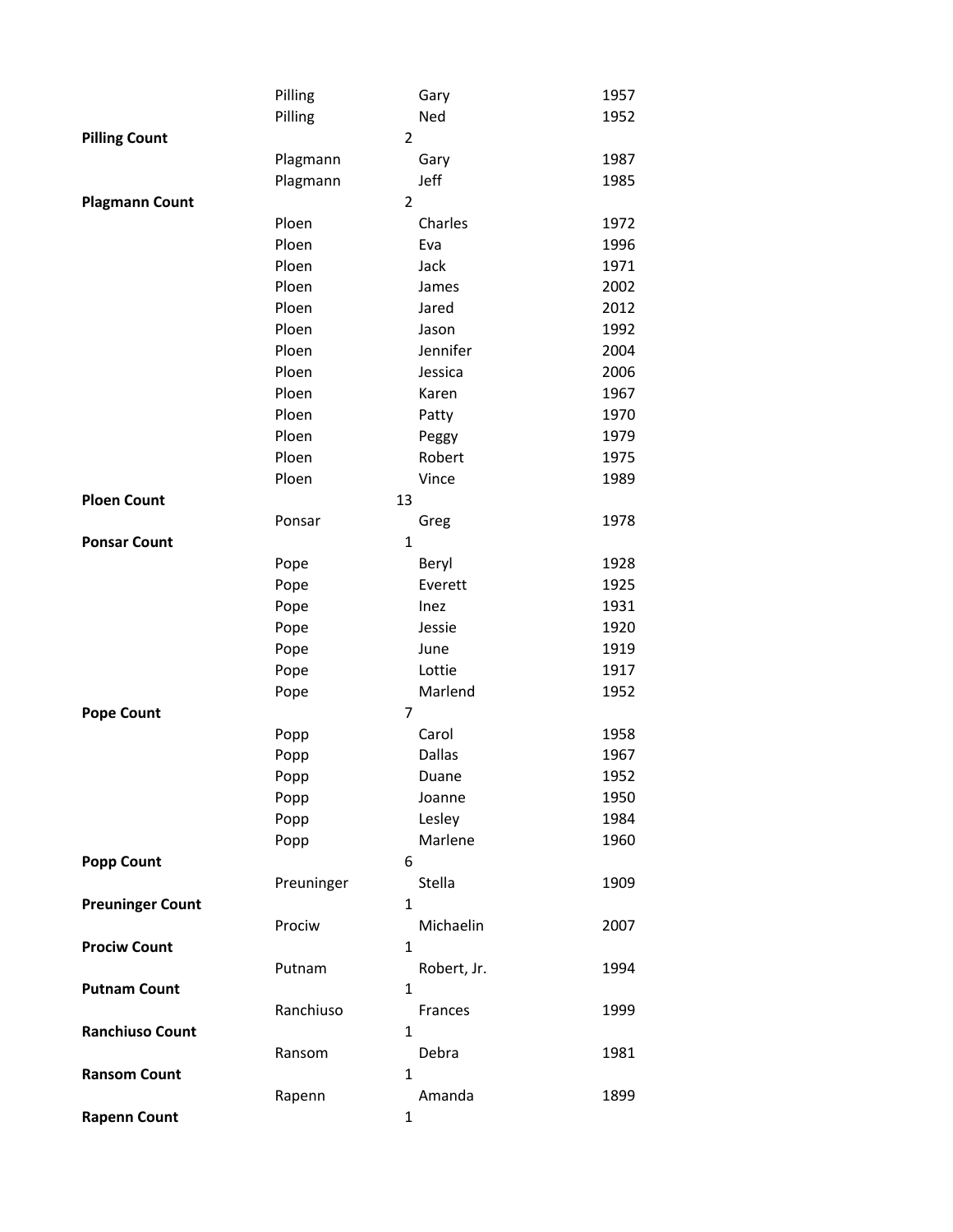| | | | |
|---|---|---|---|
| | Pilling | Gary | 1957 |
| | Pilling | Ned | 1952 |
| **Pilling Count** | | 2 | |
| | Plagmann | Gary | 1987 |
| | Plagmann | Jeff | 1985 |
| **Plagmann Count** | | 2 | |
| | Ploen | Charles | 1972 |
| | Ploen | Eva | 1996 |
| | Ploen | Jack | 1971 |
| | Ploen | James | 2002 |
| | Ploen | Jared | 2012 |
| | Ploen | Jason | 1992 |
| | Ploen | Jennifer | 2004 |
| | Ploen | Jessica | 2006 |
| | Ploen | Karen | 1967 |
| | Ploen | Patty | 1970 |
| | Ploen | Peggy | 1979 |
| | Ploen | Robert | 1975 |
| | Ploen | Vince | 1989 |
| **Ploen Count** | | 13 | |
| | Ponsar | Greg | 1978 |
| **Ponsar Count** | | 1 | |
| | Pope | Beryl | 1928 |
| | Pope | Everett | 1925 |
| | Pope | Inez | 1931 |
| | Pope | Jessie | 1920 |
| | Pope | June | 1919 |
| | Pope | Lottie | 1917 |
| | Pope | Marlend | 1952 |
| **Pope Count** | | 7 | |
| | Popp | Carol | 1958 |
| | Popp | Dallas | 1967 |
| | Popp | Duane | 1952 |
| | Popp | Joanne | 1950 |
| | Popp | Lesley | 1984 |
| | Popp | Marlene | 1960 |
| **Popp Count** | | 6 | |
| | Preuninger | Stella | 1909 |
| **Preuninger Count** | | 1 | |
| | Prociw | Michaelin | 2007 |
| **Prociw Count** | | 1 | |
| | Putnam | Robert, Jr. | 1994 |
| **Putnam Count** | | 1 | |
| | Ranchiuso | Frances | 1999 |
| **Ranchiuso Count** | | 1 | |
| | Ransom | Debra | 1981 |
| **Ransom Count** | | 1 | |
| | Rapenn | Amanda | 1899 |
| **Rapenn Count** | | 1 | |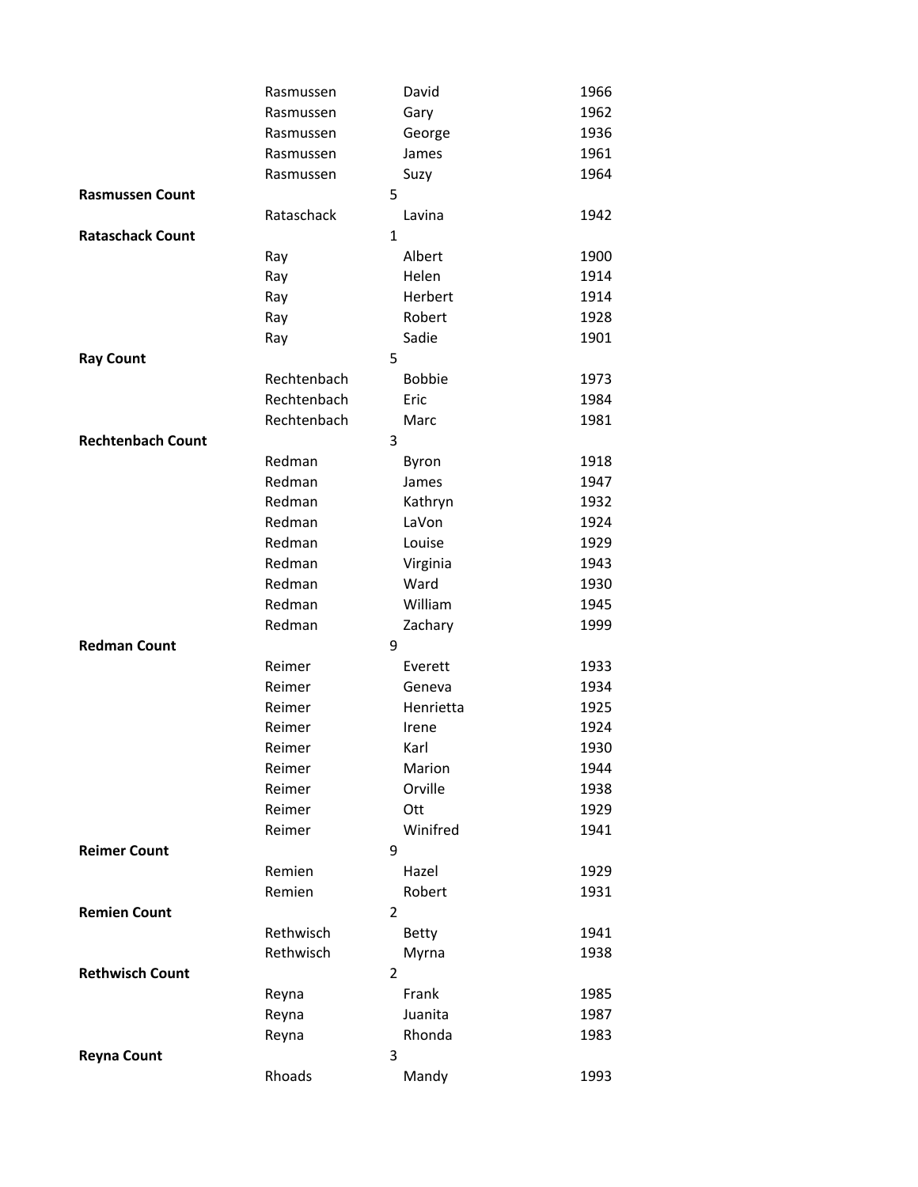| | | | |
|---|---|---|---|
| | Rasmussen | David | 1966 |
| | Rasmussen | Gary | 1962 |
| | Rasmussen | George | 1936 |
| | Rasmussen | James | 1961 |
| | Rasmussen | Suzy | 1964 |
| **Rasmussen Count** | | 5 | |
| | Rataschack | Lavina | 1942 |
| **Rataschack Count** | | 1 | |
| | Ray | Albert | 1900 |
| | Ray | Helen | 1914 |
| | Ray | Herbert | 1914 |
| | Ray | Robert | 1928 |
| | Ray | Sadie | 1901 |
| **Ray Count** | | 5 | |
| | Rechtenbach | Bobbie | 1973 |
| | Rechtenbach | Eric | 1984 |
| | Rechtenbach | Marc | 1981 |
| **Rechtenbach Count** | | 3 | |
| | Redman | Byron | 1918 |
| | Redman | James | 1947 |
| | Redman | Kathryn | 1932 |
| | Redman | LaVon | 1924 |
| | Redman | Louise | 1929 |
| | Redman | Virginia | 1943 |
| | Redman | Ward | 1930 |
| | Redman | William | 1945 |
| | Redman | Zachary | 1999 |
| **Redman Count** | | 9 | |
| | Reimer | Everett | 1933 |
| | Reimer | Geneva | 1934 |
| | Reimer | Henrietta | 1925 |
| | Reimer | Irene | 1924 |
| | Reimer | Karl | 1930 |
| | Reimer | Marion | 1944 |
| | Reimer | Orville | 1938 |
| | Reimer | Ott | 1929 |
| | Reimer | Winifred | 1941 |
| **Reimer Count** | | 9 | |
| | Remien | Hazel | 1929 |
| | Remien | Robert | 1931 |
| **Remien Count** | | 2 | |
| | Rethwisch | Betty | 1941 |
| | Rethwisch | Myrna | 1938 |
| **Rethwisch Count** | | 2 | |
| | Reyna | Frank | 1985 |
| | Reyna | Juanita | 1987 |
| | Reyna | Rhonda | 1983 |
| **Reyna Count** | | 3 | |
| | Rhoads | Mandy | 1993 |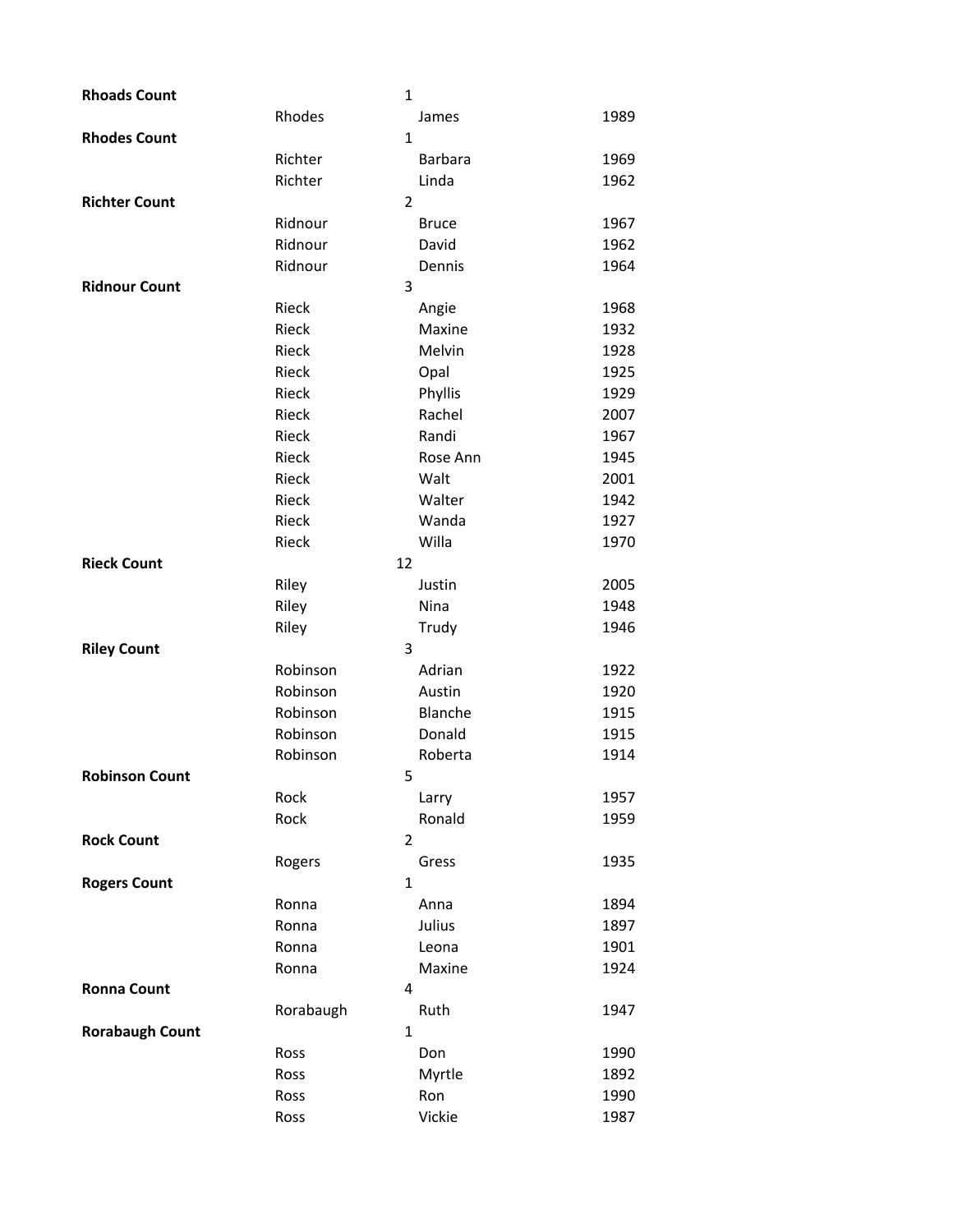| | | | |
|---|---|---|---|
| **Rhoads Count** | | 1 | |
| | Rhodes | James | 1989 |
| **Rhodes Count** | | 1 | |
| | Richter | Barbara | 1969 |
| | Richter | Linda | 1962 |
| **Richter Count** | | 2 | |
| | Ridnour | Bruce | 1967 |
| | Ridnour | David | 1962 |
| | Ridnour | Dennis | 1964 |
| **Ridnour Count** | | 3 | |
| | Rieck | Angie | 1968 |
| | Rieck | Maxine | 1932 |
| | Rieck | Melvin | 1928 |
| | Rieck | Opal | 1925 |
| | Rieck | Phyllis | 1929 |
| | Rieck | Rachel | 2007 |
| | Rieck | Randi | 1967 |
| | Rieck | Rose Ann | 1945 |
| | Rieck | Walt | 2001 |
| | Rieck | Walter | 1942 |
| | Rieck | Wanda | 1927 |
| | Rieck | Willa | 1970 |
| **Rieck Count** | | 12 | |
| | Riley | Justin | 2005 |
| | Riley | Nina | 1948 |
| | Riley | Trudy | 1946 |
| **Riley Count** | | 3 | |
| | Robinson | Adrian | 1922 |
| | Robinson | Austin | 1920 |
| | Robinson | Blanche | 1915 |
| | Robinson | Donald | 1915 |
| | Robinson | Roberta | 1914 |
| **Robinson Count** | | 5 | |
| | Rock | Larry | 1957 |
| | Rock | Ronald | 1959 |
| **Rock Count** | | 2 | |
| | Rogers | Gress | 1935 |
| **Rogers Count** | | 1 | |
| | Ronna | Anna | 1894 |
| | Ronna | Julius | 1897 |
| | Ronna | Leona | 1901 |
| | Ronna | Maxine | 1924 |
| **Ronna Count** | | 4 | |
| | Rorabaugh | Ruth | 1947 |
| **Rorabaugh Count** | | 1 | |
| | Ross | Don | 1990 |
| | Ross | Myrtle | 1892 |
| | Ross | Ron | 1990 |
| | Ross | Vickie | 1987 |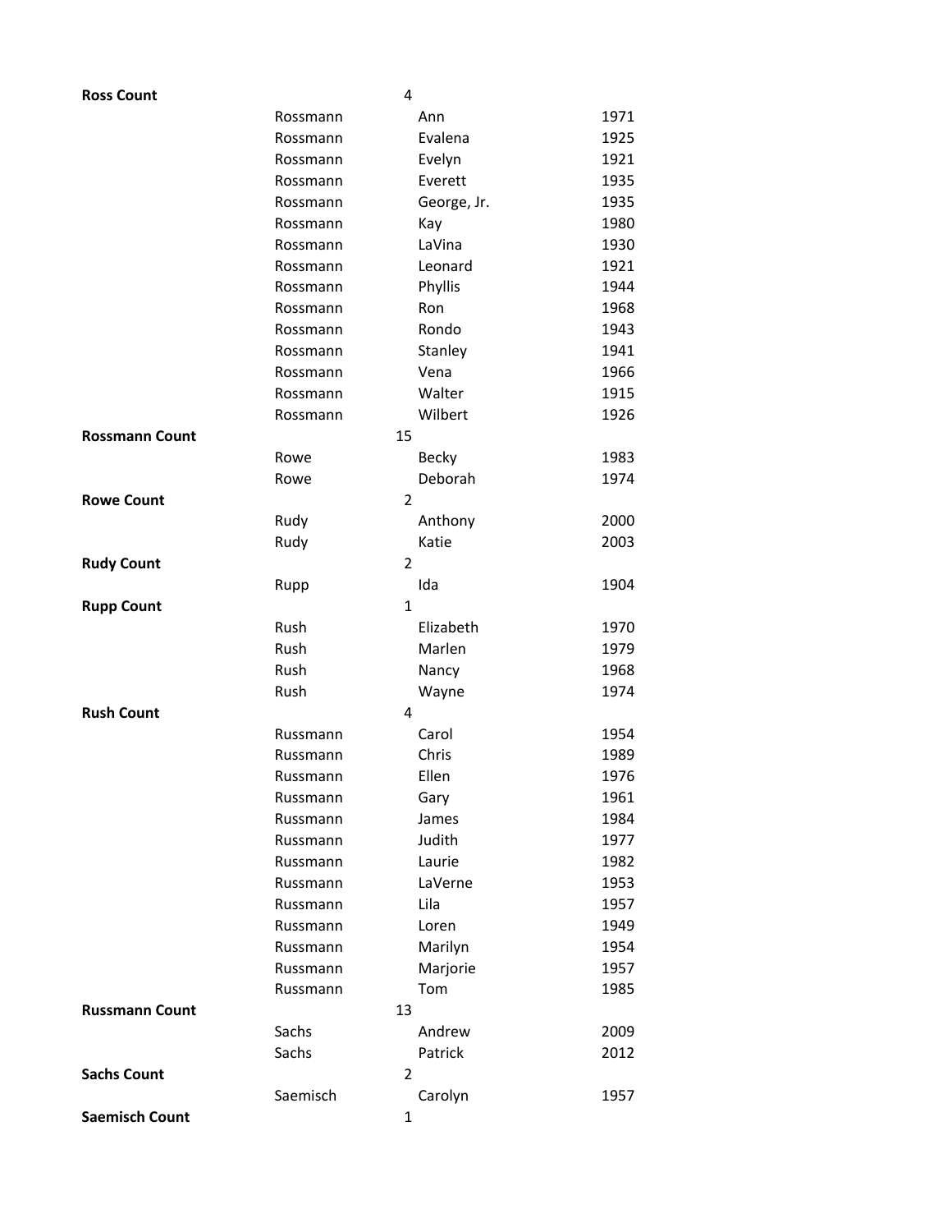| | | | |
|---|---|---|---|
| **Ross Count** | | 4 | |
| | Rossmann | Ann | 1971 |
| | Rossmann | Evalena | 1925 |
| | Rossmann | Evelyn | 1921 |
| | Rossmann | Everett | 1935 |
| | Rossmann | George, Jr. | 1935 |
| | Rossmann | Kay | 1980 |
| | Rossmann | LaVina | 1930 |
| | Rossmann | Leonard | 1921 |
| | Rossmann | Phyllis | 1944 |
| | Rossmann | Ron | 1968 |
| | Rossmann | Rondo | 1943 |
| | Rossmann | Stanley | 1941 |
| | Rossmann | Vena | 1966 |
| | Rossmann | Walter | 1915 |
| | Rossmann | Wilbert | 1926 |
| **Rossmann Count** | | 15 | |
| | Rowe | Becky | 1983 |
| | Rowe | Deborah | 1974 |
| **Rowe Count** | | 2 | |
| | Rudy | Anthony | 2000 |
| | Rudy | Katie | 2003 |
| **Rudy Count** | | 2 | |
| | Rupp | Ida | 1904 |
| **Rupp Count** | | 1 | |
| | Rush | Elizabeth | 1970 |
| | Rush | Marlen | 1979 |
| | Rush | Nancy | 1968 |
| | Rush | Wayne | 1974 |
| **Rush Count** | | 4 | |
| | Russmann | Carol | 1954 |
| | Russmann | Chris | 1989 |
| | Russmann | Ellen | 1976 |
| | Russmann | Gary | 1961 |
| | Russmann | James | 1984 |
| | Russmann | Judith | 1977 |
| | Russmann | Laurie | 1982 |
| | Russmann | LaVerne | 1953 |
| | Russmann | Lila | 1957 |
| | Russmann | Loren | 1949 |
| | Russmann | Marilyn | 1954 |
| | Russmann | Marjorie | 1957 |
| | Russmann | Tom | 1985 |
| **Russmann Count** | | 13 | |
| | Sachs | Andrew | 2009 |
| | Sachs | Patrick | 2012 |
| **Sachs Count** | | 2 | |
| | Saemisch | Carolyn | 1957 |
| **Saemisch Count** | | 1 | |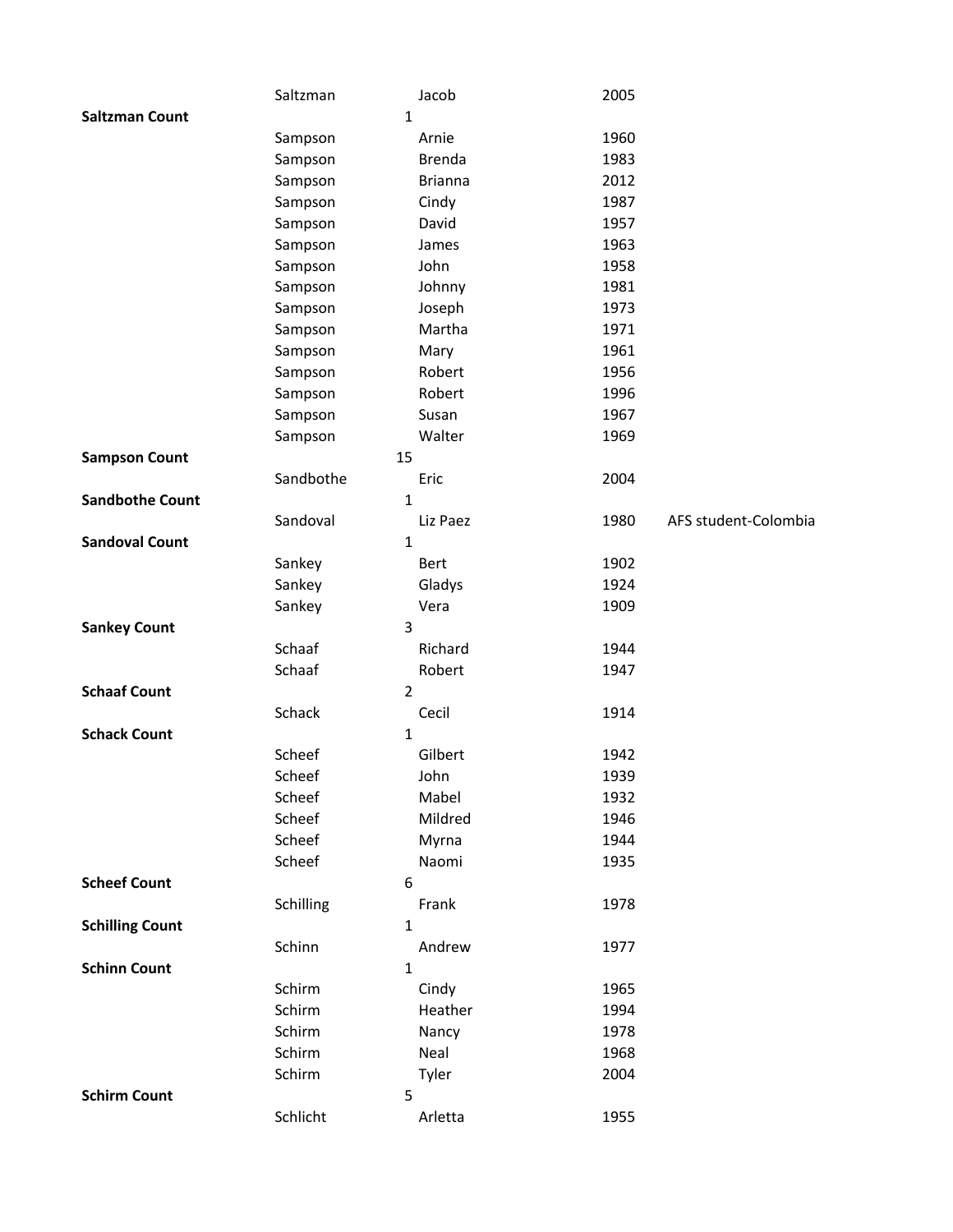| | | | | |
|---|---|---|---|---|
| | Saltzman | Jacob | 2005 | |
| **Saltzman Count** | 1 | | | |
| | Sampson | Arnie | 1960 | |
| | Sampson | Brenda | 1983 | |
| | Sampson | Brianna | 2012 | |
| | Sampson | Cindy | 1987 | |
| | Sampson | David | 1957 | |
| | Sampson | James | 1963 | |
| | Sampson | John | 1958 | |
| | Sampson | Johnny | 1981 | |
| | Sampson | Joseph | 1973 | |
| | Sampson | Martha | 1971 | |
| | Sampson | Mary | 1961 | |
| | Sampson | Robert | 1956 | |
| | Sampson | Robert | 1996 | |
| | Sampson | Susan | 1967 | |
| | Sampson | Walter | 1969 | |
| **Sampson Count** | 15 | | | |
| | Sandbothe | Eric | 2004 | |
| **Sandbothe Count** | 1 | | | |
| | Sandoval | Liz Paez | 1980 | AFS student-Colombia |
| **Sandoval Count** | 1 | | | |
| | Sankey | Bert | 1902 | |
| | Sankey | Gladys | 1924 | |
| | Sankey | Vera | 1909 | |
| **Sankey Count** | 3 | | | |
| | Schaaf | Richard | 1944 | |
| | Schaaf | Robert | 1947 | |
| **Schaaf Count** | 2 | | | |
| | Schack | Cecil | 1914 | |
| **Schack Count** | 1 | | | |
| | Scheef | Gilbert | 1942 | |
| | Scheef | John | 1939 | |
| | Scheef | Mabel | 1932 | |
| | Scheef | Mildred | 1946 | |
| | Scheef | Myrna | 1944 | |
| | Scheef | Naomi | 1935 | |
| **Scheef Count** | 6 | | | |
| | Schilling | Frank | 1978 | |
| **Schilling Count** | 1 | | | |
| | Schinn | Andrew | 1977 | |
| **Schinn Count** | 1 | | | |
| | Schirm | Cindy | 1965 | |
| | Schirm | Heather | 1994 | |
| | Schirm | Nancy | 1978 | |
| | Schirm | Neal | 1968 | |
| | Schirm | Tyler | 2004 | |
| **Schirm Count** | 5 | | | |
| | Schlicht | Arletta | 1955 | |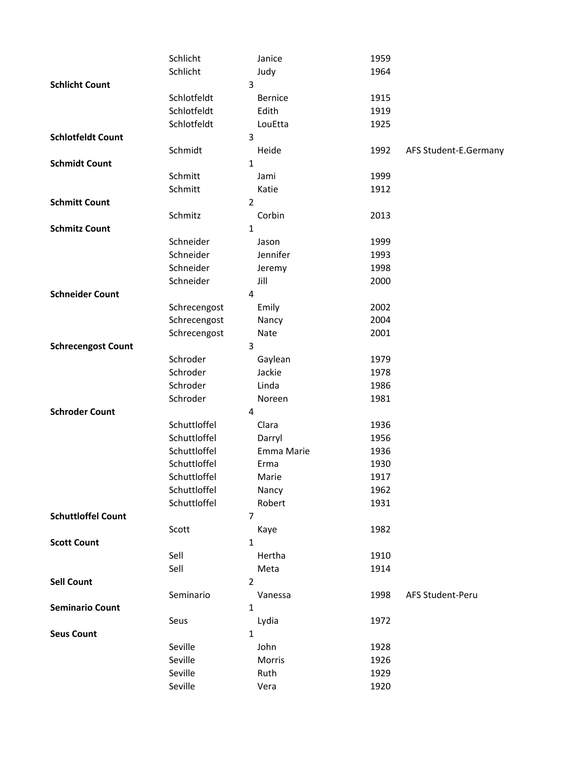| | | | | |
|---|---|---|---|---|
| | Schlicht | Janice | 1959 | |
| | Schlicht | Judy | 1964 | |
| **Schlicht Count** | | 3 | | |
| | Schlotfeldt | Bernice | 1915 | |
| | Schlotfeldt | Edith | 1919 | |
| | Schlotfeldt | LouEtta | 1925 | |
| **Schlotfeldt Count** | | 3 | | |
| | Schmidt | Heide | 1992 | AFS Student-E.Germany |
| **Schmidt Count** | | 1 | | |
| | Schmitt | Jami | 1999 | |
| | Schmitt | Katie | 1912 | |
| **Schmitt Count** | | 2 | | |
| | Schmitz | Corbin | 2013 | |
| **Schmitz Count** | | 1 | | |
| | Schneider | Jason | 1999 | |
| | Schneider | Jennifer | 1993 | |
| | Schneider | Jeremy | 1998 | |
| | Schneider | Jill | 2000 | |
| **Schneider Count** | | 4 | | |
| | Schrecengost | Emily | 2002 | |
| | Schrecengost | Nancy | 2004 | |
| | Schrecengost | Nate | 2001 | |
| **Schrecengost Count** | | 3 | | |
| | Schroder | Gaylean | 1979 | |
| | Schroder | Jackie | 1978 | |
| | Schroder | Linda | 1986 | |
| | Schroder | Noreen | 1981 | |
| **Schroder Count** | | 4 | | |
| | Schuttloffel | Clara | 1936 | |
| | Schuttloffel | Darryl | 1956 | |
| | Schuttloffel | Emma Marie | 1936 | |
| | Schuttloffel | Erma | 1930 | |
| | Schuttloffel | Marie | 1917 | |
| | Schuttloffel | Nancy | 1962 | |
| | Schuttloffel | Robert | 1931 | |
| **Schuttloffel Count** | | 7 | | |
| | Scott | Kaye | 1982 | |
| **Scott Count** | | 1 | | |
| | Sell | Hertha | 1910 | |
| | Sell | Meta | 1914 | |
| **Sell Count** | | 2 | | |
| | Seminario | Vanessa | 1998 | AFS Student-Peru |
| **Seminario Count** | | 1 | | |
| | Seus | Lydia | 1972 | |
| **Seus Count** | | 1 | | |
| | Seville | John | 1928 | |
| | Seville | Morris | 1926 | |
| | Seville | Ruth | 1929 | |
| | Seville | Vera | 1920 | |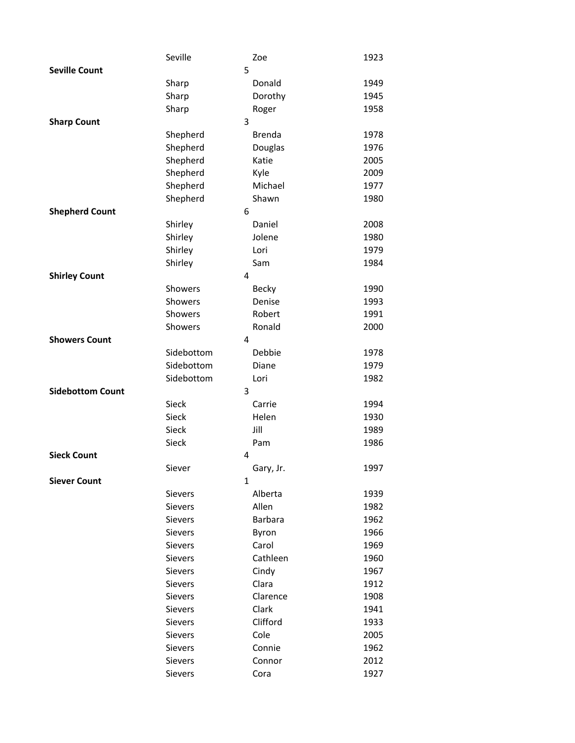| | | | |
|---|---|---|---|
| | Seville | Zoe | 1923 |
| **Seville Count** | | 5 | |
| | Sharp | Donald | 1949 |
| | Sharp | Dorothy | 1945 |
| | Sharp | Roger | 1958 |
| **Sharp Count** | | 3 | |
| | Shepherd | Brenda | 1978 |
| | Shepherd | Douglas | 1976 |
| | Shepherd | Katie | 2005 |
| | Shepherd | Kyle | 2009 |
| | Shepherd | Michael | 1977 |
| | Shepherd | Shawn | 1980 |
| **Shepherd Count** | | 6 | |
| | Shirley | Daniel | 2008 |
| | Shirley | Jolene | 1980 |
| | Shirley | Lori | 1979 |
| | Shirley | Sam | 1984 |
| **Shirley Count** | | 4 | |
| | Showers | Becky | 1990 |
| | Showers | Denise | 1993 |
| | Showers | Robert | 1991 |
| | Showers | Ronald | 2000 |
| **Showers Count** | | 4 | |
| | Sidebottom | Debbie | 1978 |
| | Sidebottom | Diane | 1979 |
| | Sidebottom | Lori | 1982 |
| **Sidebottom Count** | | 3 | |
| | Sieck | Carrie | 1994 |
| | Sieck | Helen | 1930 |
| | Sieck | Jill | 1989 |
| | Sieck | Pam | 1986 |
| **Sieck Count** | | 4 | |
| | Siever | Gary, Jr. | 1997 |
| **Siever Count** | | 1 | |
| | Sievers | Alberta | 1939 |
| | Sievers | Allen | 1982 |
| | Sievers | Barbara | 1962 |
| | Sievers | Byron | 1966 |
| | Sievers | Carol | 1969 |
| | Sievers | Cathleen | 1960 |
| | Sievers | Cindy | 1967 |
| | Sievers | Clara | 1912 |
| | Sievers | Clarence | 1908 |
| | Sievers | Clark | 1941 |
| | Sievers | Clifford | 1933 |
| | Sievers | Cole | 2005 |
| | Sievers | Connie | 1962 |
| | Sievers | Connor | 2012 |
| | Sievers | Cora | 1927 |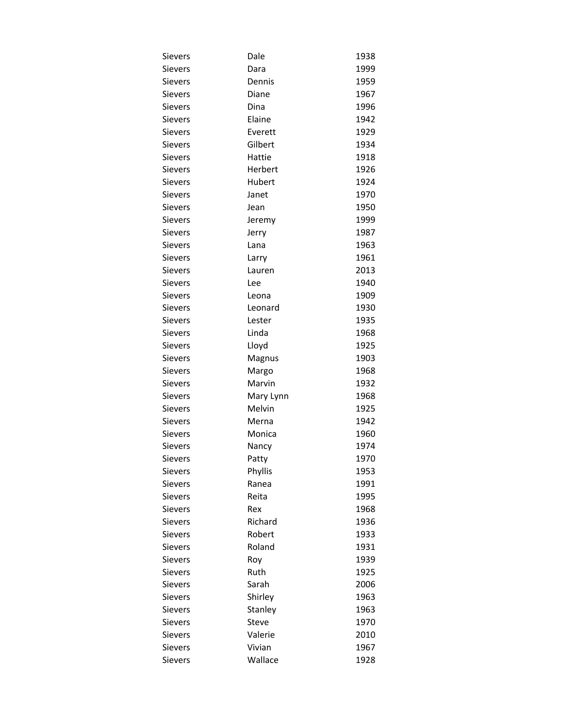| | | |
|---|---|---|
| Sievers | Dale | 1938 |
| Sievers | Dara | 1999 |
| Sievers | Dennis | 1959 |
| Sievers | Diane | 1967 |
| Sievers | Dina | 1996 |
| Sievers | Elaine | 1942 |
| Sievers | Everett | 1929 |
| Sievers | Gilbert | 1934 |
| Sievers | Hattie | 1918 |
| Sievers | Herbert | 1926 |
| Sievers | Hubert | 1924 |
| Sievers | Janet | 1970 |
| Sievers | Jean | 1950 |
| Sievers | Jeremy | 1999 |
| Sievers | Jerry | 1987 |
| Sievers | Lana | 1963 |
| Sievers | Larry | 1961 |
| Sievers | Lauren | 2013 |
| Sievers | Lee | 1940 |
| Sievers | Leona | 1909 |
| Sievers | Leonard | 1930 |
| Sievers | Lester | 1935 |
| Sievers | Linda | 1968 |
| Sievers | Lloyd | 1925 |
| Sievers | Magnus | 1903 |
| Sievers | Margo | 1968 |
| Sievers | Marvin | 1932 |
| Sievers | Mary Lynn | 1968 |
| Sievers | Melvin | 1925 |
| Sievers | Merna | 1942 |
| Sievers | Monica | 1960 |
| Sievers | Nancy | 1974 |
| Sievers | Patty | 1970 |
| Sievers | Phyllis | 1953 |
| Sievers | Ranea | 1991 |
| Sievers | Reita | 1995 |
| Sievers | Rex | 1968 |
| Sievers | Richard | 1936 |
| Sievers | Robert | 1933 |
| Sievers | Roland | 1931 |
| Sievers | Roy | 1939 |
| Sievers | Ruth | 1925 |
| Sievers | Sarah | 2006 |
| Sievers | Shirley | 1963 |
| Sievers | Stanley | 1963 |
| Sievers | Steve | 1970 |
| Sievers | Valerie | 2010 |
| Sievers | Vivian | 1967 |
| Sievers | Wallace | 1928 |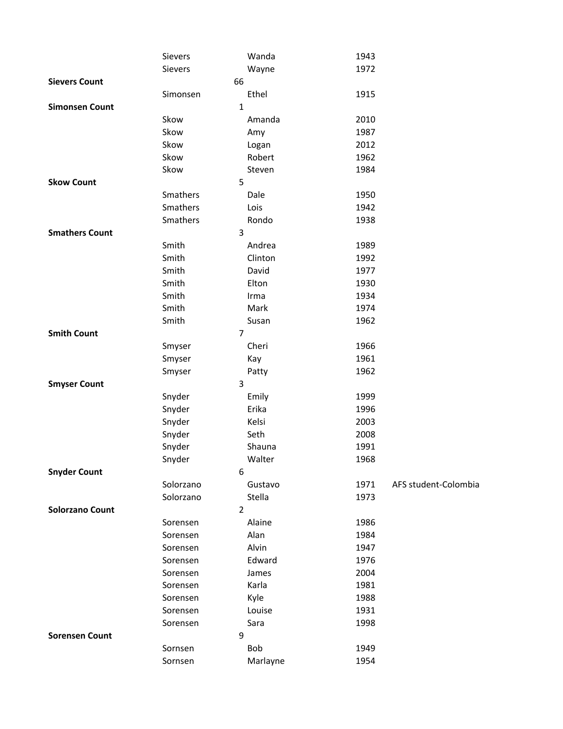| | | | | |
|---|---|---|---|---|
| | Sievers | Wanda | 1943 | |
| | Sievers | Wayne | 1972 | |
| **Sievers Count** | 66 | | | |
| | Simonsen | Ethel | 1915 | |
| **Simonsen Count** | 1 | | | |
| | Skow | Amanda | 2010 | |
| | Skow | Amy | 1987 | |
| | Skow | Logan | 2012 | |
| | Skow | Robert | 1962 | |
| | Skow | Steven | 1984 | |
| **Skow Count** | 5 | | | |
| | Smathers | Dale | 1950 | |
| | Smathers | Lois | 1942 | |
| | Smathers | Rondo | 1938 | |
| **Smathers Count** | 3 | | | |
| | Smith | Andrea | 1989 | |
| | Smith | Clinton | 1992 | |
| | Smith | David | 1977 | |
| | Smith | Elton | 1930 | |
| | Smith | Irma | 1934 | |
| | Smith | Mark | 1974 | |
| | Smith | Susan | 1962 | |
| **Smith Count** | 7 | | | |
| | Smyser | Cheri | 1966 | |
| | Smyser | Kay | 1961 | |
| | Smyser | Patty | 1962 | |
| **Smyser Count** | 3 | | | |
| | Snyder | Emily | 1999 | |
| | Snyder | Erika | 1996 | |
| | Snyder | Kelsi | 2003 | |
| | Snyder | Seth | 2008 | |
| | Snyder | Shauna | 1991 | |
| | Snyder | Walter | 1968 | |
| **Snyder Count** | 6 | | | |
| | Solorzano | Gustavo | 1971 | AFS student-Colombia |
| | Solorzano | Stella | 1973 | |
| **Solorzano Count** | 2 | | | |
| | Sorensen | Alaine | 1986 | |
| | Sorensen | Alan | 1984 | |
| | Sorensen | Alvin | 1947 | |
| | Sorensen | Edward | 1976 | |
| | Sorensen | James | 2004 | |
| | Sorensen | Karla | 1981 | |
| | Sorensen | Kyle | 1988 | |
| | Sorensen | Louise | 1931 | |
| | Sorensen | Sara | 1998 | |
| **Sorensen Count** | 9 | | | |
| | Sornsen | Bob | 1949 | |
| | Sornsen | Marlayne | 1954 | |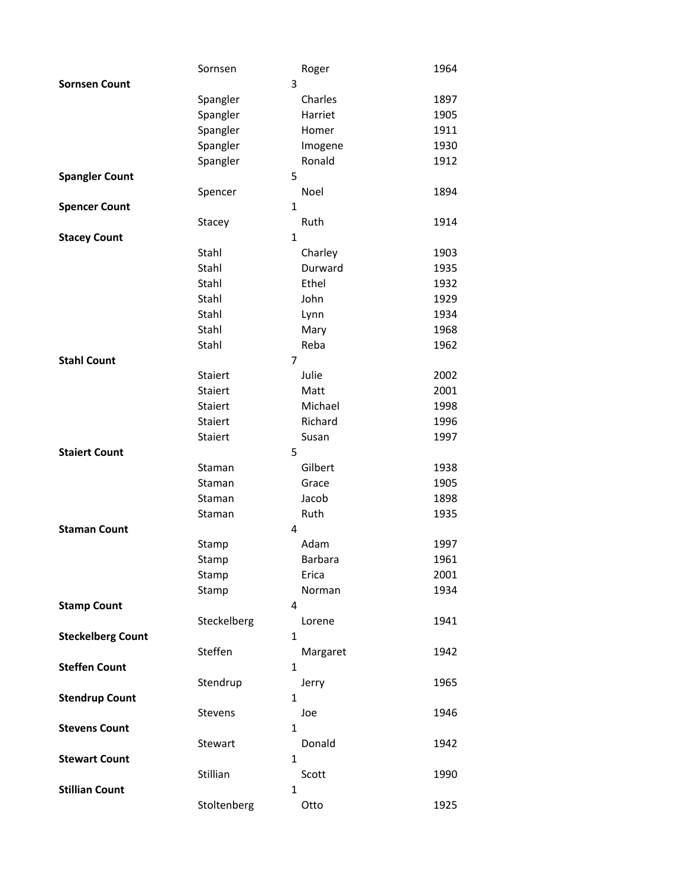| | | | |
|---|---|---|---|
| | Sornsen | Roger | 1964 |
| **Sornsen Count** | | 3 | |
| | Spangler | Charles | 1897 |
| | Spangler | Harriet | 1905 |
| | Spangler | Homer | 1911 |
| | Spangler | Imogene | 1930 |
| | Spangler | Ronald | 1912 |
| **Spangler Count** | | 5 | |
| | Spencer | Noel | 1894 |
| **Spencer Count** | | 1 | |
| | Stacey | Ruth | 1914 |
| **Stacey Count** | | 1 | |
| | Stahl | Charley | 1903 |
| | Stahl | Durward | 1935 |
| | Stahl | Ethel | 1932 |
| | Stahl | John | 1929 |
| | Stahl | Lynn | 1934 |
| | Stahl | Mary | 1968 |
| | Stahl | Reba | 1962 |
| **Stahl Count** | | 7 | |
| | Staiert | Julie | 2002 |
| | Staiert | Matt | 2001 |
| | Staiert | Michael | 1998 |
| | Staiert | Richard | 1996 |
| | Staiert | Susan | 1997 |
| **Staiert Count** | | 5 | |
| | Staman | Gilbert | 1938 |
| | Staman | Grace | 1905 |
| | Staman | Jacob | 1898 |
| | Staman | Ruth | 1935 |
| **Staman Count** | | 4 | |
| | Stamp | Adam | 1997 |
| | Stamp | Barbara | 1961 |
| | Stamp | Erica | 2001 |
| | Stamp | Norman | 1934 |
| **Stamp Count** | | 4 | |
| | Steckelberg | Lorene | 1941 |
| **Steckelberg Count** | | 1 | |
| | Steffen | Margaret | 1942 |
| **Steffen Count** | | 1 | |
| | Stendrup | Jerry | 1965 |
| **Stendrup Count** | | 1 | |
| | Stevens | Joe | 1946 |
| **Stevens Count** | | 1 | |
| | Stewart | Donald | 1942 |
| **Stewart Count** | | 1 | |
| | Stillian | Scott | 1990 |
| **Stillian Count** | | 1 | |
| | Stoltenberg | Otto | 1925 |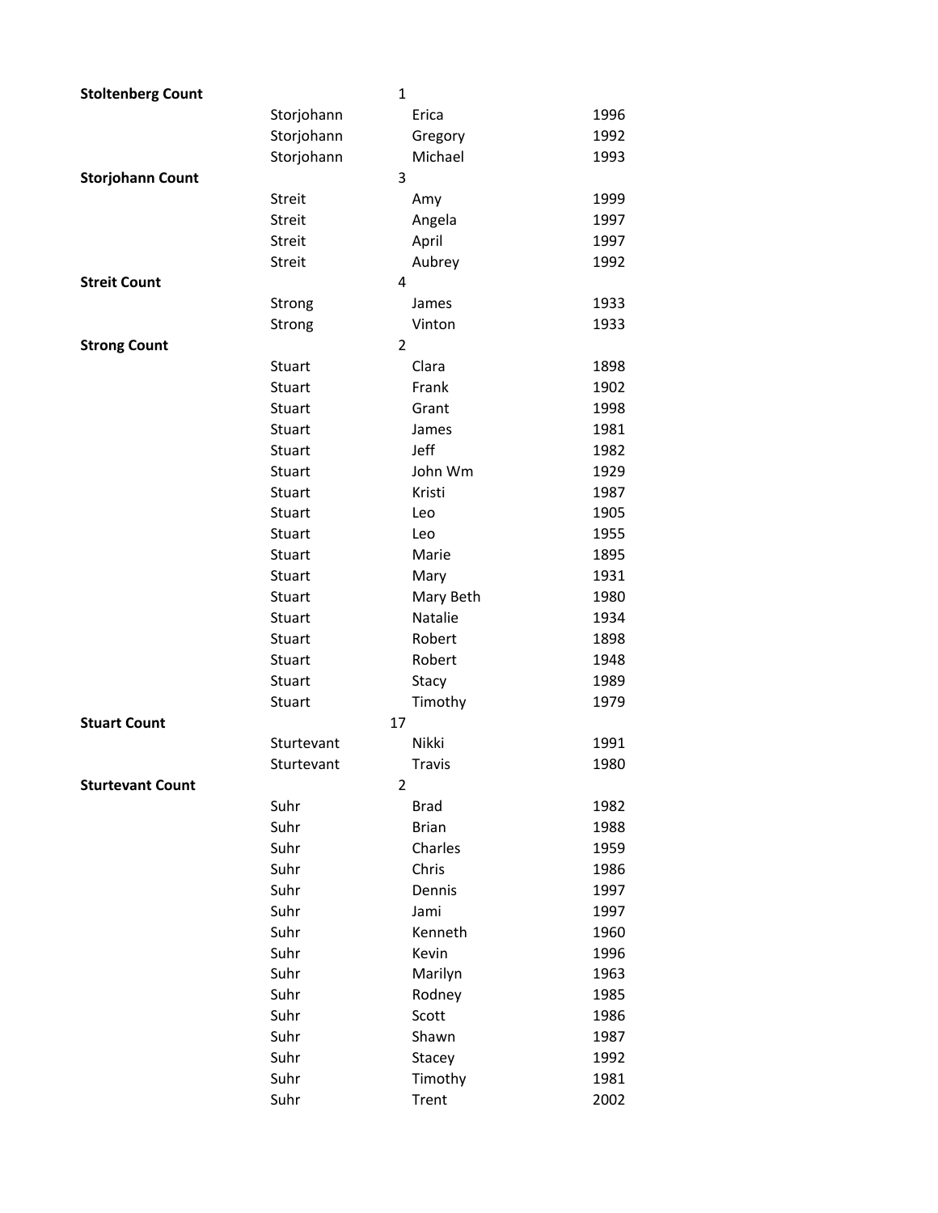| | | | |
|---|---|---|---|
| **Stoltenberg Count** | | 1 | |
| | Storjohann | Erica | 1996 |
| | Storjohann | Gregory | 1992 |
| | Storjohann | Michael | 1993 |
| **Storjohann Count** | | 3 | |
| | Streit | Amy | 1999 |
| | Streit | Angela | 1997 |
| | Streit | April | 1997 |
| | Streit | Aubrey | 1992 |
| **Streit Count** | | 4 | |
| | Strong | James | 1933 |
| | Strong | Vinton | 1933 |
| **Strong Count** | | 2 | |
| | Stuart | Clara | 1898 |
| | Stuart | Frank | 1902 |
| | Stuart | Grant | 1998 |
| | Stuart | James | 1981 |
| | Stuart | Jeff | 1982 |
| | Stuart | John Wm | 1929 |
| | Stuart | Kristi | 1987 |
| | Stuart | Leo | 1905 |
| | Stuart | Leo | 1955 |
| | Stuart | Marie | 1895 |
| | Stuart | Mary | 1931 |
| | Stuart | Mary Beth | 1980 |
| | Stuart | Natalie | 1934 |
| | Stuart | Robert | 1898 |
| | Stuart | Robert | 1948 |
| | Stuart | Stacy | 1989 |
| | Stuart | Timothy | 1979 |
| **Stuart Count** | | 17 | |
| | Sturtevant | Nikki | 1991 |
| | Sturtevant | Travis | 1980 |
| **Sturtevant Count** | | 2 | |
| | Suhr | Brad | 1982 |
| | Suhr | Brian | 1988 |
| | Suhr | Charles | 1959 |
| | Suhr | Chris | 1986 |
| | Suhr | Dennis | 1997 |
| | Suhr | Jami | 1997 |
| | Suhr | Kenneth | 1960 |
| | Suhr | Kevin | 1996 |
| | Suhr | Marilyn | 1963 |
| | Suhr | Rodney | 1985 |
| | Suhr | Scott | 1986 |
| | Suhr | Shawn | 1987 |
| | Suhr | Stacey | 1992 |
| | Suhr | Timothy | 1981 |
| | Suhr | Trent | 2002 |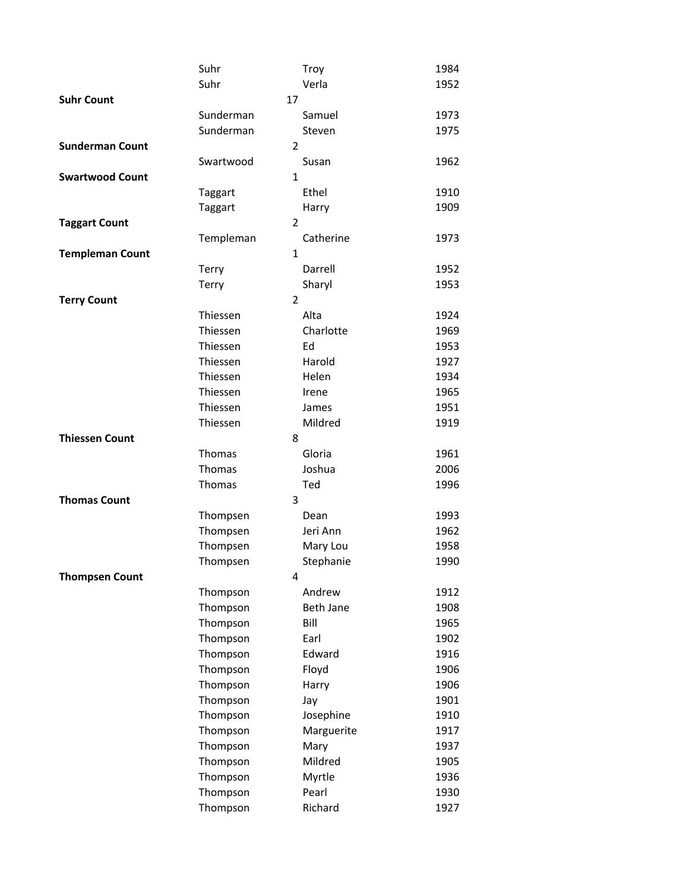| | | | |
|---|---|---|---|
| | Suhr | Troy | 1984 |
| | Suhr | Verla | 1952 |
| **Suhr Count** | | 17 | |
| | Sunderman | Samuel | 1973 |
| | Sunderman | Steven | 1975 |
| **Sunderman Count** | | 2 | |
| | Swartwood | Susan | 1962 |
| **Swartwood Count** | | 1 | |
| | Taggart | Ethel | 1910 |
| | Taggart | Harry | 1909 |
| **Taggart Count** | | 2 | |
| | Templeman | Catherine | 1973 |
| **Templeman Count** | | 1 | |
| | Terry | Darrell | 1952 |
| | Terry | Sharyl | 1953 |
| **Terry Count** | | 2 | |
| | Thiessen | Alta | 1924 |
| | Thiessen | Charlotte | 1969 |
| | Thiessen | Ed | 1953 |
| | Thiessen | Harold | 1927 |
| | Thiessen | Helen | 1934 |
| | Thiessen | Irene | 1965 |
| | Thiessen | James | 1951 |
| | Thiessen | Mildred | 1919 |
| **Thiessen Count** | | 8 | |
| | Thomas | Gloria | 1961 |
| | Thomas | Joshua | 2006 |
| | Thomas | Ted | 1996 |
| **Thomas Count** | | 3 | |
| | Thompsen | Dean | 1993 |
| | Thompsen | Jeri Ann | 1962 |
| | Thompsen | Mary Lou | 1958 |
| | Thompsen | Stephanie | 1990 |
| **Thompsen Count** | | 4 | |
| | Thompson | Andrew | 1912 |
| | Thompson | Beth Jane | 1908 |
| | Thompson | Bill | 1965 |
| | Thompson | Earl | 1902 |
| | Thompson | Edward | 1916 |
| | Thompson | Floyd | 1906 |
| | Thompson | Harry | 1906 |
| | Thompson | Jay | 1901 |
| | Thompson | Josephine | 1910 |
| | Thompson | Marguerite | 1917 |
| | Thompson | Mary | 1937 |
| | Thompson | Mildred | 1905 |
| | Thompson | Myrtle | 1936 |
| | Thompson | Pearl | 1930 |
| | Thompson | Richard | 1927 |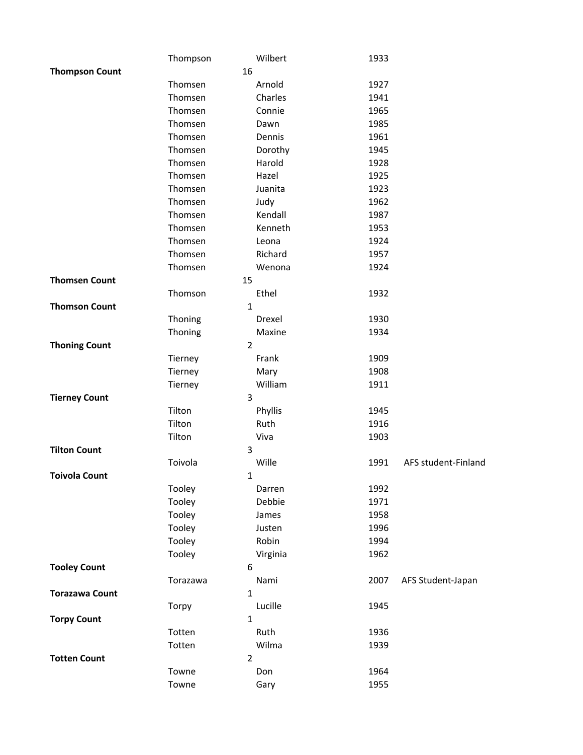| | | | | |
|---|---|---|---|---|
| | Thompson | Wilbert | 1933 | |
| **Thompson Count** | 16 | | | |
| | Thomsen | Arnold | 1927 | |
| | Thomsen | Charles | 1941 | |
| | Thomsen | Connie | 1965 | |
| | Thomsen | Dawn | 1985 | |
| | Thomsen | Dennis | 1961 | |
| | Thomsen | Dorothy | 1945 | |
| | Thomsen | Harold | 1928 | |
| | Thomsen | Hazel | 1925 | |
| | Thomsen | Juanita | 1923 | |
| | Thomsen | Judy | 1962 | |
| | Thomsen | Kendall | 1987 | |
| | Thomsen | Kenneth | 1953 | |
| | Thomsen | Leona | 1924 | |
| | Thomsen | Richard | 1957 | |
| | Thomsen | Wenona | 1924 | |
| **Thomsen Count** | 15 | | | |
| | Thomson | Ethel | 1932 | |
| **Thomson Count** | 1 | | | |
| | Thoning | Drexel | 1930 | |
| | Thoning | Maxine | 1934 | |
| **Thoning Count** | 2 | | | |
| | Tierney | Frank | 1909 | |
| | Tierney | Mary | 1908 | |
| | Tierney | William | 1911 | |
| **Tierney Count** | 3 | | | |
| | Tilton | Phyllis | 1945 | |
| | Tilton | Ruth | 1916 | |
| | Tilton | Viva | 1903 | |
| **Tilton Count** | 3 | | | |
| | Toivola | Wille | 1991 | AFS student-Finland |
| **Toivola Count** | 1 | | | |
| | Tooley | Darren | 1992 | |
| | Tooley | Debbie | 1971 | |
| | Tooley | James | 1958 | |
| | Tooley | Justen | 1996 | |
| | Tooley | Robin | 1994 | |
| | Tooley | Virginia | 1962 | |
| **Tooley Count** | 6 | | | |
| | Torazawa | Nami | 2007 | AFS Student-Japan |
| **Torazawa Count** | 1 | | | |
| | Torpy | Lucille | 1945 | |
| **Torpy Count** | 1 | | | |
| | Totten | Ruth | 1936 | |
| | Totten | Wilma | 1939 | |
| **Totten Count** | 2 | | | |
| | Towne | Don | 1964 | |
| | Towne | Gary | 1955 | |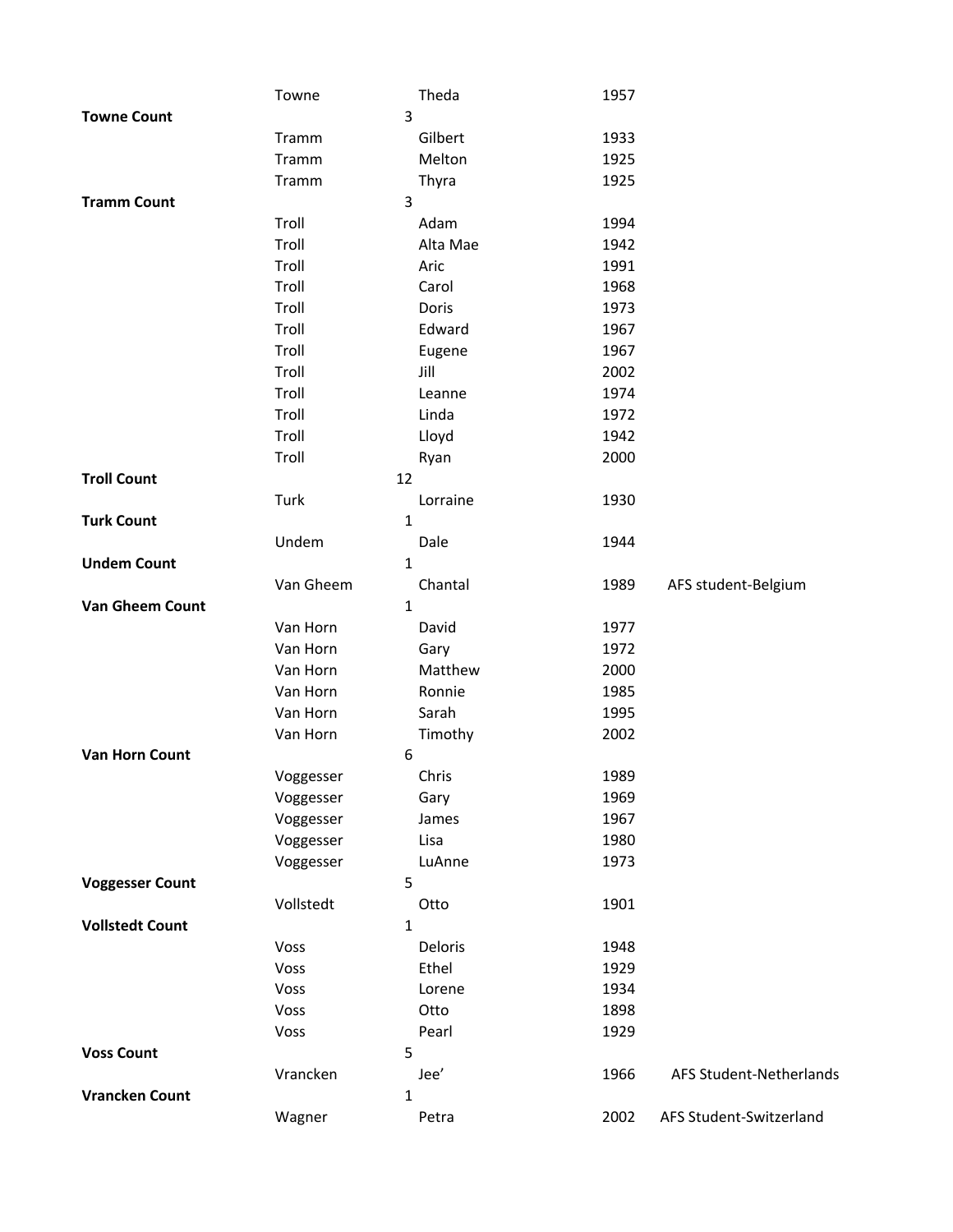| | | | | |
|---|---|---|---|---|
| | Towne | Theda | 1957 | |
| **Towne Count** | | 3 | | |
| | Tramm | Gilbert | 1933 | |
| | Tramm | Melton | 1925 | |
| | Tramm | Thyra | 1925 | |
| **Tramm Count** | | 3 | | |
| | Troll | Adam | 1994 | |
| | Troll | Alta Mae | 1942 | |
| | Troll | Aric | 1991 | |
| | Troll | Carol | 1968 | |
| | Troll | Doris | 1973 | |
| | Troll | Edward | 1967 | |
| | Troll | Eugene | 1967 | |
| | Troll | Jill | 2002 | |
| | Troll | Leanne | 1974 | |
| | Troll | Linda | 1972 | |
| | Troll | Lloyd | 1942 | |
| | Troll | Ryan | 2000 | |
| **Troll Count** | | 12 | | |
| | Turk | Lorraine | 1930 | |
| **Turk Count** | | 1 | | |
| | Undem | Dale | 1944 | |
| **Undem Count** | | 1 | | |
| | Van Gheem | Chantal | 1989 | AFS student-Belgium |
| **Van Gheem Count** | | 1 | | |
| | Van Horn | David | 1977 | |
| | Van Horn | Gary | 1972 | |
| | Van Horn | Matthew | 2000 | |
| | Van Horn | Ronnie | 1985 | |
| | Van Horn | Sarah | 1995 | |
| | Van Horn | Timothy | 2002 | |
| **Van Horn Count** | | 6 | | |
| | Voggesser | Chris | 1989 | |
| | Voggesser | Gary | 1969 | |
| | Voggesser | James | 1967 | |
| | Voggesser | Lisa | 1980 | |
| | Voggesser | LuAnne | 1973 | |
| **Voggesser Count** | | 5 | | |
| | Vollstedt | Otto | 1901 | |
| **Vollstedt Count** | | 1 | | |
| | Voss | Deloris | 1948 | |
| | Voss | Ethel | 1929 | |
| | Voss | Lorene | 1934 | |
| | Voss | Otto | 1898 | |
| | Voss | Pearl | 1929 | |
| **Voss Count** | | 5 | | |
| | Vrancken | Jee' | 1966 | AFS Student-Netherlands |
| **Vrancken Count** | | 1 | | |
| | Wagner | Petra | 2002 | AFS Student-Switzerland |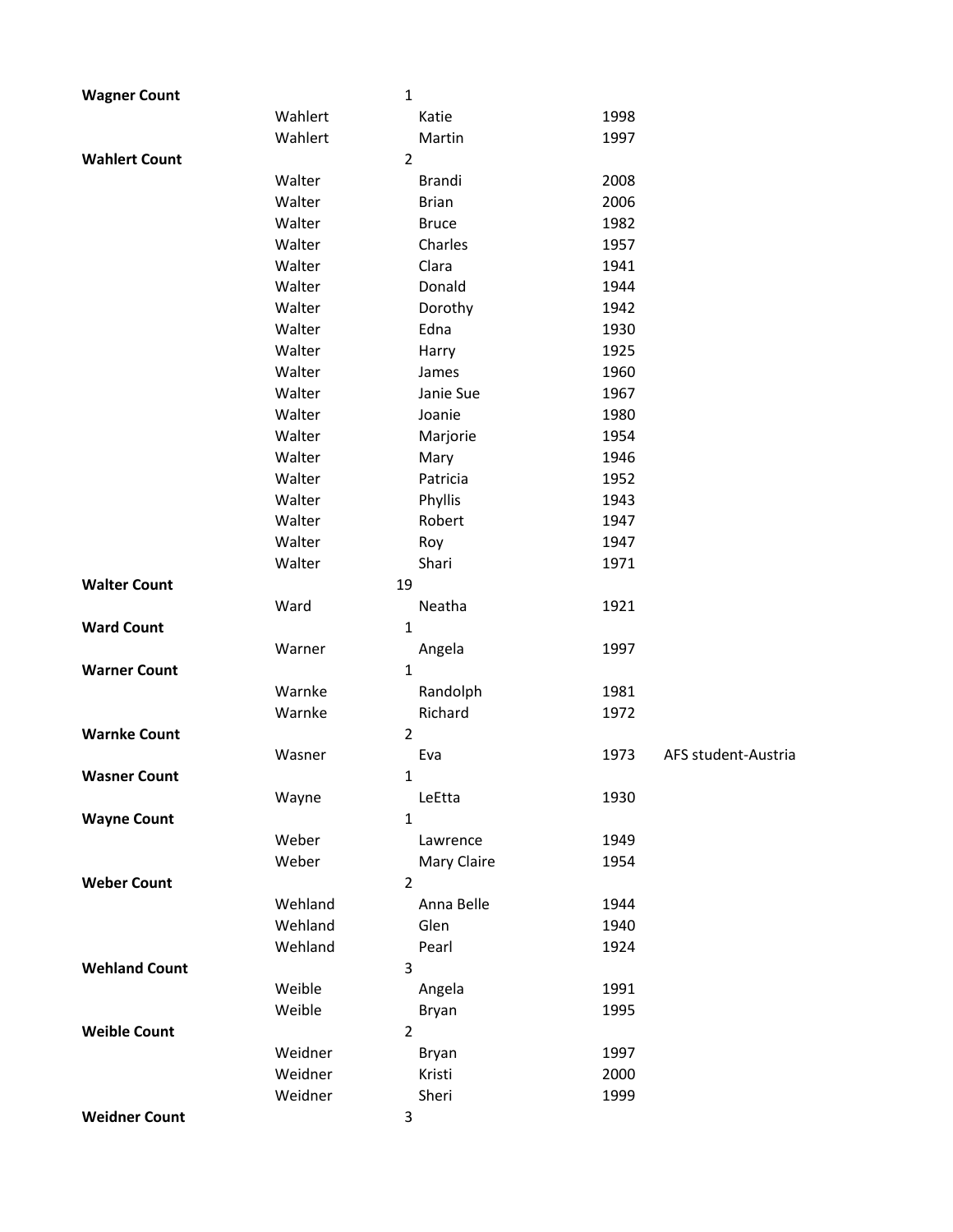| | | | | |
|---|---|---|---|---|
| **Wagner Count** | | 1 | | |
| | Wahlert | Katie | 1998 | |
| | Wahlert | Martin | 1997 | |
| **Wahlert Count** | | 2 | | |
| | Walter | Brandi | 2008 | |
| | Walter | Brian | 2006 | |
| | Walter | Bruce | 1982 | |
| | Walter | Charles | 1957 | |
| | Walter | Clara | 1941 | |
| | Walter | Donald | 1944 | |
| | Walter | Dorothy | 1942 | |
| | Walter | Edna | 1930 | |
| | Walter | Harry | 1925 | |
| | Walter | James | 1960 | |
| | Walter | Janie Sue | 1967 | |
| | Walter | Joanie | 1980 | |
| | Walter | Marjorie | 1954 | |
| | Walter | Mary | 1946 | |
| | Walter | Patricia | 1952 | |
| | Walter | Phyllis | 1943 | |
| | Walter | Robert | 1947 | |
| | Walter | Roy | 1947 | |
| | Walter | Shari | 1971 | |
| **Walter Count** | | 19 | | |
| | Ward | Neatha | 1921 | |
| **Ward Count** | | 1 | | |
| | Warner | Angela | 1997 | |
| **Warner Count** | | 1 | | |
| | Warnke | Randolph | 1981 | |
| | Warnke | Richard | 1972 | |
| **Warnke Count** | | 2 | | |
| | Wasner | Eva | 1973 | AFS student-Austria |
| **Wasner Count** | | 1 | | |
| | Wayne | LeEtta | 1930 | |
| **Wayne Count** | | 1 | | |
| | Weber | Lawrence | 1949 | |
| | Weber | Mary Claire | 1954 | |
| **Weber Count** | | 2 | | |
| | Wehland | Anna Belle | 1944 | |
| | Wehland | Glen | 1940 | |
| | Wehland | Pearl | 1924 | |
| **Wehland Count** | | 3 | | |
| | Weible | Angela | 1991 | |
| | Weible | Bryan | 1995 | |
| **Weible Count** | | 2 | | |
| | Weidner | Bryan | 1997 | |
| | Weidner | Kristi | 2000 | |
| | Weidner | Sheri | 1999 | |
| **Weidner Count** | | 3 | | |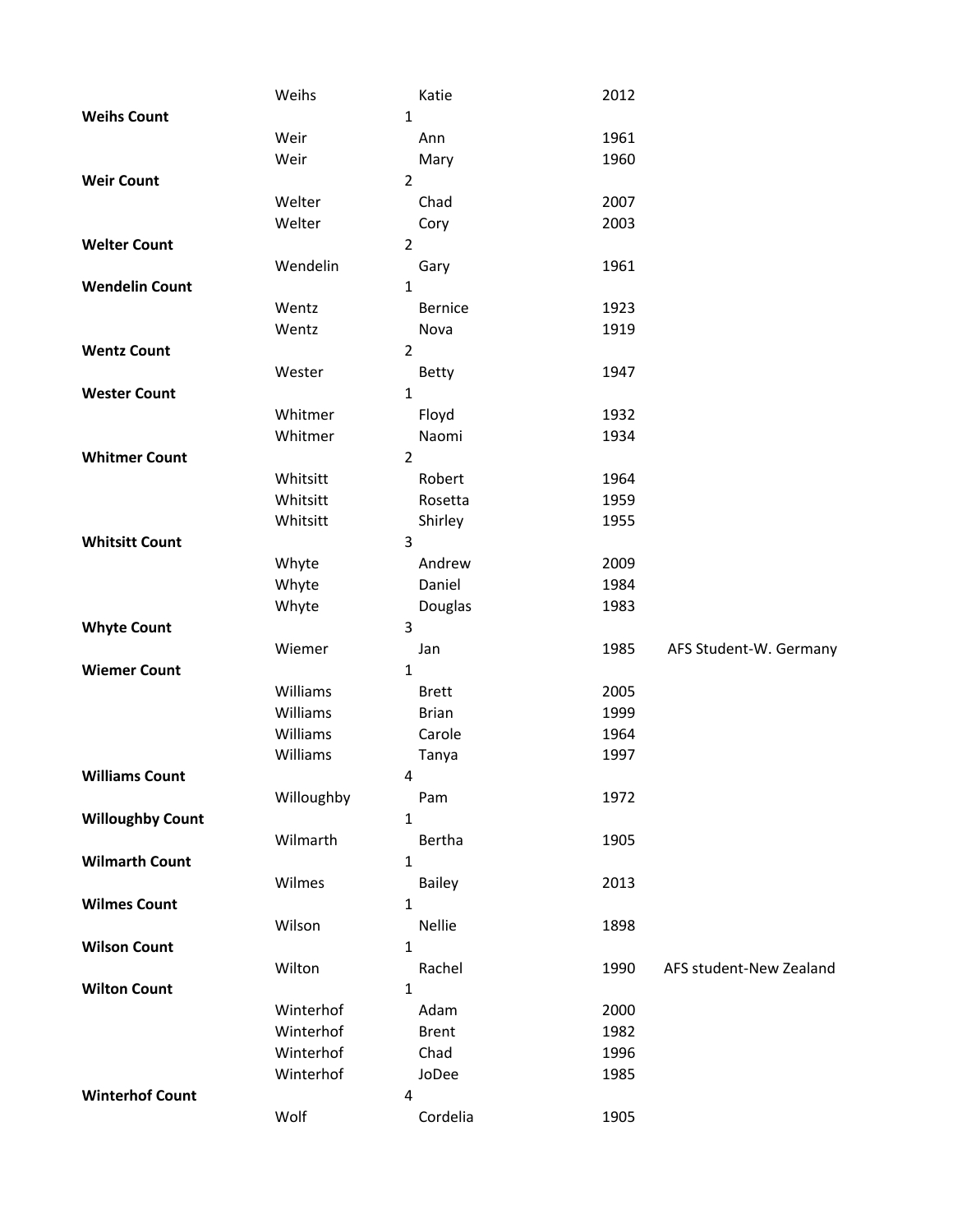| | | | | |
|---|---|---|---|---|
| | Weihs | Katie | 2012 | |
| **Weihs Count** | | 1 | | |
| | Weir | Ann | 1961 | |
| | Weir | Mary | 1960 | |
| **Weir Count** | | 2 | | |
| | Welter | Chad | 2007 | |
| | Welter | Cory | 2003 | |
| **Welter Count** | | 2 | | |
| | Wendelin | Gary | 1961 | |
| **Wendelin Count** | | 1 | | |
| | Wentz | Bernice | 1923 | |
| | Wentz | Nova | 1919 | |
| **Wentz Count** | | 2 | | |
| | Wester | Betty | 1947 | |
| **Wester Count** | | 1 | | |
| | Whitmer | Floyd | 1932 | |
| | Whitmer | Naomi | 1934 | |
| **Whitmer Count** | | 2 | | |
| | Whitsitt | Robert | 1964 | |
| | Whitsitt | Rosetta | 1959 | |
| | Whitsitt | Shirley | 1955 | |
| **Whitsitt Count** | | 3 | | |
| | Whyte | Andrew | 2009 | |
| | Whyte | Daniel | 1984 | |
| | Whyte | Douglas | 1983 | |
| **Whyte Count** | | 3 | | |
| | Wiemer | Jan | 1985 | AFS Student-W. Germany |
| **Wiemer Count** | | 1 | | |
| | Williams | Brett | 2005 | |
| | Williams | Brian | 1999 | |
| | Williams | Carole | 1964 | |
| | Williams | Tanya | 1997 | |
| **Williams Count** | | 4 | | |
| | Willoughby | Pam | 1972 | |
| **Willoughby Count** | | 1 | | |
| | Wilmarth | Bertha | 1905 | |
| **Wilmarth Count** | | 1 | | |
| | Wilmes | Bailey | 2013 | |
| **Wilmes Count** | | 1 | | |
| | Wilson | Nellie | 1898 | |
| **Wilson Count** | | 1 | | |
| | Wilton | Rachel | 1990 | AFS student-New Zealand |
| **Wilton Count** | | 1 | | |
| | Winterhof | Adam | 2000 | |
| | Winterhof | Brent | 1982 | |
| | Winterhof | Chad | 1996 | |
| | Winterhof | JoDee | 1985 | |
| **Winterhof Count** | | 4 | | |
| | Wolf | Cordelia | 1905 | |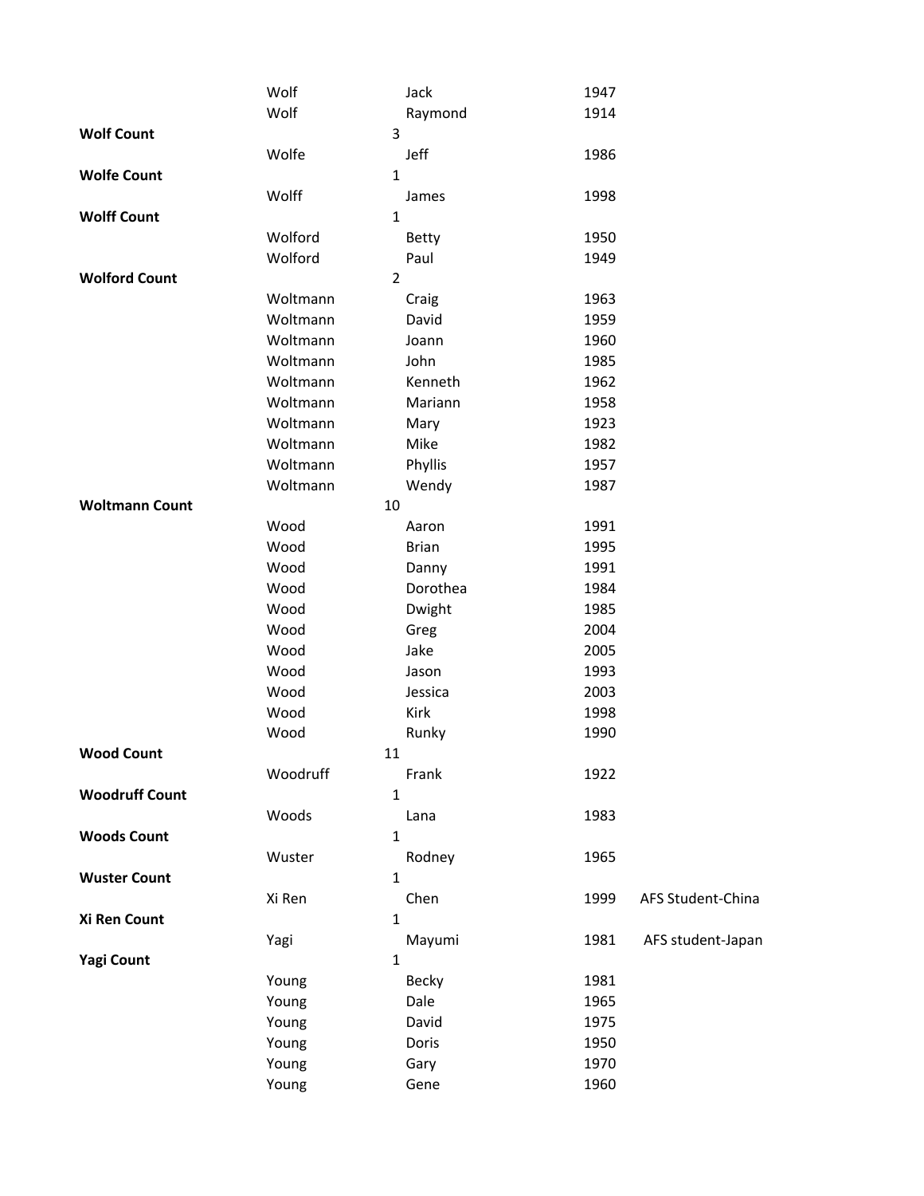| | | | | |
|---|---|---|---|---|
| | Wolf | Jack | 1947 | |
| | Wolf | Raymond | 1914 | |
| **Wolf Count** | | 3 | | |
| | Wolfe | Jeff | 1986 | |
| **Wolfe Count** | | 1 | | |
| | Wolff | James | 1998 | |
| **Wolff Count** | | 1 | | |
| | Wolford | Betty | 1950 | |
| | Wolford | Paul | 1949 | |
| **Wolford Count** | | 2 | | |
| | Woltmann | Craig | 1963 | |
| | Woltmann | David | 1959 | |
| | Woltmann | Joann | 1960 | |
| | Woltmann | John | 1985 | |
| | Woltmann | Kenneth | 1962 | |
| | Woltmann | Mariann | 1958 | |
| | Woltmann | Mary | 1923 | |
| | Woltmann | Mike | 1982 | |
| | Woltmann | Phyllis | 1957 | |
| | Woltmann | Wendy | 1987 | |
| **Woltmann Count** | | 10 | | |
| | Wood | Aaron | 1991 | |
| | Wood | Brian | 1995 | |
| | Wood | Danny | 1991 | |
| | Wood | Dorothea | 1984 | |
| | Wood | Dwight | 1985 | |
| | Wood | Greg | 2004 | |
| | Wood | Jake | 2005 | |
| | Wood | Jason | 1993 | |
| | Wood | Jessica | 2003 | |
| | Wood | Kirk | 1998 | |
| | Wood | Runky | 1990 | |
| **Wood Count** | | 11 | | |
| | Woodruff | Frank | 1922 | |
| **Woodruff Count** | | 1 | | |
| | Woods | Lana | 1983 | |
| **Woods Count** | | 1 | | |
| | Wuster | Rodney | 1965 | |
| **Wuster Count** | | 1 | | |
| | Xi Ren | Chen | 1999 | AFS Student-China |
| **Xi Ren Count** | | 1 | | |
| | Yagi | Mayumi | 1981 | AFS student-Japan |
| **Yagi Count** | | 1 | | |
| | Young | Becky | 1981 | |
| | Young | Dale | 1965 | |
| | Young | David | 1975 | |
| | Young | Doris | 1950 | |
| | Young | Gary | 1970 | |
| | Young | Gene | 1960 | |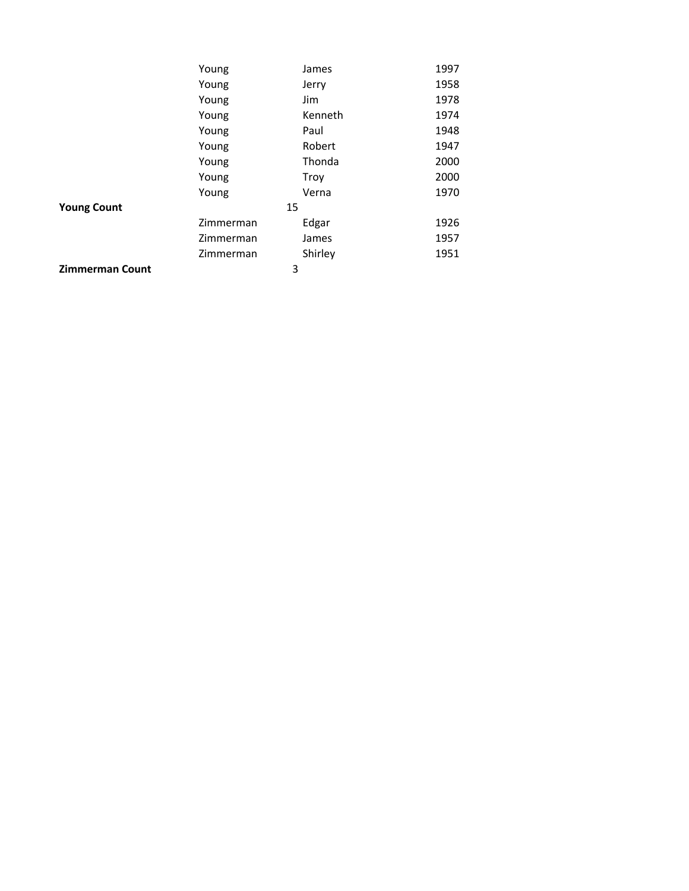| | | | |
|---|---|---|---|
| | Young | James | 1997 |
| | Young | Jerry | 1958 |
| | Young | Jim | 1978 |
| | Young | Kenneth | 1974 |
| | Young | Paul | 1948 |
| | Young | Robert | 1947 |
| | Young | Thonda | 2000 |
| | Young | Troy | 2000 |
| | Young | Verna | 1970 |
| **Young Count** | 15 | | |
| | Zimmerman | Edgar | 1926 |
| | Zimmerman | James | 1957 |
| | Zimmerman | Shirley | 1951 |
| **Zimmerman Count** | 3 | | |